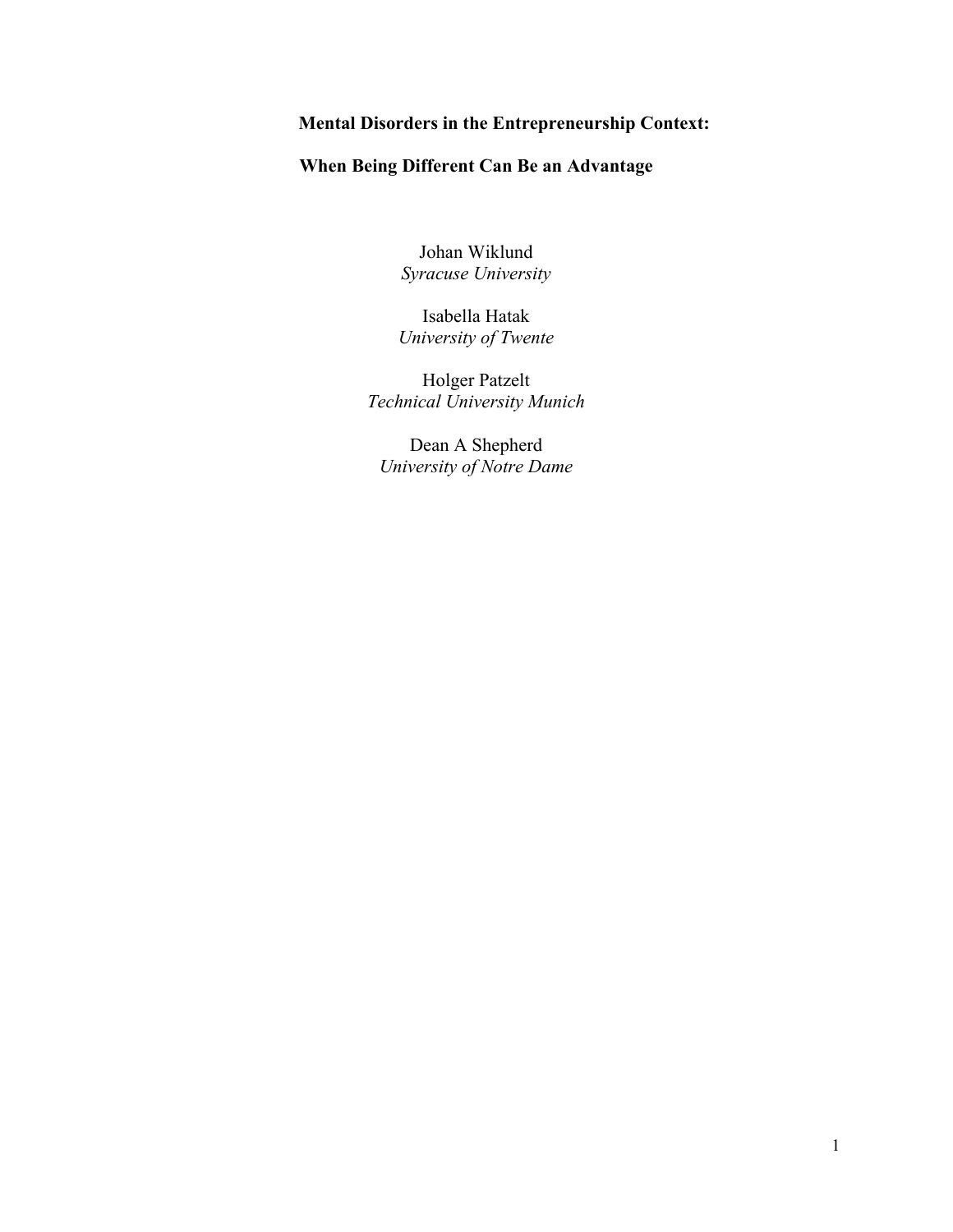# Mental Disorders in the Entrepreneurship Context:

# When Being Different Can Be an Advantage

Johan Wiklund
*Syracuse University*

Isabella Hatak
*University of Twente*

Holger Patzelt
*Technical University Munich*

Dean A Shepherd
*University of Notre Dame*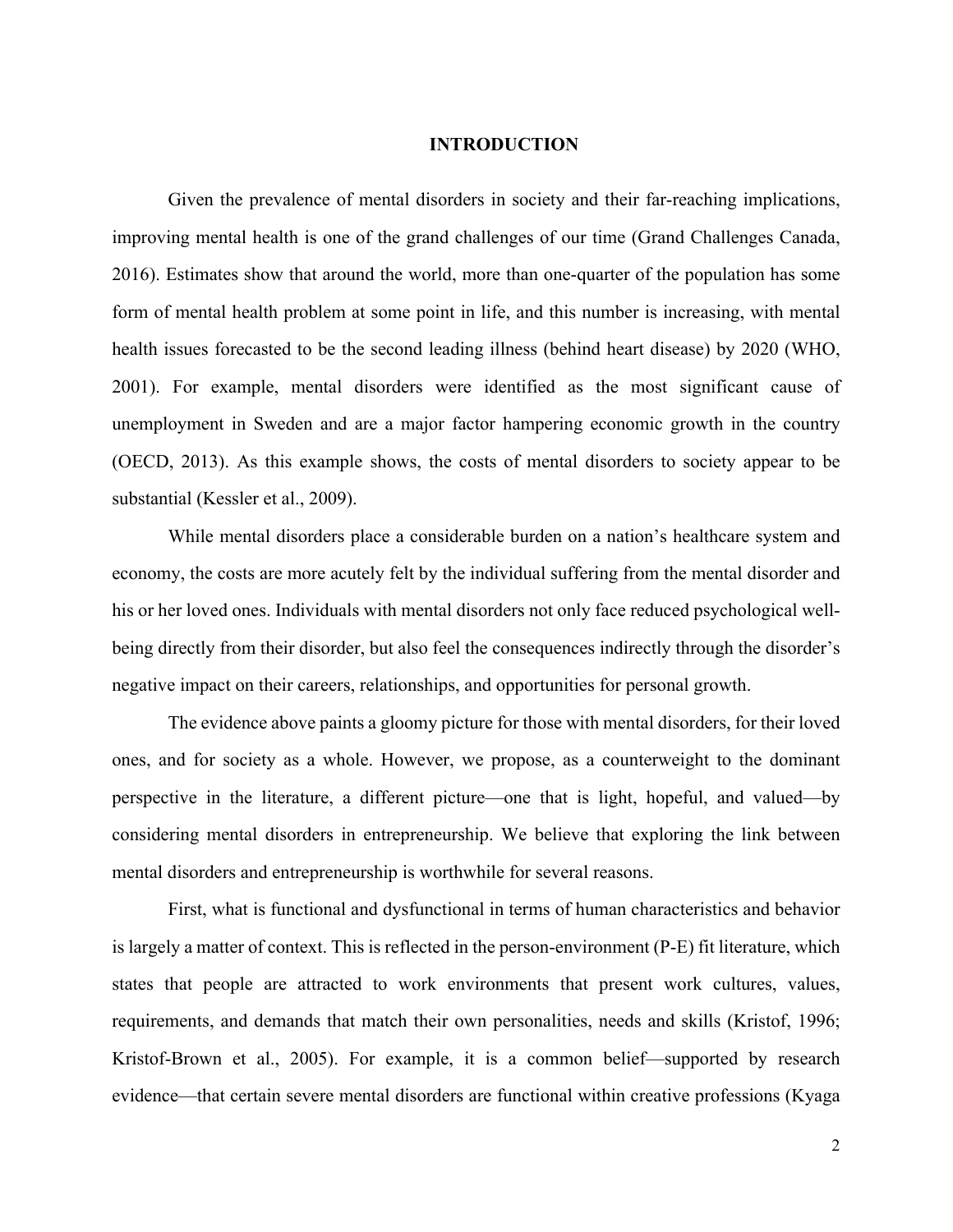# INTRODUCTION

Given the prevalence of mental disorders in society and their far-reaching implications, improving mental health is one of the grand challenges of our time (Grand Challenges Canada, 2016). Estimates show that around the world, more than one-quarter of the population has some form of mental health problem at some point in life, and this number is increasing, with mental health issues forecasted to be the second leading illness (behind heart disease) by 2020 (WHO, 2001). For example, mental disorders were identified as the most significant cause of unemployment in Sweden and are a major factor hampering economic growth in the country (OECD, 2013). As this example shows, the costs of mental disorders to society appear to be substantial (Kessler et al., 2009).

While mental disorders place a considerable burden on a nation's healthcare system and economy, the costs are more acutely felt by the individual suffering from the mental disorder and his or her loved ones. Individuals with mental disorders not only face reduced psychological well-being directly from their disorder, but also feel the consequences indirectly through the disorder's negative impact on their careers, relationships, and opportunities for personal growth.

The evidence above paints a gloomy picture for those with mental disorders, for their loved ones, and for society as a whole. However, we propose, as a counterweight to the dominant perspective in the literature, a different picture—one that is light, hopeful, and valued—by considering mental disorders in entrepreneurship. We believe that exploring the link between mental disorders and entrepreneurship is worthwhile for several reasons.

First, what is functional and dysfunctional in terms of human characteristics and behavior is largely a matter of context. This is reflected in the person-environment (P-E) fit literature, which states that people are attracted to work environments that present work cultures, values, requirements, and demands that match their own personalities, needs and skills (Kristof, 1996; Kristof-Brown et al., 2005). For example, it is a common belief—supported by research evidence—that certain severe mental disorders are functional within creative professions (Kyaga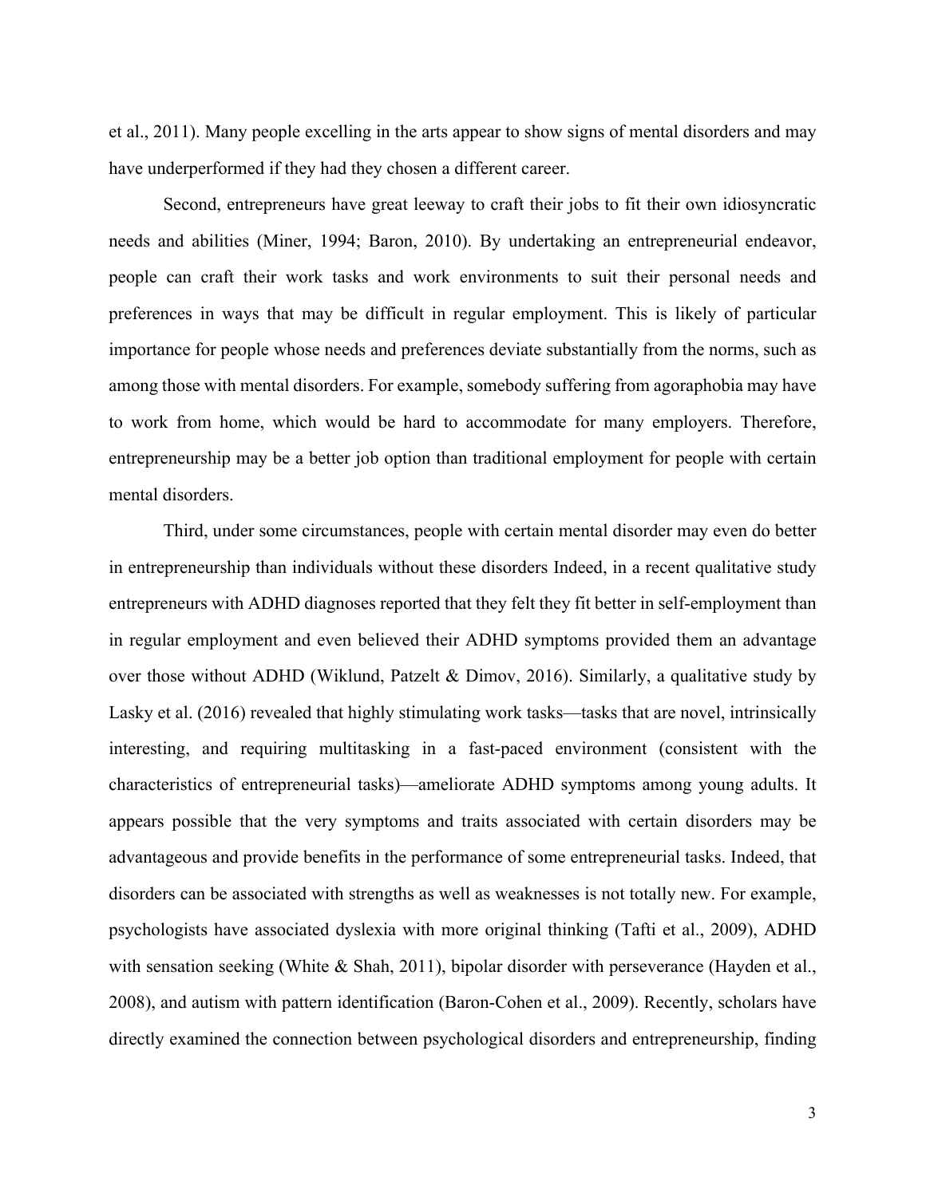et al., 2011). Many people excelling in the arts appear to show signs of mental disorders and may have underperformed if they had they chosen a different career.

Second, entrepreneurs have great leeway to craft their jobs to fit their own idiosyncratic needs and abilities (Miner, 1994; Baron, 2010). By undertaking an entrepreneurial endeavor, people can craft their work tasks and work environments to suit their personal needs and preferences in ways that may be difficult in regular employment. This is likely of particular importance for people whose needs and preferences deviate substantially from the norms, such as among those with mental disorders. For example, somebody suffering from agoraphobia may have to work from home, which would be hard to accommodate for many employers. Therefore, entrepreneurship may be a better job option than traditional employment for people with certain mental disorders.

Third, under some circumstances, people with certain mental disorder may even do better in entrepreneurship than individuals without these disorders Indeed, in a recent qualitative study entrepreneurs with ADHD diagnoses reported that they felt they fit better in self-employment than in regular employment and even believed their ADHD symptoms provided them an advantage over those without ADHD (Wiklund, Patzelt & Dimov, 2016). Similarly, a qualitative study by Lasky et al. (2016) revealed that highly stimulating work tasks—tasks that are novel, intrinsically interesting, and requiring multitasking in a fast-paced environment (consistent with the characteristics of entrepreneurial tasks)—ameliorate ADHD symptoms among young adults. It appears possible that the very symptoms and traits associated with certain disorders may be advantageous and provide benefits in the performance of some entrepreneurial tasks. Indeed, that disorders can be associated with strengths as well as weaknesses is not totally new. For example, psychologists have associated dyslexia with more original thinking (Tafti et al., 2009), ADHD with sensation seeking (White & Shah, 2011), bipolar disorder with perseverance (Hayden et al., 2008), and autism with pattern identification (Baron-Cohen et al., 2009). Recently, scholars have directly examined the connection between psychological disorders and entrepreneurship, finding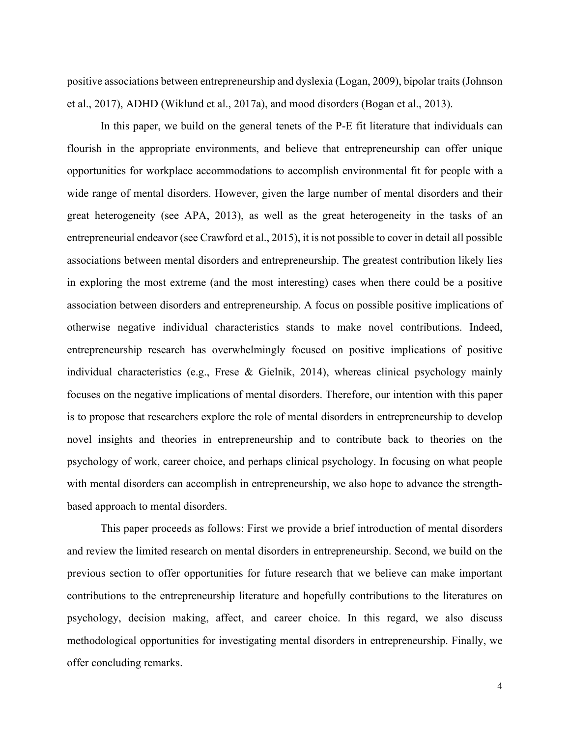positive associations between entrepreneurship and dyslexia (Logan, 2009), bipolar traits (Johnson et al., 2017), ADHD (Wiklund et al., 2017a), and mood disorders (Bogan et al., 2013).

In this paper, we build on the general tenets of the P-E fit literature that individuals can flourish in the appropriate environments, and believe that entrepreneurship can offer unique opportunities for workplace accommodations to accomplish environmental fit for people with a wide range of mental disorders. However, given the large number of mental disorders and their great heterogeneity (see APA, 2013), as well as the great heterogeneity in the tasks of an entrepreneurial endeavor (see Crawford et al., 2015), it is not possible to cover in detail all possible associations between mental disorders and entrepreneurship. The greatest contribution likely lies in exploring the most extreme (and the most interesting) cases when there could be a positive association between disorders and entrepreneurship. A focus on possible positive implications of otherwise negative individual characteristics stands to make novel contributions. Indeed, entrepreneurship research has overwhelmingly focused on positive implications of positive individual characteristics (e.g., Frese & Gielnik, 2014), whereas clinical psychology mainly focuses on the negative implications of mental disorders. Therefore, our intention with this paper is to propose that researchers explore the role of mental disorders in entrepreneurship to develop novel insights and theories in entrepreneurship and to contribute back to theories on the psychology of work, career choice, and perhaps clinical psychology. In focusing on what people with mental disorders can accomplish in entrepreneurship, we also hope to advance the strength-based approach to mental disorders.

This paper proceeds as follows: First we provide a brief introduction of mental disorders and review the limited research on mental disorders in entrepreneurship. Second, we build on the previous section to offer opportunities for future research that we believe can make important contributions to the entrepreneurship literature and hopefully contributions to the literatures on psychology, decision making, affect, and career choice. In this regard, we also discuss methodological opportunities for investigating mental disorders in entrepreneurship. Finally, we offer concluding remarks.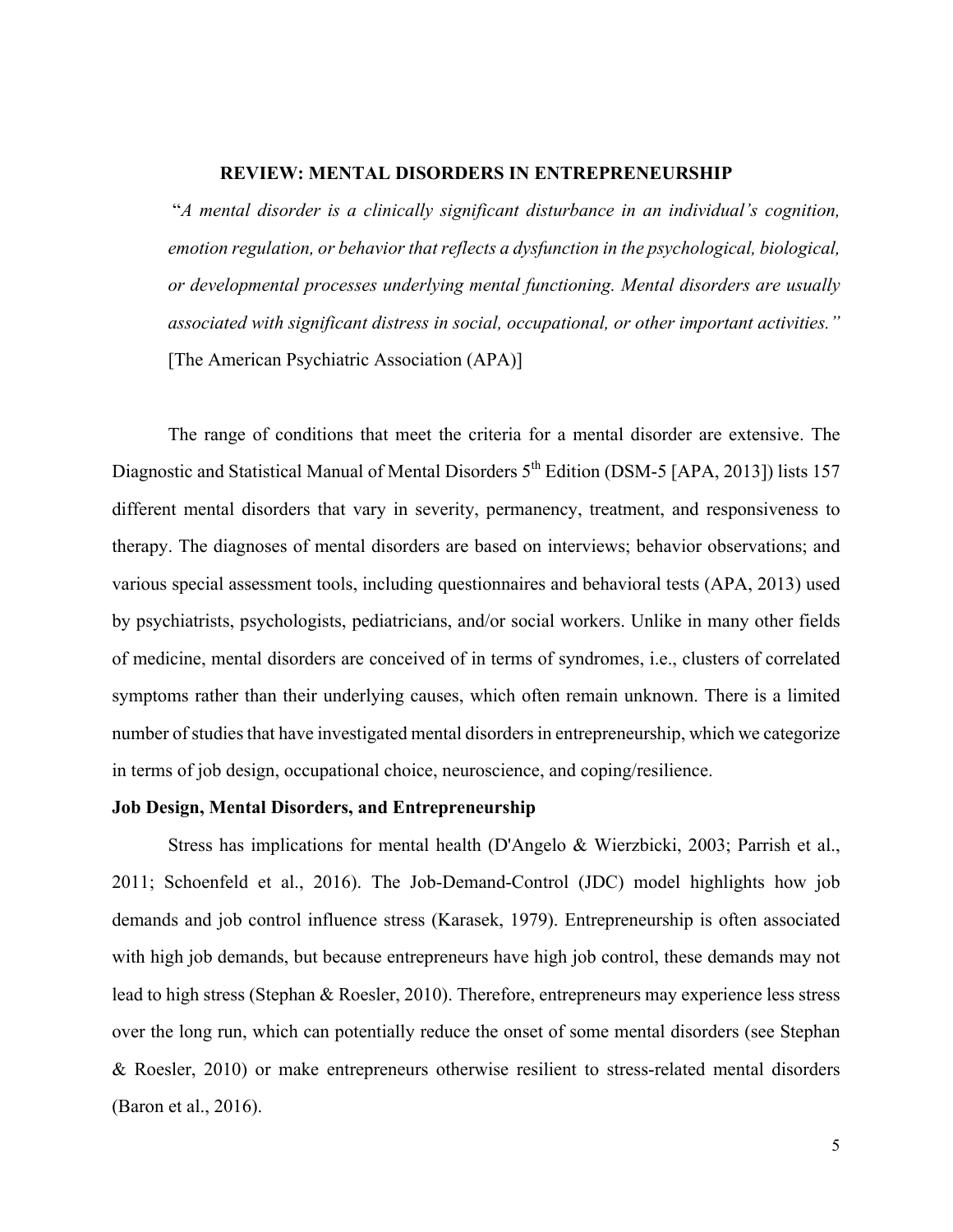## REVIEW: MENTAL DISORDERS IN ENTREPRENEURSHIP

> "*A mental disorder is a clinically significant disturbance in an individual's cognition, emotion regulation, or behavior that reflects a dysfunction in the psychological, biological, or developmental processes underlying mental functioning. Mental disorders are usually associated with significant distress in social, occupational, or other important activities.*"
> [The American Psychiatric Association (APA)]

The range of conditions that meet the criteria for a mental disorder are extensive. The Diagnostic and Statistical Manual of Mental Disorders 5th Edition (DSM-5 [APA, 2013]) lists 157 different mental disorders that vary in severity, permanency, treatment, and responsiveness to therapy. The diagnoses of mental disorders are based on interviews; behavior observations; and various special assessment tools, including questionnaires and behavioral tests (APA, 2013) used by psychiatrists, psychologists, pediatricians, and/or social workers. Unlike in many other fields of medicine, mental disorders are conceived of in terms of syndromes, i.e., clusters of correlated symptoms rather than their underlying causes, which often remain unknown. There is a limited number of studies that have investigated mental disorders in entrepreneurship, which we categorize in terms of job design, occupational choice, neuroscience, and coping/resilience.

### Job Design, Mental Disorders, and Entrepreneurship

Stress has implications for mental health (D'Angelo & Wierzbicki, 2003; Parrish et al., 2011; Schoenfeld et al., 2016). The Job-Demand-Control (JDC) model highlights how job demands and job control influence stress (Karasek, 1979). Entrepreneurship is often associated with high job demands, but because entrepreneurs have high job control, these demands may not lead to high stress (Stephan & Roesler, 2010). Therefore, entrepreneurs may experience less stress over the long run, which can potentially reduce the onset of some mental disorders (see Stephan & Roesler, 2010) or make entrepreneurs otherwise resilient to stress-related mental disorders (Baron et al., 2016).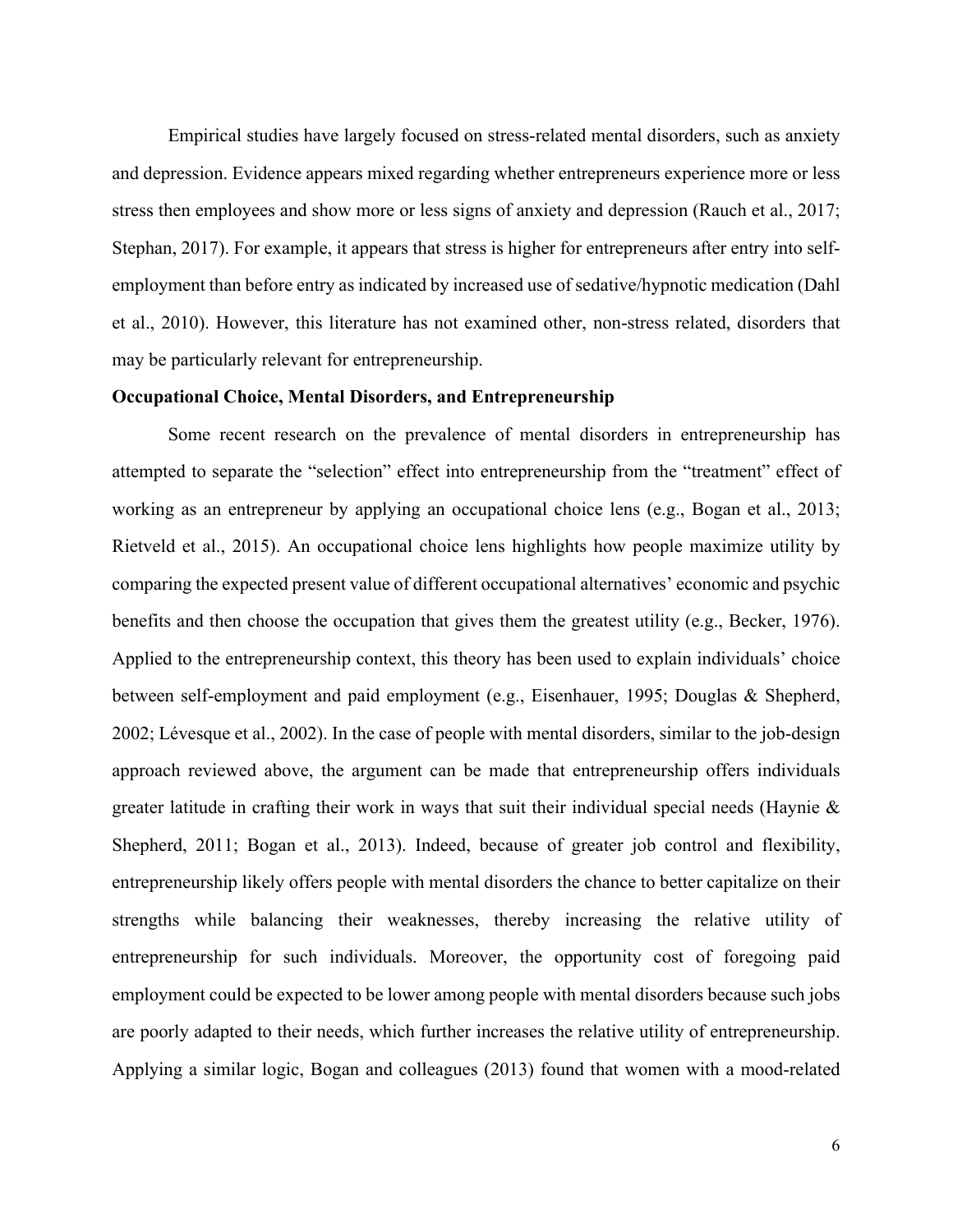Empirical studies have largely focused on stress-related mental disorders, such as anxiety and depression. Evidence appears mixed regarding whether entrepreneurs experience more or less stress then employees and show more or less signs of anxiety and depression (Rauch et al., 2017; Stephan, 2017). For example, it appears that stress is higher for entrepreneurs after entry into self-employment than before entry as indicated by increased use of sedative/hypnotic medication (Dahl et al., 2010). However, this literature has not examined other, non-stress related, disorders that may be particularly relevant for entrepreneurship.

**Occupational Choice, Mental Disorders, and Entrepreneurship**

Some recent research on the prevalence of mental disorders in entrepreneurship has attempted to separate the "selection" effect into entrepreneurship from the "treatment" effect of working as an entrepreneur by applying an occupational choice lens (e.g., Bogan et al., 2013; Rietveld et al., 2015). An occupational choice lens highlights how people maximize utility by comparing the expected present value of different occupational alternatives' economic and psychic benefits and then choose the occupation that gives them the greatest utility (e.g., Becker, 1976). Applied to the entrepreneurship context, this theory has been used to explain individuals' choice between self-employment and paid employment (e.g., Eisenhauer, 1995; Douglas & Shepherd, 2002; Lévesque et al., 2002). In the case of people with mental disorders, similar to the job-design approach reviewed above, the argument can be made that entrepreneurship offers individuals greater latitude in crafting their work in ways that suit their individual special needs (Haynie & Shepherd, 2011; Bogan et al., 2013). Indeed, because of greater job control and flexibility, entrepreneurship likely offers people with mental disorders the chance to better capitalize on their strengths while balancing their weaknesses, thereby increasing the relative utility of entrepreneurship for such individuals. Moreover, the opportunity cost of foregoing paid employment could be expected to be lower among people with mental disorders because such jobs are poorly adapted to their needs, which further increases the relative utility of entrepreneurship. Applying a similar logic, Bogan and colleagues (2013) found that women with a mood-related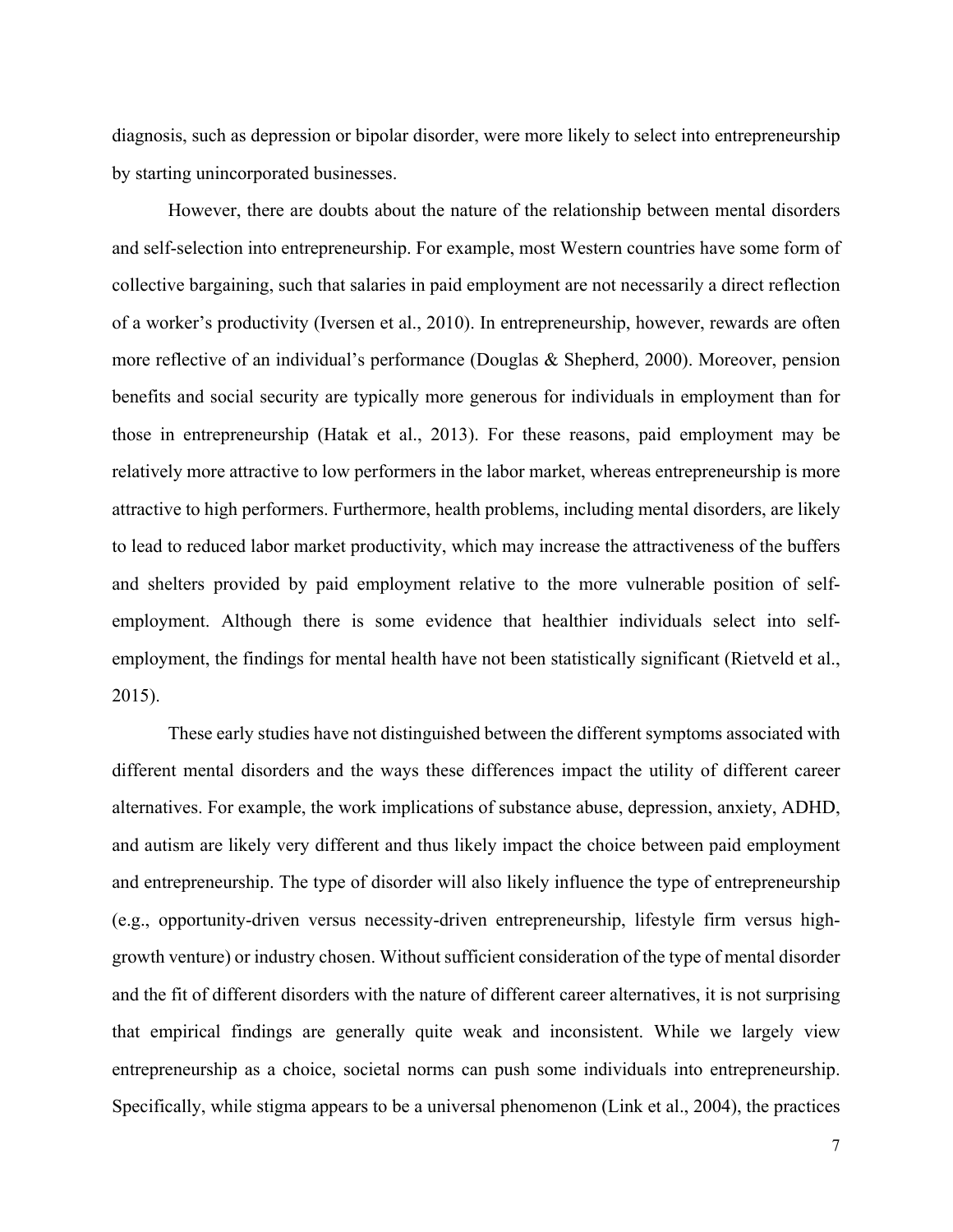diagnosis, such as depression or bipolar disorder, were more likely to select into entrepreneurship by starting unincorporated businesses.

However, there are doubts about the nature of the relationship between mental disorders and self-selection into entrepreneurship. For example, most Western countries have some form of collective bargaining, such that salaries in paid employment are not necessarily a direct reflection of a worker's productivity (Iversen et al., 2010). In entrepreneurship, however, rewards are often more reflective of an individual's performance (Douglas & Shepherd, 2000). Moreover, pension benefits and social security are typically more generous for individuals in employment than for those in entrepreneurship (Hatak et al., 2013). For these reasons, paid employment may be relatively more attractive to low performers in the labor market, whereas entrepreneurship is more attractive to high performers. Furthermore, health problems, including mental disorders, are likely to lead to reduced labor market productivity, which may increase the attractiveness of the buffers and shelters provided by paid employment relative to the more vulnerable position of self-employment. Although there is some evidence that healthier individuals select into self-employment, the findings for mental health have not been statistically significant (Rietveld et al., 2015).

These early studies have not distinguished between the different symptoms associated with different mental disorders and the ways these differences impact the utility of different career alternatives. For example, the work implications of substance abuse, depression, anxiety, ADHD, and autism are likely very different and thus likely impact the choice between paid employment and entrepreneurship. The type of disorder will also likely influence the type of entrepreneurship (e.g., opportunity-driven versus necessity-driven entrepreneurship, lifestyle firm versus high-growth venture) or industry chosen. Without sufficient consideration of the type of mental disorder and the fit of different disorders with the nature of different career alternatives, it is not surprising that empirical findings are generally quite weak and inconsistent. While we largely view entrepreneurship as a choice, societal norms can push some individuals into entrepreneurship. Specifically, while stigma appears to be a universal phenomenon (Link et al., 2004), the practices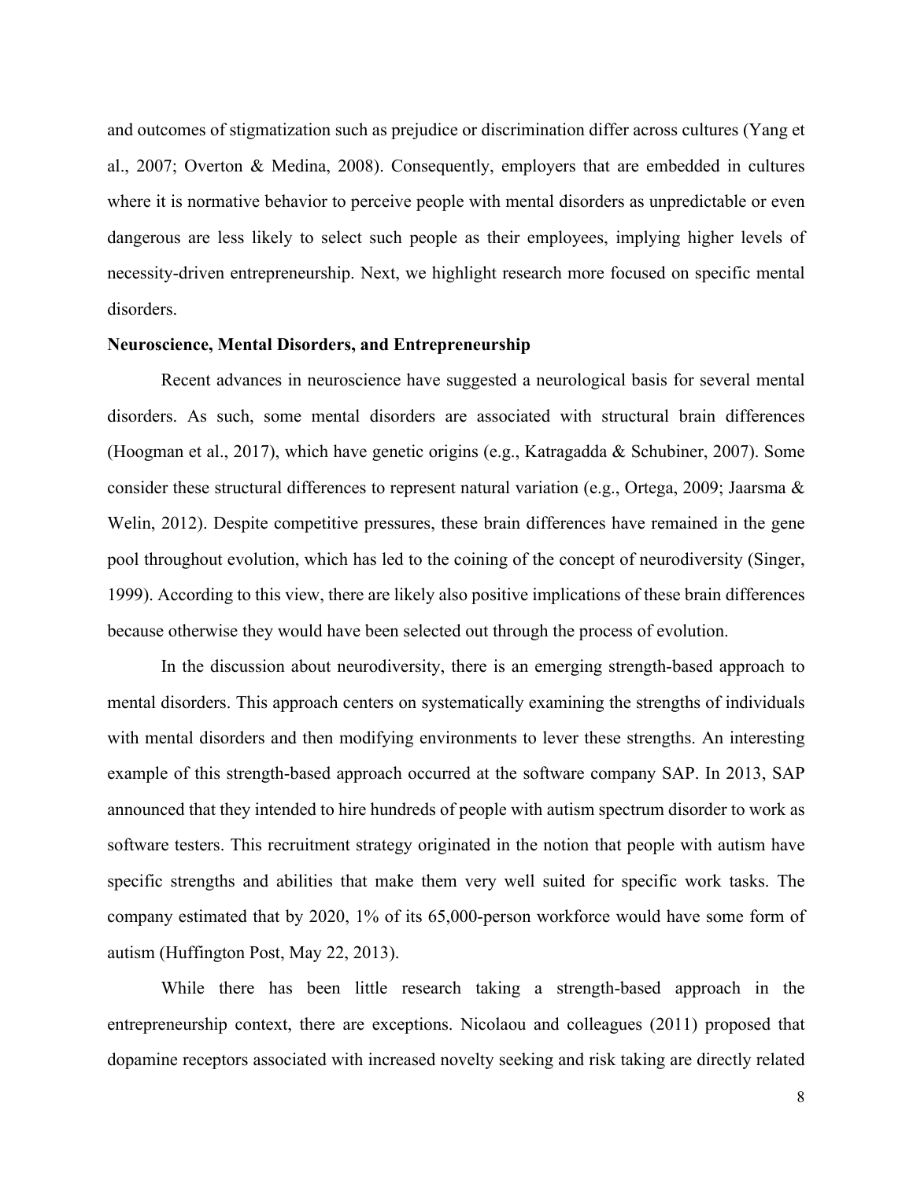and outcomes of stigmatization such as prejudice or discrimination differ across cultures (Yang et al., 2007; Overton & Medina, 2008). Consequently, employers that are embedded in cultures where it is normative behavior to perceive people with mental disorders as unpredictable or even dangerous are less likely to select such people as their employees, implying higher levels of necessity-driven entrepreneurship. Next, we highlight research more focused on specific mental disorders.

**Neuroscience, Mental Disorders, and Entrepreneurship**

Recent advances in neuroscience have suggested a neurological basis for several mental disorders. As such, some mental disorders are associated with structural brain differences (Hoogman et al., 2017), which have genetic origins (e.g., Katragadda & Schubiner, 2007). Some consider these structural differences to represent natural variation (e.g., Ortega, 2009; Jaarsma & Welin, 2012). Despite competitive pressures, these brain differences have remained in the gene pool throughout evolution, which has led to the coining of the concept of neurodiversity (Singer, 1999). According to this view, there are likely also positive implications of these brain differences because otherwise they would have been selected out through the process of evolution.

In the discussion about neurodiversity, there is an emerging strength-based approach to mental disorders. This approach centers on systematically examining the strengths of individuals with mental disorders and then modifying environments to lever these strengths. An interesting example of this strength-based approach occurred at the software company SAP. In 2013, SAP announced that they intended to hire hundreds of people with autism spectrum disorder to work as software testers. This recruitment strategy originated in the notion that people with autism have specific strengths and abilities that make them very well suited for specific work tasks. The company estimated that by 2020, 1% of its 65,000-person workforce would have some form of autism (Huffington Post, May 22, 2013).

While there has been little research taking a strength-based approach in the entrepreneurship context, there are exceptions. Nicolaou and colleagues (2011) proposed that dopamine receptors associated with increased novelty seeking and risk taking are directly related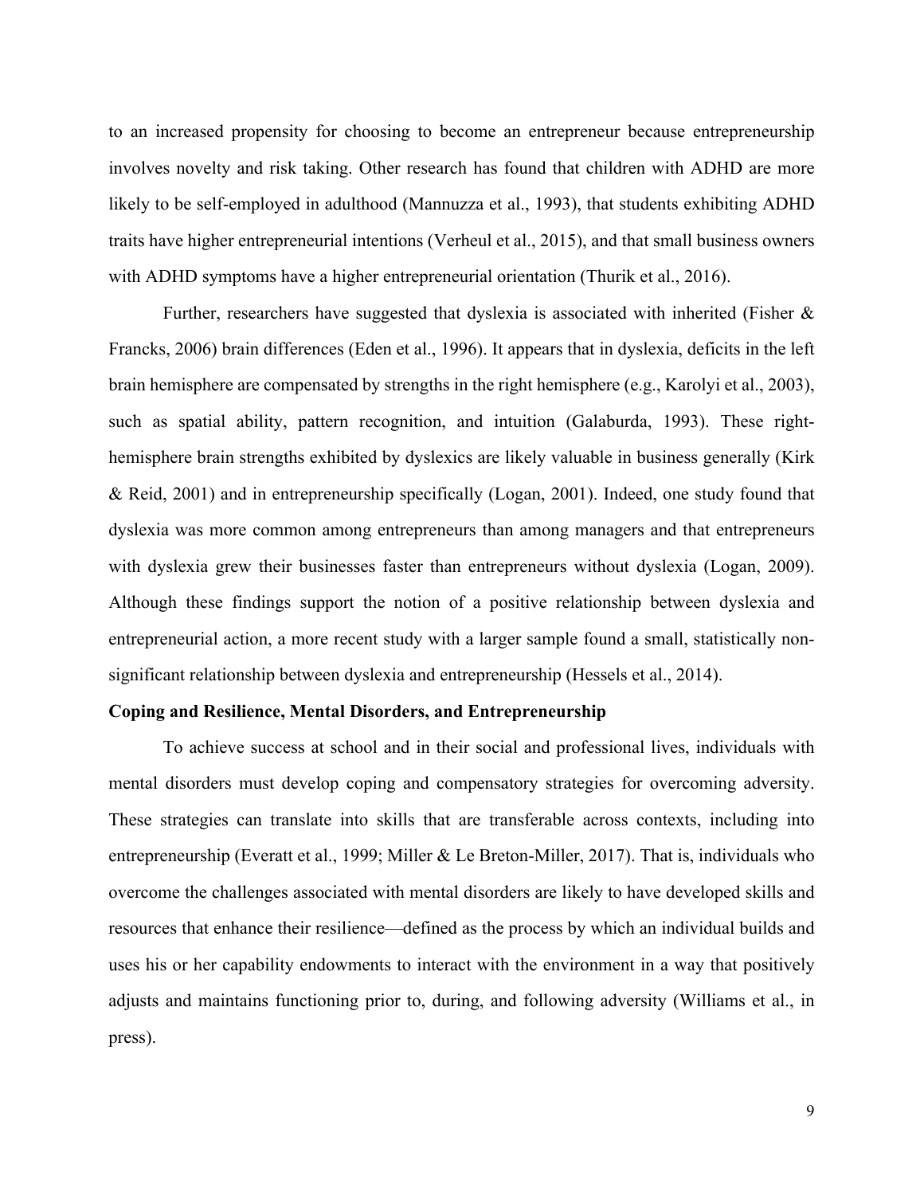to an increased propensity for choosing to become an entrepreneur because entrepreneurship involves novelty and risk taking. Other research has found that children with ADHD are more likely to be self-employed in adulthood (Mannuzza et al., 1993), that students exhibiting ADHD traits have higher entrepreneurial intentions (Verheul et al., 2015), and that small business owners with ADHD symptoms have a higher entrepreneurial orientation (Thurik et al., 2016).

Further, researchers have suggested that dyslexia is associated with inherited (Fisher & Francks, 2006) brain differences (Eden et al., 1996). It appears that in dyslexia, deficits in the left brain hemisphere are compensated by strengths in the right hemisphere (e.g., Karolyi et al., 2003), such as spatial ability, pattern recognition, and intuition (Galaburda, 1993). These right-hemisphere brain strengths exhibited by dyslexics are likely valuable in business generally (Kirk & Reid, 2001) and in entrepreneurship specifically (Logan, 2001). Indeed, one study found that dyslexia was more common among entrepreneurs than among managers and that entrepreneurs with dyslexia grew their businesses faster than entrepreneurs without dyslexia (Logan, 2009). Although these findings support the notion of a positive relationship between dyslexia and entrepreneurial action, a more recent study with a larger sample found a small, statistically non-significant relationship between dyslexia and entrepreneurship (Hessels et al., 2014).

**Coping and Resilience, Mental Disorders, and Entrepreneurship**

To achieve success at school and in their social and professional lives, individuals with mental disorders must develop coping and compensatory strategies for overcoming adversity. These strategies can translate into skills that are transferable across contexts, including into entrepreneurship (Everatt et al., 1999; Miller & Le Breton-Miller, 2017). That is, individuals who overcome the challenges associated with mental disorders are likely to have developed skills and resources that enhance their resilience—defined as the process by which an individual builds and uses his or her capability endowments to interact with the environment in a way that positively adjusts and maintains functioning prior to, during, and following adversity (Williams et al., in press).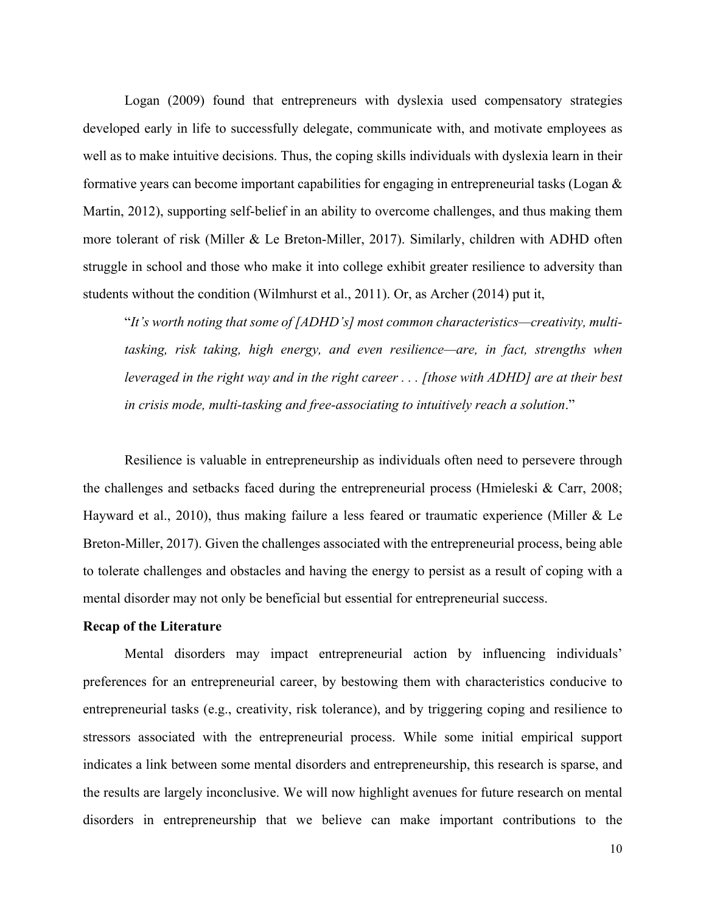Logan (2009) found that entrepreneurs with dyslexia used compensatory strategies developed early in life to successfully delegate, communicate with, and motivate employees as well as to make intuitive decisions. Thus, the coping skills individuals with dyslexia learn in their formative years can become important capabilities for engaging in entrepreneurial tasks (Logan & Martin, 2012), supporting self-belief in an ability to overcome challenges, and thus making them more tolerant of risk (Miller & Le Breton-Miller, 2017). Similarly, children with ADHD often struggle in school and those who make it into college exhibit greater resilience to adversity than students without the condition (Wilmhurst et al., 2011). Or, as Archer (2014) put it,

> "*It's worth noting that some of [ADHD's] most common characteristics—creativity, multi-tasking, risk taking, high energy, and even resilience—are, in fact, strengths when leveraged in the right way and in the right career . . . [those with ADHD] are at their best in crisis mode, multi-tasking and free-associating to intuitively reach a solution*."

Resilience is valuable in entrepreneurship as individuals often need to persevere through the challenges and setbacks faced during the entrepreneurial process (Hmieleski & Carr, 2008; Hayward et al., 2010), thus making failure a less feared or traumatic experience (Miller & Le Breton-Miller, 2017). Given the challenges associated with the entrepreneurial process, being able to tolerate challenges and obstacles and having the energy to persist as a result of coping with a mental disorder may not only be beneficial but essential for entrepreneurial success.

**Recap of the Literature**

Mental disorders may impact entrepreneurial action by influencing individuals' preferences for an entrepreneurial career, by bestowing them with characteristics conducive to entrepreneurial tasks (e.g., creativity, risk tolerance), and by triggering coping and resilience to stressors associated with the entrepreneurial process. While some initial empirical support indicates a link between some mental disorders and entrepreneurship, this research is sparse, and the results are largely inconclusive. We will now highlight avenues for future research on mental disorders in entrepreneurship that we believe can make important contributions to the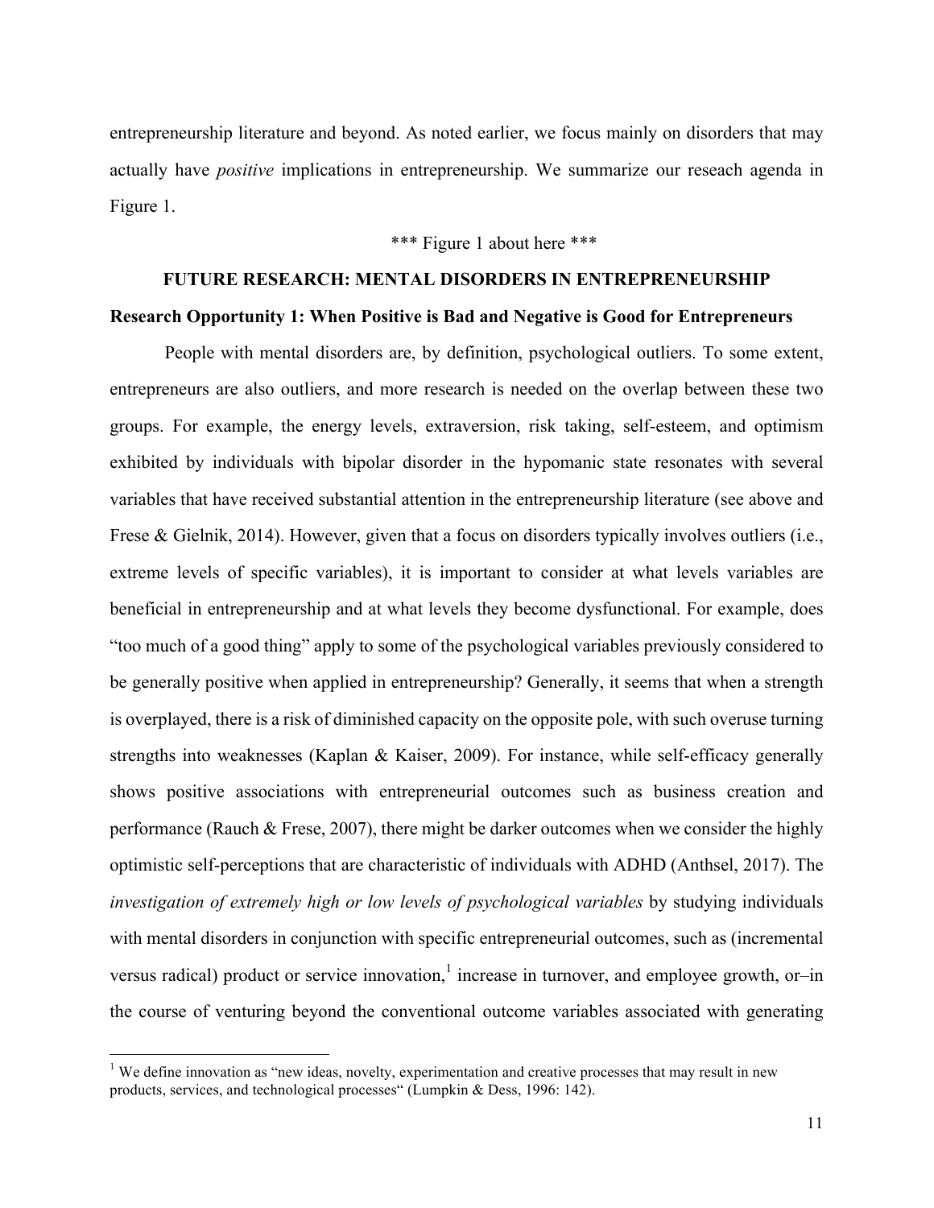entrepreneurship literature and beyond. As noted earlier, we focus mainly on disorders that may actually have *positive* implications in entrepreneurship. We summarize our reseach agenda in Figure 1.

*** Figure 1 about here ***

## FUTURE RESEARCH: MENTAL DISORDERS IN ENTREPRENEURSHIP

### Research Opportunity 1: When Positive is Bad and Negative is Good for Entrepreneurs

People with mental disorders are, by definition, psychological outliers. To some extent, entrepreneurs are also outliers, and more research is needed on the overlap between these two groups. For example, the energy levels, extraversion, risk taking, self-esteem, and optimism exhibited by individuals with bipolar disorder in the hypomanic state resonates with several variables that have received substantial attention in the entrepreneurship literature (see above and Frese & Gielnik, 2014). However, given that a focus on disorders typically involves outliers (i.e., extreme levels of specific variables), it is important to consider at what levels variables are beneficial in entrepreneurship and at what levels they become dysfunctional. For example, does "too much of a good thing" apply to some of the psychological variables previously considered to be generally positive when applied in entrepreneurship? Generally, it seems that when a strength is overplayed, there is a risk of diminished capacity on the opposite pole, with such overuse turning strengths into weaknesses (Kaplan & Kaiser, 2009). For instance, while self-efficacy generally shows positive associations with entrepreneurial outcomes such as business creation and performance (Rauch & Frese, 2007), there might be darker outcomes when we consider the highly optimistic self-perceptions that are characteristic of individuals with ADHD (Anthsel, 2017). The *investigation of extremely high or low levels of psychological variables* by studying individuals with mental disorders in conjunction with specific entrepreneurial outcomes, such as (incremental versus radical) product or service innovation,[1] increase in turnover, and employee growth, or–in the course of venturing beyond the conventional outcome variables associated with generating

[1] We define innovation as "new ideas, novelty, experimentation and creative processes that may result in new products, services, and technological processes" (Lumpkin & Dess, 1996: 142).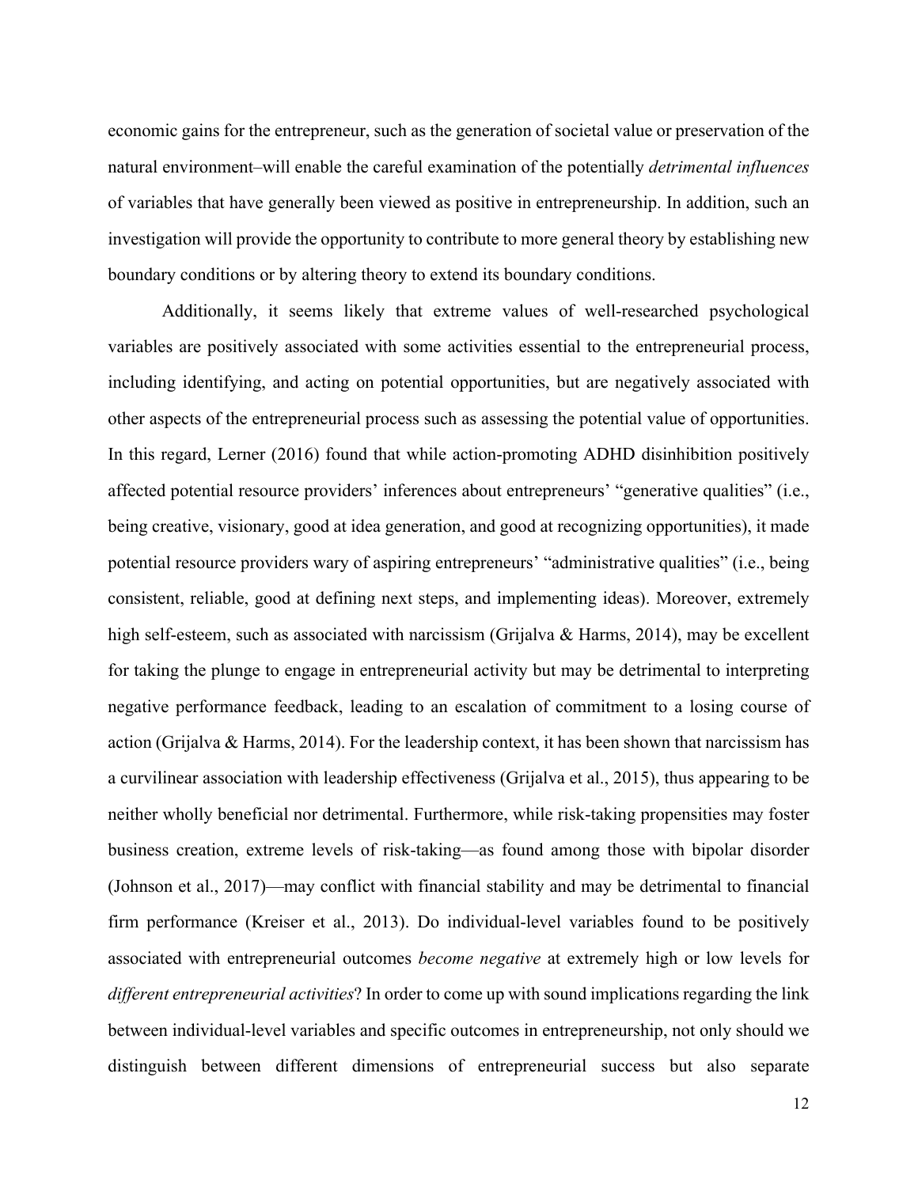economic gains for the entrepreneur, such as the generation of societal value or preservation of the natural environment–will enable the careful examination of the potentially *detrimental influences* of variables that have generally been viewed as positive in entrepreneurship. In addition, such an investigation will provide the opportunity to contribute to more general theory by establishing new boundary conditions or by altering theory to extend its boundary conditions.

Additionally, it seems likely that extreme values of well-researched psychological variables are positively associated with some activities essential to the entrepreneurial process, including identifying, and acting on potential opportunities, but are negatively associated with other aspects of the entrepreneurial process such as assessing the potential value of opportunities. In this regard, Lerner (2016) found that while action-promoting ADHD disinhibition positively affected potential resource providers' inferences about entrepreneurs' "generative qualities" (i.e., being creative, visionary, good at idea generation, and good at recognizing opportunities), it made potential resource providers wary of aspiring entrepreneurs' "administrative qualities" (i.e., being consistent, reliable, good at defining next steps, and implementing ideas). Moreover, extremely high self-esteem, such as associated with narcissism (Grijalva & Harms, 2014), may be excellent for taking the plunge to engage in entrepreneurial activity but may be detrimental to interpreting negative performance feedback, leading to an escalation of commitment to a losing course of action (Grijalva & Harms, 2014). For the leadership context, it has been shown that narcissism has a curvilinear association with leadership effectiveness (Grijalva et al., 2015), thus appearing to be neither wholly beneficial nor detrimental. Furthermore, while risk-taking propensities may foster business creation, extreme levels of risk-taking—as found among those with bipolar disorder (Johnson et al., 2017)—may conflict with financial stability and may be detrimental to financial firm performance (Kreiser et al., 2013). Do individual-level variables found to be positively associated with entrepreneurial outcomes *become negative* at extremely high or low levels for *different entrepreneurial activities*? In order to come up with sound implications regarding the link between individual-level variables and specific outcomes in entrepreneurship, not only should we distinguish between different dimensions of entrepreneurial success but also separate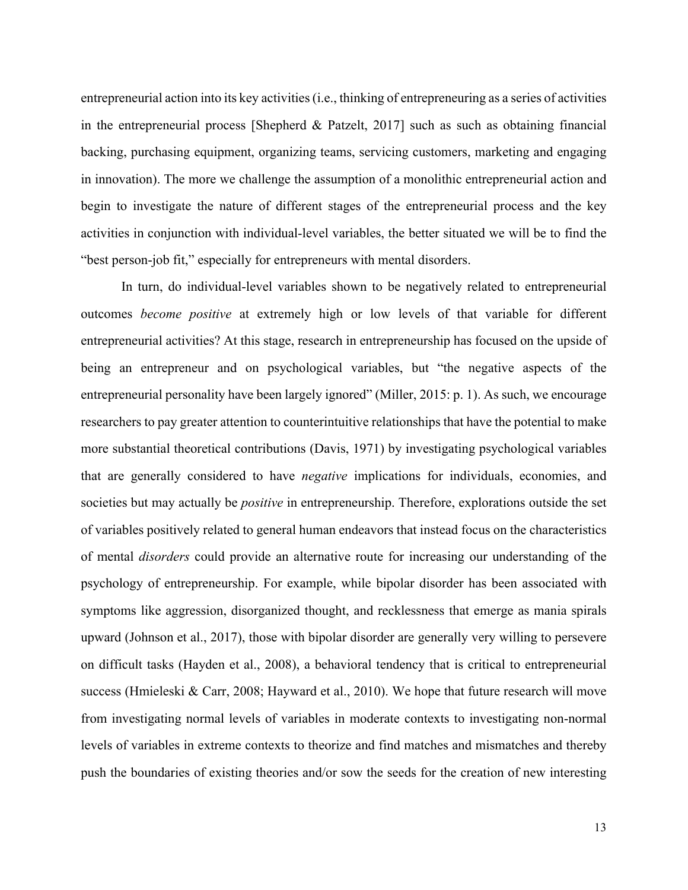entrepreneurial action into its key activities (i.e., thinking of entrepreneuring as a series of activities in the entrepreneurial process [Shepherd & Patzelt, 2017] such as such as obtaining financial backing, purchasing equipment, organizing teams, servicing customers, marketing and engaging in innovation). The more we challenge the assumption of a monolithic entrepreneurial action and begin to investigate the nature of different stages of the entrepreneurial process and the key activities in conjunction with individual-level variables, the better situated we will be to find the "best person-job fit," especially for entrepreneurs with mental disorders.

In turn, do individual-level variables shown to be negatively related to entrepreneurial outcomes *become positive* at extremely high or low levels of that variable for different entrepreneurial activities? At this stage, research in entrepreneurship has focused on the upside of being an entrepreneur and on psychological variables, but "the negative aspects of the entrepreneurial personality have been largely ignored" (Miller, 2015: p. 1). As such, we encourage researchers to pay greater attention to counterintuitive relationships that have the potential to make more substantial theoretical contributions (Davis, 1971) by investigating psychological variables that are generally considered to have *negative* implications for individuals, economies, and societies but may actually be *positive* in entrepreneurship. Therefore, explorations outside the set of variables positively related to general human endeavors that instead focus on the characteristics of mental *disorders* could provide an alternative route for increasing our understanding of the psychology of entrepreneurship. For example, while bipolar disorder has been associated with symptoms like aggression, disorganized thought, and recklessness that emerge as mania spirals upward (Johnson et al., 2017), those with bipolar disorder are generally very willing to persevere on difficult tasks (Hayden et al., 2008), a behavioral tendency that is critical to entrepreneurial success (Hmieleski & Carr, 2008; Hayward et al., 2010). We hope that future research will move from investigating normal levels of variables in moderate contexts to investigating non-normal levels of variables in extreme contexts to theorize and find matches and mismatches and thereby push the boundaries of existing theories and/or sow the seeds for the creation of new interesting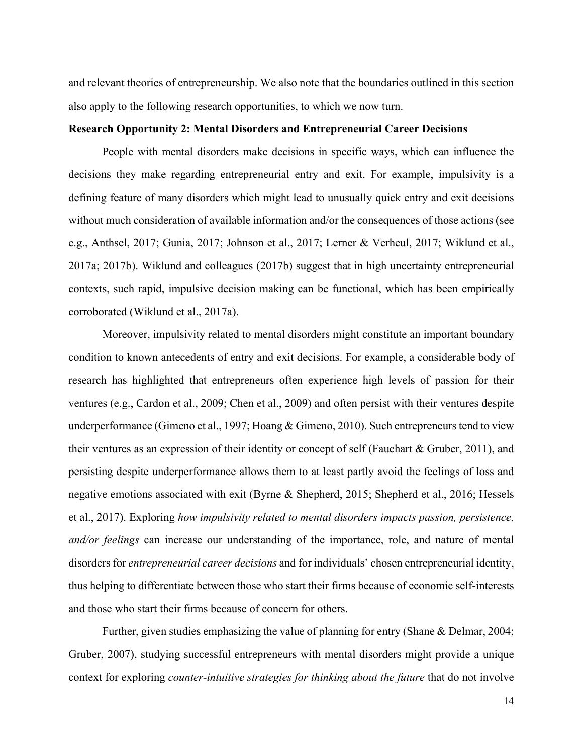and relevant theories of entrepreneurship. We also note that the boundaries outlined in this section also apply to the following research opportunities, to which we now turn.

**Research Opportunity 2: Mental Disorders and Entrepreneurial Career Decisions**

People with mental disorders make decisions in specific ways, which can influence the decisions they make regarding entrepreneurial entry and exit. For example, impulsivity is a defining feature of many disorders which might lead to unusually quick entry and exit decisions without much consideration of available information and/or the consequences of those actions (see e.g., Anthsel, 2017; Gunia, 2017; Johnson et al., 2017; Lerner & Verheul, 2017; Wiklund et al., 2017a; 2017b). Wiklund and colleagues (2017b) suggest that in high uncertainty entrepreneurial contexts, such rapid, impulsive decision making can be functional, which has been empirically corroborated (Wiklund et al., 2017a).

Moreover, impulsivity related to mental disorders might constitute an important boundary condition to known antecedents of entry and exit decisions. For example, a considerable body of research has highlighted that entrepreneurs often experience high levels of passion for their ventures (e.g., Cardon et al., 2009; Chen et al., 2009) and often persist with their ventures despite underperformance (Gimeno et al., 1997; Hoang & Gimeno, 2010). Such entrepreneurs tend to view their ventures as an expression of their identity or concept of self (Fauchart & Gruber, 2011), and persisting despite underperformance allows them to at least partly avoid the feelings of loss and negative emotions associated with exit (Byrne & Shepherd, 2015; Shepherd et al., 2016; Hessels et al., 2017). Exploring *how impulsivity related to mental disorders impacts passion, persistence, and/or feelings* can increase our understanding of the importance, role, and nature of mental disorders for *entrepreneurial career decisions* and for individuals' chosen entrepreneurial identity, thus helping to differentiate between those who start their firms because of economic self-interests and those who start their firms because of concern for others.

Further, given studies emphasizing the value of planning for entry (Shane & Delmar, 2004; Gruber, 2007), studying successful entrepreneurs with mental disorders might provide a unique context for exploring *counter-intuitive strategies for thinking about the future* that do not involve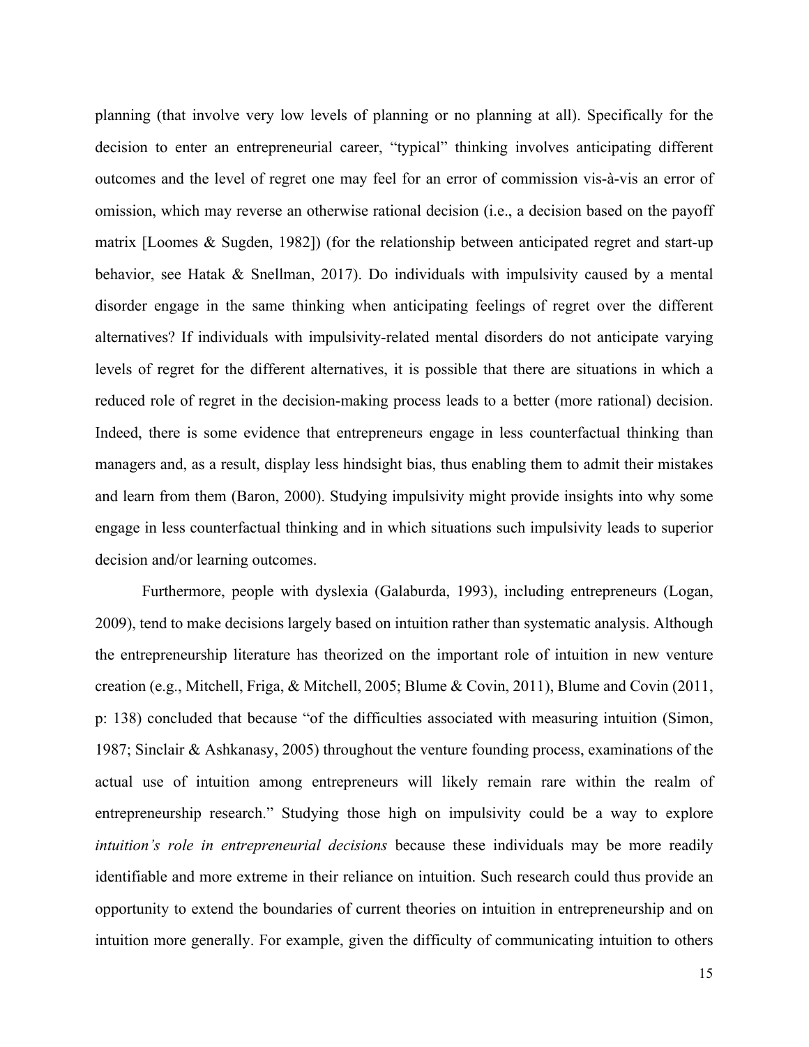planning (that involve very low levels of planning or no planning at all). Specifically for the decision to enter an entrepreneurial career, "typical" thinking involves anticipating different outcomes and the level of regret one may feel for an error of commission vis-à-vis an error of omission, which may reverse an otherwise rational decision (i.e., a decision based on the payoff matrix [Loomes & Sugden, 1982]) (for the relationship between anticipated regret and start-up behavior, see Hatak & Snellman, 2017). Do individuals with impulsivity caused by a mental disorder engage in the same thinking when anticipating feelings of regret over the different alternatives? If individuals with impulsivity-related mental disorders do not anticipate varying levels of regret for the different alternatives, it is possible that there are situations in which a reduced role of regret in the decision-making process leads to a better (more rational) decision. Indeed, there is some evidence that entrepreneurs engage in less counterfactual thinking than managers and, as a result, display less hindsight bias, thus enabling them to admit their mistakes and learn from them (Baron, 2000). Studying impulsivity might provide insights into why some engage in less counterfactual thinking and in which situations such impulsivity leads to superior decision and/or learning outcomes.

Furthermore, people with dyslexia (Galaburda, 1993), including entrepreneurs (Logan, 2009), tend to make decisions largely based on intuition rather than systematic analysis. Although the entrepreneurship literature has theorized on the important role of intuition in new venture creation (e.g., Mitchell, Friga, & Mitchell, 2005; Blume & Covin, 2011), Blume and Covin (2011, p: 138) concluded that because "of the difficulties associated with measuring intuition (Simon, 1987; Sinclair & Ashkanasy, 2005) throughout the venture founding process, examinations of the actual use of intuition among entrepreneurs will likely remain rare within the realm of entrepreneurship research." Studying those high on impulsivity could be a way to explore *intuition's role in entrepreneurial decisions* because these individuals may be more readily identifiable and more extreme in their reliance on intuition. Such research could thus provide an opportunity to extend the boundaries of current theories on intuition in entrepreneurship and on intuition more generally. For example, given the difficulty of communicating intuition to others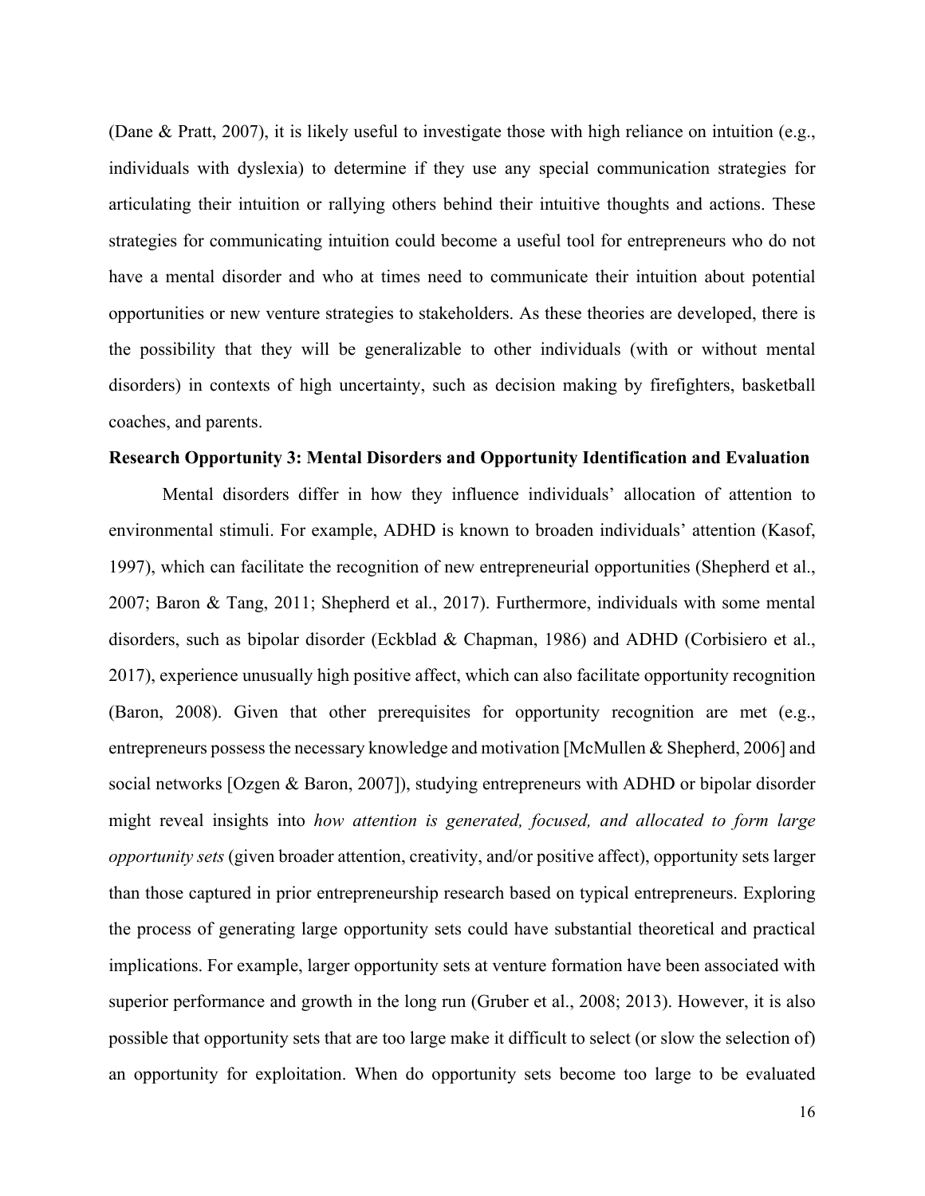(Dane & Pratt, 2007), it is likely useful to investigate those with high reliance on intuition (e.g., individuals with dyslexia) to determine if they use any special communication strategies for articulating their intuition or rallying others behind their intuitive thoughts and actions. These strategies for communicating intuition could become a useful tool for entrepreneurs who do not have a mental disorder and who at times need to communicate their intuition about potential opportunities or new venture strategies to stakeholders. As these theories are developed, there is the possibility that they will be generalizable to other individuals (with or without mental disorders) in contexts of high uncertainty, such as decision making by firefighters, basketball coaches, and parents.

**Research Opportunity 3: Mental Disorders and Opportunity Identification and Evaluation**

Mental disorders differ in how they influence individuals' allocation of attention to environmental stimuli. For example, ADHD is known to broaden individuals' attention (Kasof, 1997), which can facilitate the recognition of new entrepreneurial opportunities (Shepherd et al., 2007; Baron & Tang, 2011; Shepherd et al., 2017). Furthermore, individuals with some mental disorders, such as bipolar disorder (Eckblad & Chapman, 1986) and ADHD (Corbisiero et al., 2017), experience unusually high positive affect, which can also facilitate opportunity recognition (Baron, 2008). Given that other prerequisites for opportunity recognition are met (e.g., entrepreneurs possess the necessary knowledge and motivation [McMullen & Shepherd, 2006] and social networks [Ozgen & Baron, 2007]), studying entrepreneurs with ADHD or bipolar disorder might reveal insights into *how attention is generated, focused, and allocated to form large opportunity sets* (given broader attention, creativity, and/or positive affect), opportunity sets larger than those captured in prior entrepreneurship research based on typical entrepreneurs. Exploring the process of generating large opportunity sets could have substantial theoretical and practical implications. For example, larger opportunity sets at venture formation have been associated with superior performance and growth in the long run (Gruber et al., 2008; 2013). However, it is also possible that opportunity sets that are too large make it difficult to select (or slow the selection of) an opportunity for exploitation. When do opportunity sets become too large to be evaluated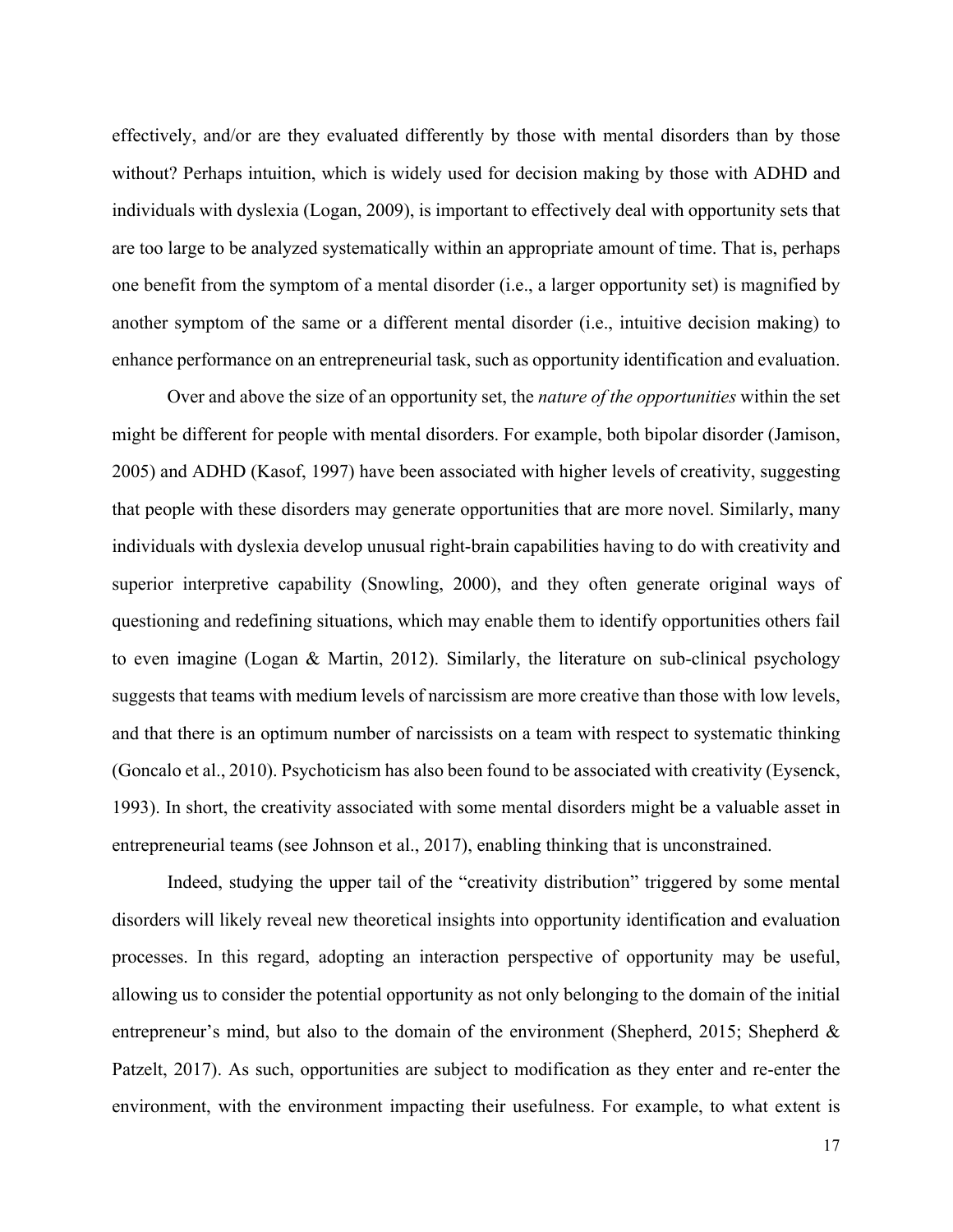effectively, and/or are they evaluated differently by those with mental disorders than by those without? Perhaps intuition, which is widely used for decision making by those with ADHD and individuals with dyslexia (Logan, 2009), is important to effectively deal with opportunity sets that are too large to be analyzed systematically within an appropriate amount of time. That is, perhaps one benefit from the symptom of a mental disorder (i.e., a larger opportunity set) is magnified by another symptom of the same or a different mental disorder (i.e., intuitive decision making) to enhance performance on an entrepreneurial task, such as opportunity identification and evaluation.

Over and above the size of an opportunity set, the *nature of the opportunities* within the set might be different for people with mental disorders. For example, both bipolar disorder (Jamison, 2005) and ADHD (Kasof, 1997) have been associated with higher levels of creativity, suggesting that people with these disorders may generate opportunities that are more novel. Similarly, many individuals with dyslexia develop unusual right-brain capabilities having to do with creativity and superior interpretive capability (Snowling, 2000), and they often generate original ways of questioning and redefining situations, which may enable them to identify opportunities others fail to even imagine (Logan & Martin, 2012). Similarly, the literature on sub-clinical psychology suggests that teams with medium levels of narcissism are more creative than those with low levels, and that there is an optimum number of narcissists on a team with respect to systematic thinking (Goncalo et al., 2010). Psychoticism has also been found to be associated with creativity (Eysenck, 1993). In short, the creativity associated with some mental disorders might be a valuable asset in entrepreneurial teams (see Johnson et al., 2017), enabling thinking that is unconstrained.

Indeed, studying the upper tail of the "creativity distribution" triggered by some mental disorders will likely reveal new theoretical insights into opportunity identification and evaluation processes. In this regard, adopting an interaction perspective of opportunity may be useful, allowing us to consider the potential opportunity as not only belonging to the domain of the initial entrepreneur's mind, but also to the domain of the environment (Shepherd, 2015; Shepherd & Patzelt, 2017). As such, opportunities are subject to modification as they enter and re-enter the environment, with the environment impacting their usefulness. For example, to what extent is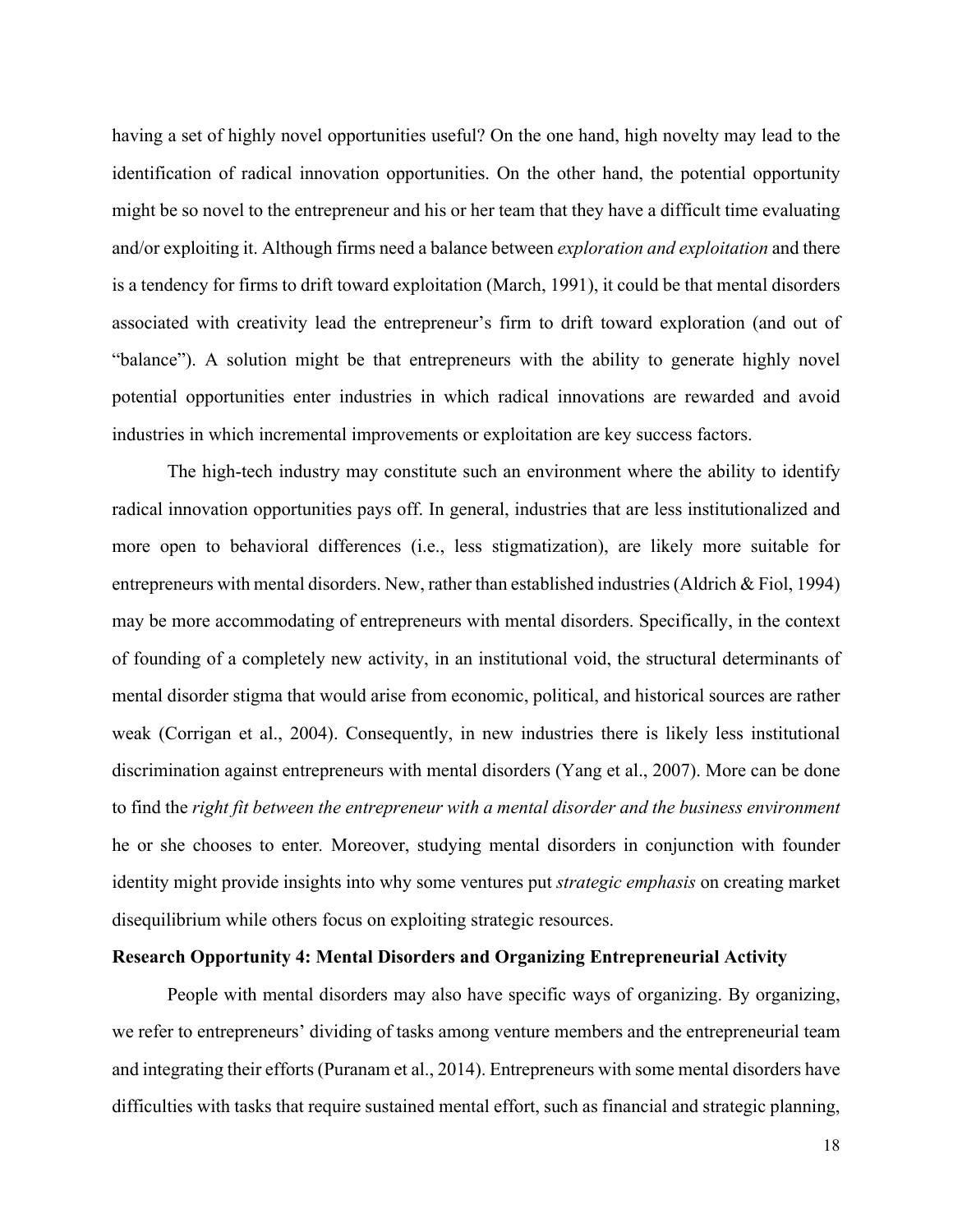having a set of highly novel opportunities useful? On the one hand, high novelty may lead to the identification of radical innovation opportunities. On the other hand, the potential opportunity might be so novel to the entrepreneur and his or her team that they have a difficult time evaluating and/or exploiting it. Although firms need a balance between *exploration and exploitation* and there is a tendency for firms to drift toward exploitation (March, 1991), it could be that mental disorders associated with creativity lead the entrepreneur's firm to drift toward exploration (and out of "balance"). A solution might be that entrepreneurs with the ability to generate highly novel potential opportunities enter industries in which radical innovations are rewarded and avoid industries in which incremental improvements or exploitation are key success factors.

The high-tech industry may constitute such an environment where the ability to identify radical innovation opportunities pays off. In general, industries that are less institutionalized and more open to behavioral differences (i.e., less stigmatization), are likely more suitable for entrepreneurs with mental disorders. New, rather than established industries (Aldrich & Fiol, 1994) may be more accommodating of entrepreneurs with mental disorders. Specifically, in the context of founding of a completely new activity, in an institutional void, the structural determinants of mental disorder stigma that would arise from economic, political, and historical sources are rather weak (Corrigan et al., 2004). Consequently, in new industries there is likely less institutional discrimination against entrepreneurs with mental disorders (Yang et al., 2007). More can be done to find the *right fit between the entrepreneur with a mental disorder and the business environment* he or she chooses to enter. Moreover, studying mental disorders in conjunction with founder identity might provide insights into why some ventures put *strategic emphasis* on creating market disequilibrium while others focus on exploiting strategic resources.

**Research Opportunity 4: Mental Disorders and Organizing Entrepreneurial Activity**

People with mental disorders may also have specific ways of organizing. By organizing, we refer to entrepreneurs' dividing of tasks among venture members and the entrepreneurial team and integrating their efforts (Puranam et al., 2014). Entrepreneurs with some mental disorders have difficulties with tasks that require sustained mental effort, such as financial and strategic planning,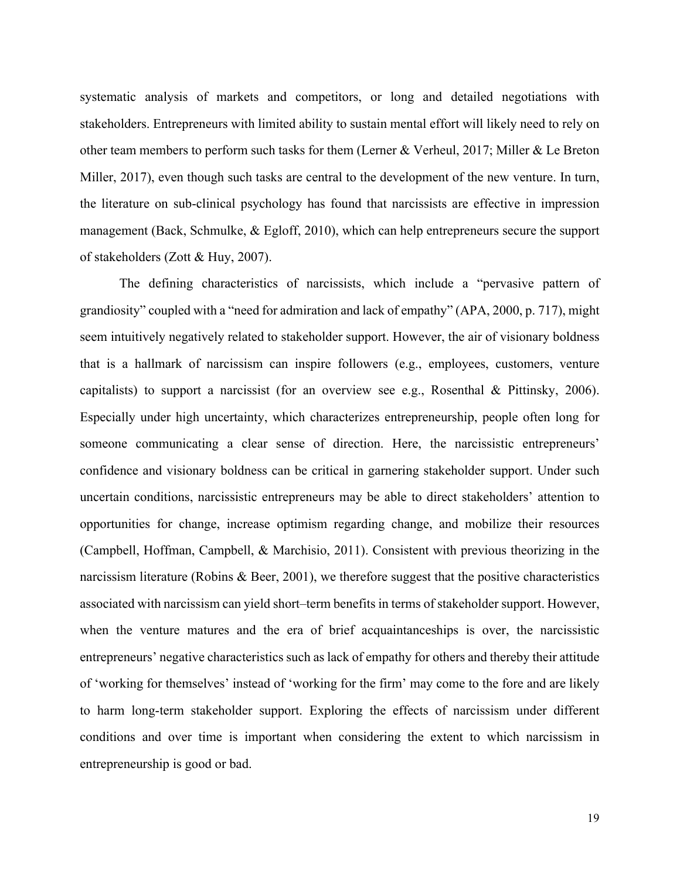systematic analysis of markets and competitors, or long and detailed negotiations with stakeholders. Entrepreneurs with limited ability to sustain mental effort will likely need to rely on other team members to perform such tasks for them (Lerner & Verheul, 2017; Miller & Le Breton Miller, 2017), even though such tasks are central to the development of the new venture. In turn, the literature on sub-clinical psychology has found that narcissists are effective in impression management (Back, Schmulke, & Egloff, 2010), which can help entrepreneurs secure the support of stakeholders (Zott & Huy, 2007).

The defining characteristics of narcissists, which include a "pervasive pattern of grandiosity" coupled with a "need for admiration and lack of empathy" (APA, 2000, p. 717), might seem intuitively negatively related to stakeholder support. However, the air of visionary boldness that is a hallmark of narcissism can inspire followers (e.g., employees, customers, venture capitalists) to support a narcissist (for an overview see e.g., Rosenthal & Pittinsky, 2006). Especially under high uncertainty, which characterizes entrepreneurship, people often long for someone communicating a clear sense of direction. Here, the narcissistic entrepreneurs' confidence and visionary boldness can be critical in garnering stakeholder support. Under such uncertain conditions, narcissistic entrepreneurs may be able to direct stakeholders' attention to opportunities for change, increase optimism regarding change, and mobilize their resources (Campbell, Hoffman, Campbell, & Marchisio, 2011). Consistent with previous theorizing in the narcissism literature (Robins & Beer, 2001), we therefore suggest that the positive characteristics associated with narcissism can yield short–term benefits in terms of stakeholder support. However, when the venture matures and the era of brief acquaintanceships is over, the narcissistic entrepreneurs' negative characteristics such as lack of empathy for others and thereby their attitude of 'working for themselves' instead of 'working for the firm' may come to the fore and are likely to harm long-term stakeholder support. Exploring the effects of narcissism under different conditions and over time is important when considering the extent to which narcissism in entrepreneurship is good or bad.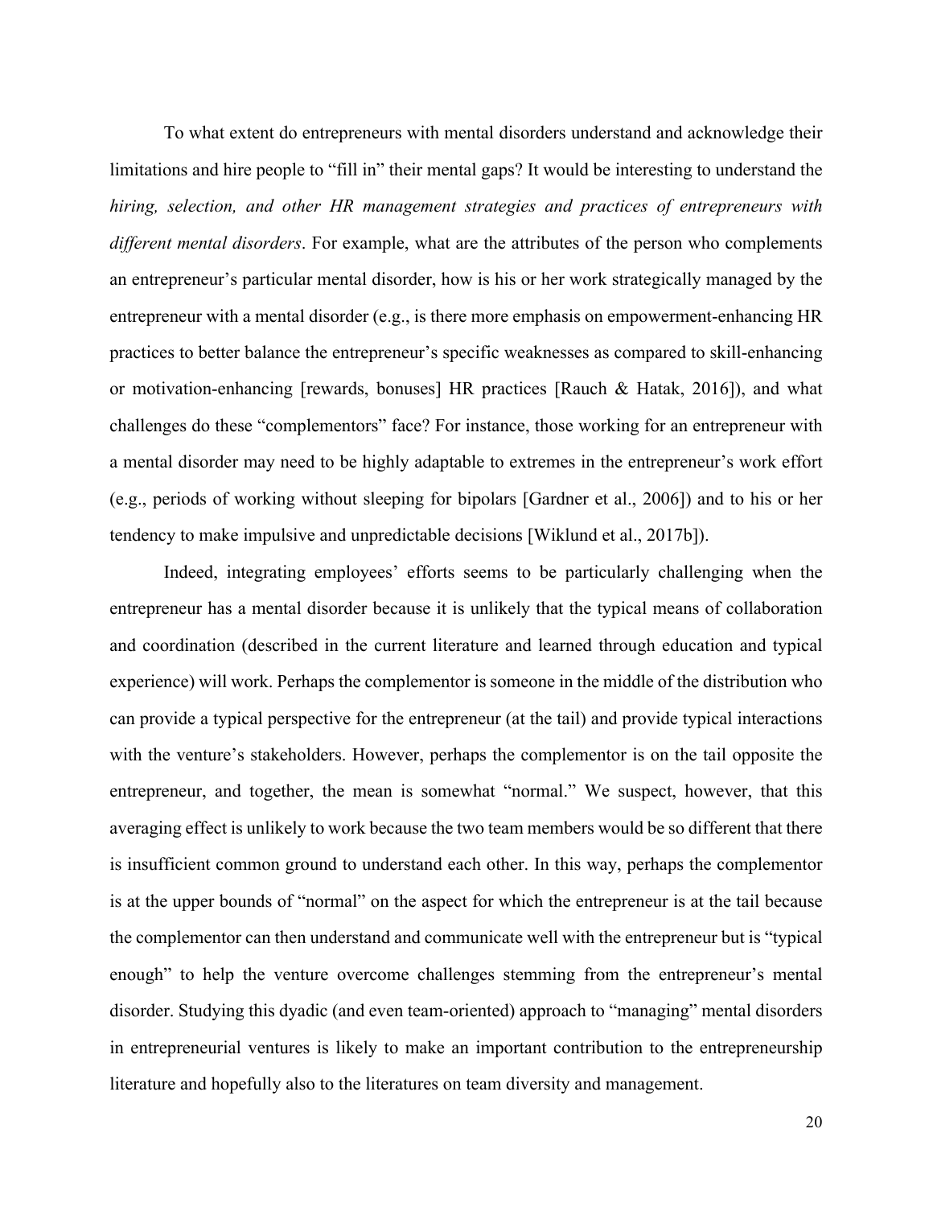To what extent do entrepreneurs with mental disorders understand and acknowledge their limitations and hire people to "fill in" their mental gaps? It would be interesting to understand the *hiring, selection, and other HR management strategies and practices of entrepreneurs with different mental disorders*. For example, what are the attributes of the person who complements an entrepreneur's particular mental disorder, how is his or her work strategically managed by the entrepreneur with a mental disorder (e.g., is there more emphasis on empowerment-enhancing HR practices to better balance the entrepreneur's specific weaknesses as compared to skill-enhancing or motivation-enhancing [rewards, bonuses] HR practices [Rauch & Hatak, 2016]), and what challenges do these "complementors" face? For instance, those working for an entrepreneur with a mental disorder may need to be highly adaptable to extremes in the entrepreneur's work effort (e.g., periods of working without sleeping for bipolars [Gardner et al., 2006]) and to his or her tendency to make impulsive and unpredictable decisions [Wiklund et al., 2017b]).

Indeed, integrating employees' efforts seems to be particularly challenging when the entrepreneur has a mental disorder because it is unlikely that the typical means of collaboration and coordination (described in the current literature and learned through education and typical experience) will work. Perhaps the complementor is someone in the middle of the distribution who can provide a typical perspective for the entrepreneur (at the tail) and provide typical interactions with the venture's stakeholders. However, perhaps the complementor is on the tail opposite the entrepreneur, and together, the mean is somewhat "normal." We suspect, however, that this averaging effect is unlikely to work because the two team members would be so different that there is insufficient common ground to understand each other. In this way, perhaps the complementor is at the upper bounds of "normal" on the aspect for which the entrepreneur is at the tail because the complementor can then understand and communicate well with the entrepreneur but is "typical enough" to help the venture overcome challenges stemming from the entrepreneur's mental disorder. Studying this dyadic (and even team-oriented) approach to "managing" mental disorders in entrepreneurial ventures is likely to make an important contribution to the entrepreneurship literature and hopefully also to the literatures on team diversity and management.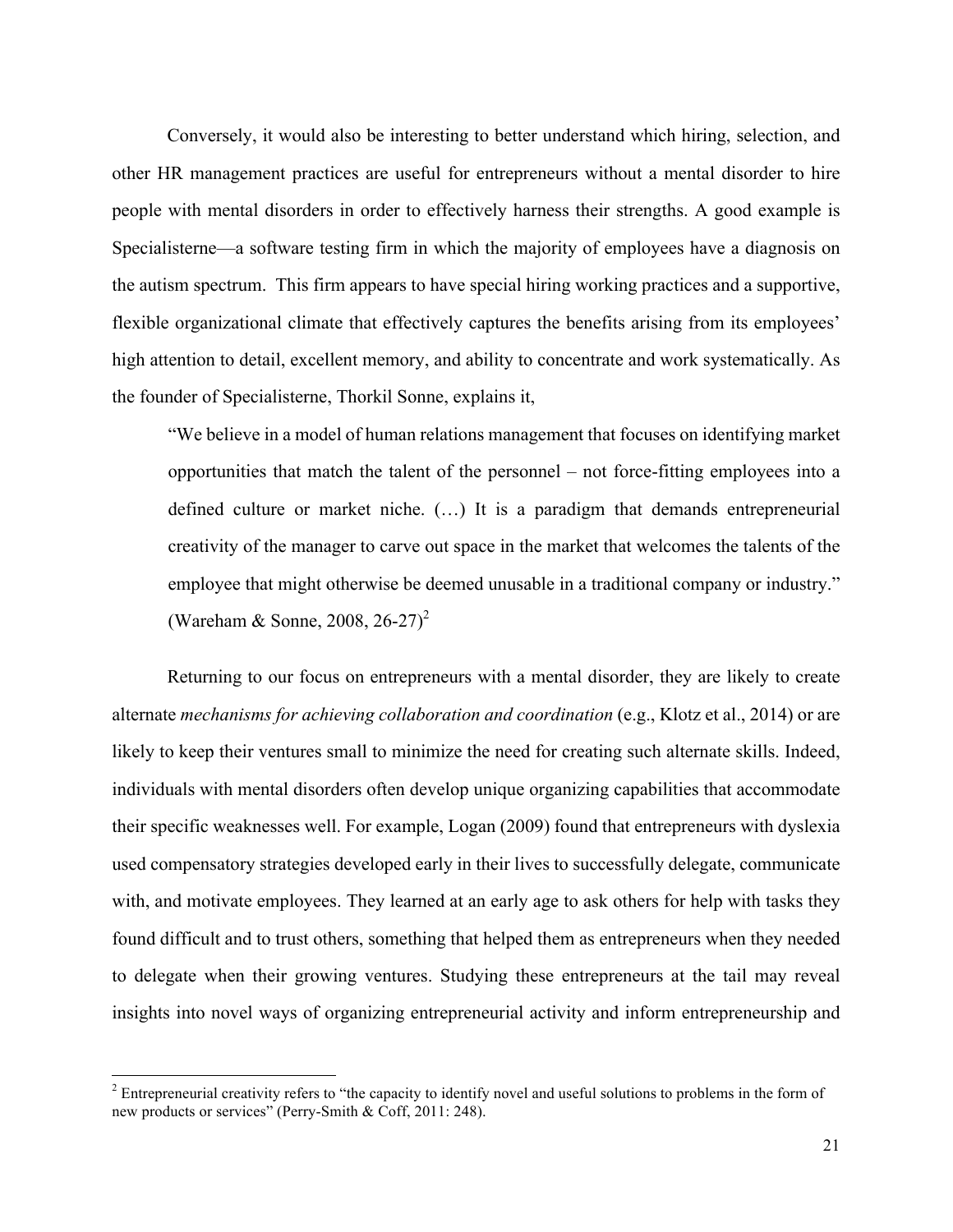Conversely, it would also be interesting to better understand which hiring, selection, and other HR management practices are useful for entrepreneurs without a mental disorder to hire people with mental disorders in order to effectively harness their strengths. A good example is Specialisterne—a software testing firm in which the majority of employees have a diagnosis on the autism spectrum. This firm appears to have special hiring working practices and a supportive, flexible organizational climate that effectively captures the benefits arising from its employees' high attention to detail, excellent memory, and ability to concentrate and work systematically. As the founder of Specialisterne, Thorkil Sonne, explains it,

> "We believe in a model of human relations management that focuses on identifying market opportunities that match the talent of the personnel – not force-fitting employees into a defined culture or market niche. (…) It is a paradigm that demands entrepreneurial creativity of the manager to carve out space in the market that welcomes the talents of the employee that might otherwise be deemed unusable in a traditional company or industry." (Wareham & Sonne, 2008, 26-27)[2]

Returning to our focus on entrepreneurs with a mental disorder, they are likely to create alternate *mechanisms for achieving collaboration and coordination* (e.g., Klotz et al., 2014) or are likely to keep their ventures small to minimize the need for creating such alternate skills. Indeed, individuals with mental disorders often develop unique organizing capabilities that accommodate their specific weaknesses well. For example, Logan (2009) found that entrepreneurs with dyslexia used compensatory strategies developed early in their lives to successfully delegate, communicate with, and motivate employees. They learned at an early age to ask others for help with tasks they found difficult and to trust others, something that helped them as entrepreneurs when they needed to delegate when their growing ventures. Studying these entrepreneurs at the tail may reveal insights into novel ways of organizing entrepreneurial activity and inform entrepreneurship and

[2] Entrepreneurial creativity refers to "the capacity to identify novel and useful solutions to problems in the form of new products or services" (Perry-Smith & Coff, 2011: 248).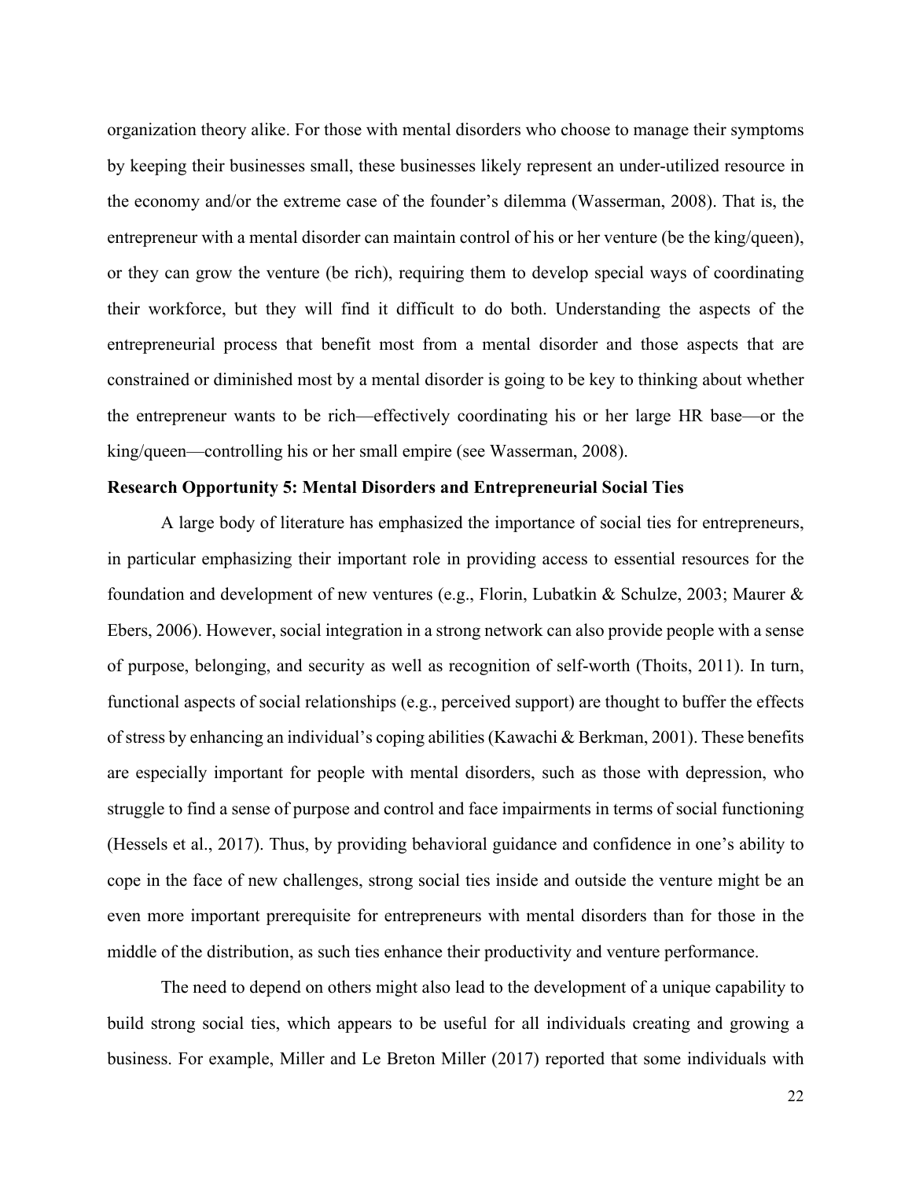organization theory alike. For those with mental disorders who choose to manage their symptoms by keeping their businesses small, these businesses likely represent an under-utilized resource in the economy and/or the extreme case of the founder's dilemma (Wasserman, 2008). That is, the entrepreneur with a mental disorder can maintain control of his or her venture (be the king/queen), or they can grow the venture (be rich), requiring them to develop special ways of coordinating their workforce, but they will find it difficult to do both. Understanding the aspects of the entrepreneurial process that benefit most from a mental disorder and those aspects that are constrained or diminished most by a mental disorder is going to be key to thinking about whether the entrepreneur wants to be rich—effectively coordinating his or her large HR base—or the king/queen—controlling his or her small empire (see Wasserman, 2008).

**Research Opportunity 5: Mental Disorders and Entrepreneurial Social Ties**

A large body of literature has emphasized the importance of social ties for entrepreneurs, in particular emphasizing their important role in providing access to essential resources for the foundation and development of new ventures (e.g., Florin, Lubatkin & Schulze, 2003; Maurer & Ebers, 2006). However, social integration in a strong network can also provide people with a sense of purpose, belonging, and security as well as recognition of self-worth (Thoits, 2011). In turn, functional aspects of social relationships (e.g., perceived support) are thought to buffer the effects of stress by enhancing an individual's coping abilities (Kawachi & Berkman, 2001). These benefits are especially important for people with mental disorders, such as those with depression, who struggle to find a sense of purpose and control and face impairments in terms of social functioning (Hessels et al., 2017). Thus, by providing behavioral guidance and confidence in one's ability to cope in the face of new challenges, strong social ties inside and outside the venture might be an even more important prerequisite for entrepreneurs with mental disorders than for those in the middle of the distribution, as such ties enhance their productivity and venture performance.

The need to depend on others might also lead to the development of a unique capability to build strong social ties, which appears to be useful for all individuals creating and growing a business. For example, Miller and Le Breton Miller (2017) reported that some individuals with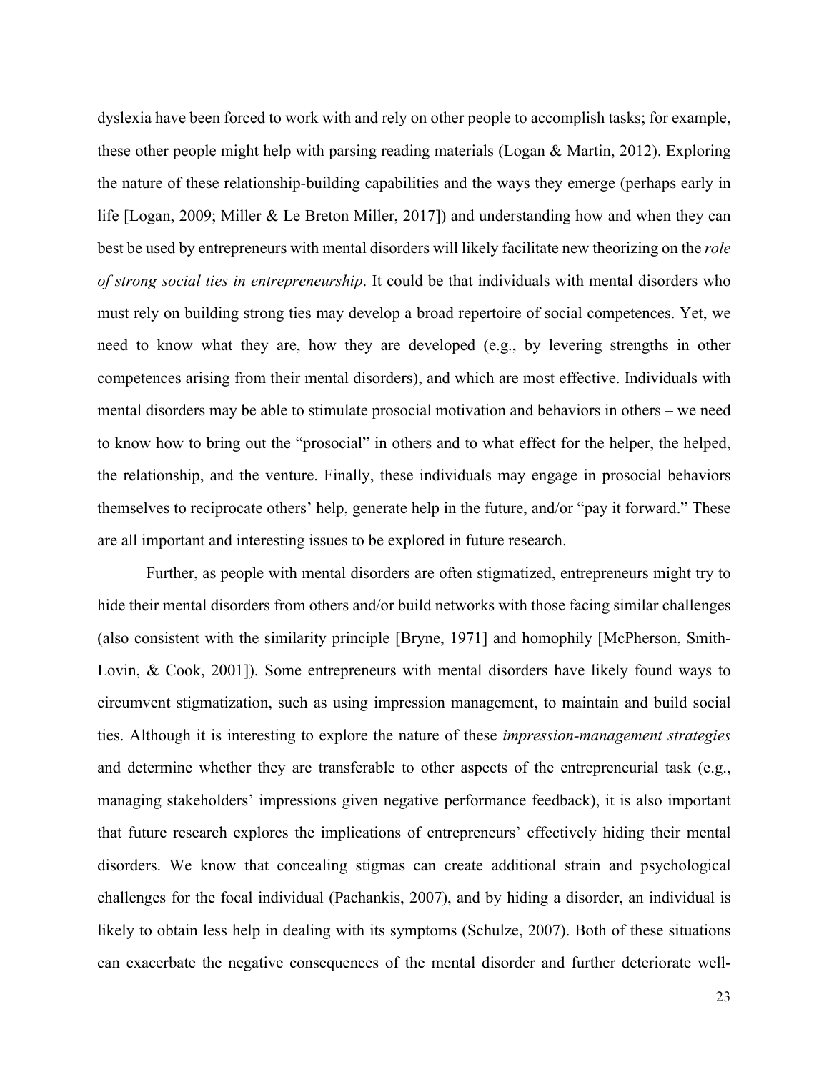dyslexia have been forced to work with and rely on other people to accomplish tasks; for example, these other people might help with parsing reading materials (Logan & Martin, 2012). Exploring the nature of these relationship-building capabilities and the ways they emerge (perhaps early in life [Logan, 2009; Miller & Le Breton Miller, 2017]) and understanding how and when they can best be used by entrepreneurs with mental disorders will likely facilitate new theorizing on the *role of strong social ties in entrepreneurship*. It could be that individuals with mental disorders who must rely on building strong ties may develop a broad repertoire of social competences. Yet, we need to know what they are, how they are developed (e.g., by levering strengths in other competences arising from their mental disorders), and which are most effective. Individuals with mental disorders may be able to stimulate prosocial motivation and behaviors in others – we need to know how to bring out the "prosocial" in others and to what effect for the helper, the helped, the relationship, and the venture. Finally, these individuals may engage in prosocial behaviors themselves to reciprocate others' help, generate help in the future, and/or "pay it forward." These are all important and interesting issues to be explored in future research.

Further, as people with mental disorders are often stigmatized, entrepreneurs might try to hide their mental disorders from others and/or build networks with those facing similar challenges (also consistent with the similarity principle [Bryne, 1971] and homophily [McPherson, Smith-Lovin, & Cook, 2001]). Some entrepreneurs with mental disorders have likely found ways to circumvent stigmatization, such as using impression management, to maintain and build social ties. Although it is interesting to explore the nature of these *impression-management strategies* and determine whether they are transferable to other aspects of the entrepreneurial task (e.g., managing stakeholders' impressions given negative performance feedback), it is also important that future research explores the implications of entrepreneurs' effectively hiding their mental disorders. We know that concealing stigmas can create additional strain and psychological challenges for the focal individual (Pachankis, 2007), and by hiding a disorder, an individual is likely to obtain less help in dealing with its symptoms (Schulze, 2007). Both of these situations can exacerbate the negative consequences of the mental disorder and further deteriorate well-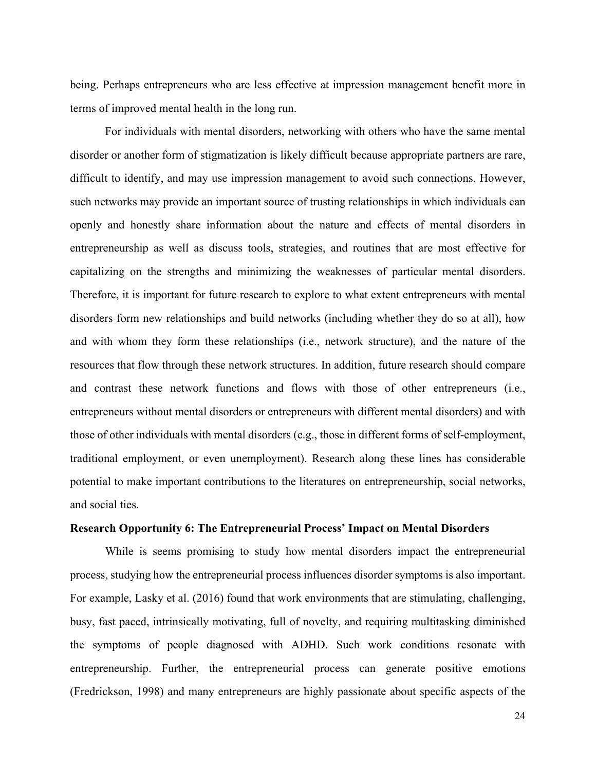being. Perhaps entrepreneurs who are less effective at impression management benefit more in terms of improved mental health in the long run.

For individuals with mental disorders, networking with others who have the same mental disorder or another form of stigmatization is likely difficult because appropriate partners are rare, difficult to identify, and may use impression management to avoid such connections. However, such networks may provide an important source of trusting relationships in which individuals can openly and honestly share information about the nature and effects of mental disorders in entrepreneurship as well as discuss tools, strategies, and routines that are most effective for capitalizing on the strengths and minimizing the weaknesses of particular mental disorders. Therefore, it is important for future research to explore to what extent entrepreneurs with mental disorders form new relationships and build networks (including whether they do so at all), how and with whom they form these relationships (i.e., network structure), and the nature of the resources that flow through these network structures. In addition, future research should compare and contrast these network functions and flows with those of other entrepreneurs (i.e., entrepreneurs without mental disorders or entrepreneurs with different mental disorders) and with those of other individuals with mental disorders (e.g., those in different forms of self-employment, traditional employment, or even unemployment). Research along these lines has considerable potential to make important contributions to the literatures on entrepreneurship, social networks, and social ties.

**Research Opportunity 6: The Entrepreneurial Process' Impact on Mental Disorders**

While is seems promising to study how mental disorders impact the entrepreneurial process, studying how the entrepreneurial process influences disorder symptoms is also important. For example, Lasky et al. (2016) found that work environments that are stimulating, challenging, busy, fast paced, intrinsically motivating, full of novelty, and requiring multitasking diminished the symptoms of people diagnosed with ADHD. Such work conditions resonate with entrepreneurship. Further, the entrepreneurial process can generate positive emotions (Fredrickson, 1998) and many entrepreneurs are highly passionate about specific aspects of the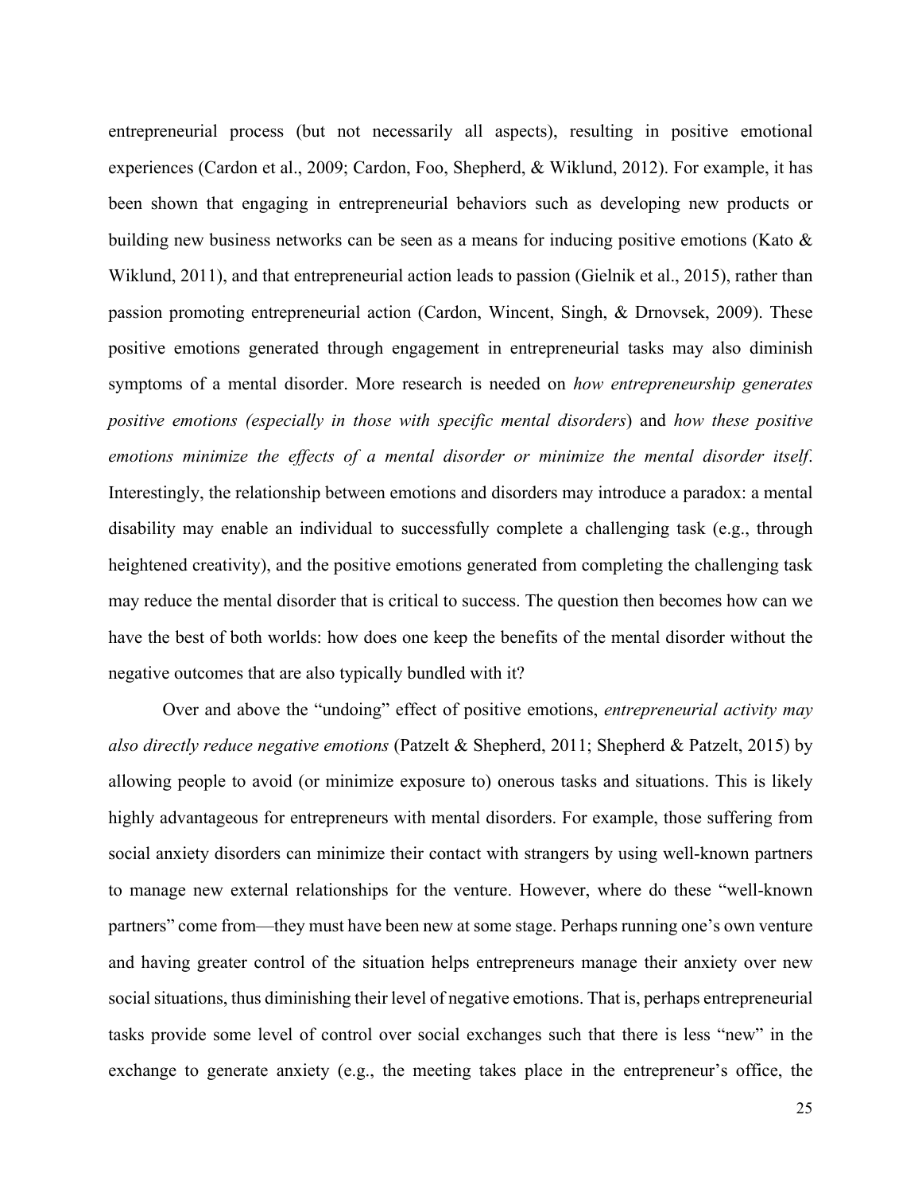entrepreneurial process (but not necessarily all aspects), resulting in positive emotional experiences (Cardon et al., 2009; Cardon, Foo, Shepherd, & Wiklund, 2012). For example, it has been shown that engaging in entrepreneurial behaviors such as developing new products or building new business networks can be seen as a means for inducing positive emotions (Kato & Wiklund, 2011), and that entrepreneurial action leads to passion (Gielnik et al., 2015), rather than passion promoting entrepreneurial action (Cardon, Wincent, Singh, & Drnovsek, 2009). These positive emotions generated through engagement in entrepreneurial tasks may also diminish symptoms of a mental disorder. More research is needed on *how entrepreneurship generates positive emotions (especially in those with specific mental disorders*) and *how these positive emotions minimize the effects of a mental disorder or minimize the mental disorder itself*. Interestingly, the relationship between emotions and disorders may introduce a paradox: a mental disability may enable an individual to successfully complete a challenging task (e.g., through heightened creativity), and the positive emotions generated from completing the challenging task may reduce the mental disorder that is critical to success. The question then becomes how can we have the best of both worlds: how does one keep the benefits of the mental disorder without the negative outcomes that are also typically bundled with it?

Over and above the "undoing" effect of positive emotions, *entrepreneurial activity may also directly reduce negative emotions* (Patzelt & Shepherd, 2011; Shepherd & Patzelt, 2015) by allowing people to avoid (or minimize exposure to) onerous tasks and situations. This is likely highly advantageous for entrepreneurs with mental disorders. For example, those suffering from social anxiety disorders can minimize their contact with strangers by using well-known partners to manage new external relationships for the venture. However, where do these "well-known partners" come from—they must have been new at some stage. Perhaps running one's own venture and having greater control of the situation helps entrepreneurs manage their anxiety over new social situations, thus diminishing their level of negative emotions. That is, perhaps entrepreneurial tasks provide some level of control over social exchanges such that there is less "new" in the exchange to generate anxiety (e.g., the meeting takes place in the entrepreneur's office, the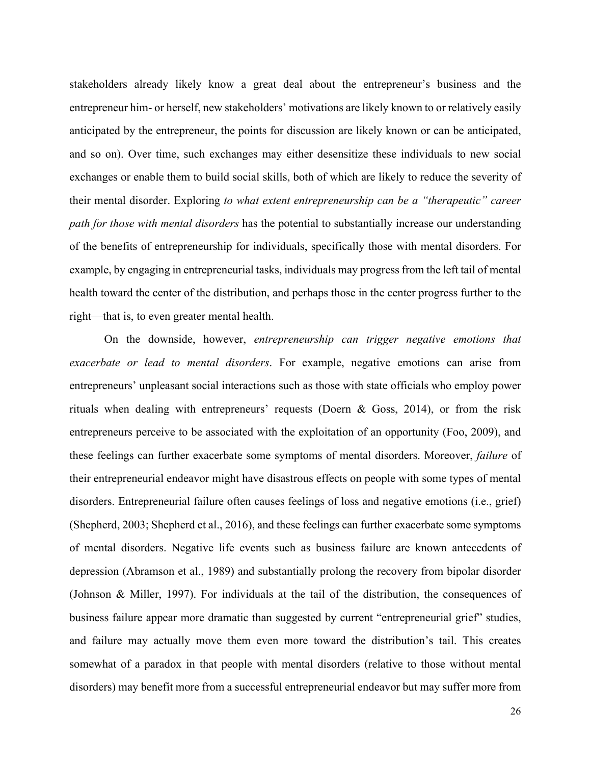stakeholders already likely know a great deal about the entrepreneur's business and the entrepreneur him- or herself, new stakeholders' motivations are likely known to or relatively easily anticipated by the entrepreneur, the points for discussion are likely known or can be anticipated, and so on). Over time, such exchanges may either desensitize these individuals to new social exchanges or enable them to build social skills, both of which are likely to reduce the severity of their mental disorder. Exploring *to what extent entrepreneurship can be a "therapeutic" career path for those with mental disorders* has the potential to substantially increase our understanding of the benefits of entrepreneurship for individuals, specifically those with mental disorders. For example, by engaging in entrepreneurial tasks, individuals may progress from the left tail of mental health toward the center of the distribution, and perhaps those in the center progress further to the right—that is, to even greater mental health.

On the downside, however, *entrepreneurship can trigger negative emotions that exacerbate or lead to mental disorders*. For example, negative emotions can arise from entrepreneurs' unpleasant social interactions such as those with state officials who employ power rituals when dealing with entrepreneurs' requests (Doern & Goss, 2014), or from the risk entrepreneurs perceive to be associated with the exploitation of an opportunity (Foo, 2009), and these feelings can further exacerbate some symptoms of mental disorders. Moreover, *failure* of their entrepreneurial endeavor might have disastrous effects on people with some types of mental disorders. Entrepreneurial failure often causes feelings of loss and negative emotions (i.e., grief) (Shepherd, 2003; Shepherd et al., 2016), and these feelings can further exacerbate some symptoms of mental disorders. Negative life events such as business failure are known antecedents of depression (Abramson et al., 1989) and substantially prolong the recovery from bipolar disorder (Johnson & Miller, 1997). For individuals at the tail of the distribution, the consequences of business failure appear more dramatic than suggested by current "entrepreneurial grief" studies, and failure may actually move them even more toward the distribution's tail. This creates somewhat of a paradox in that people with mental disorders (relative to those without mental disorders) may benefit more from a successful entrepreneurial endeavor but may suffer more from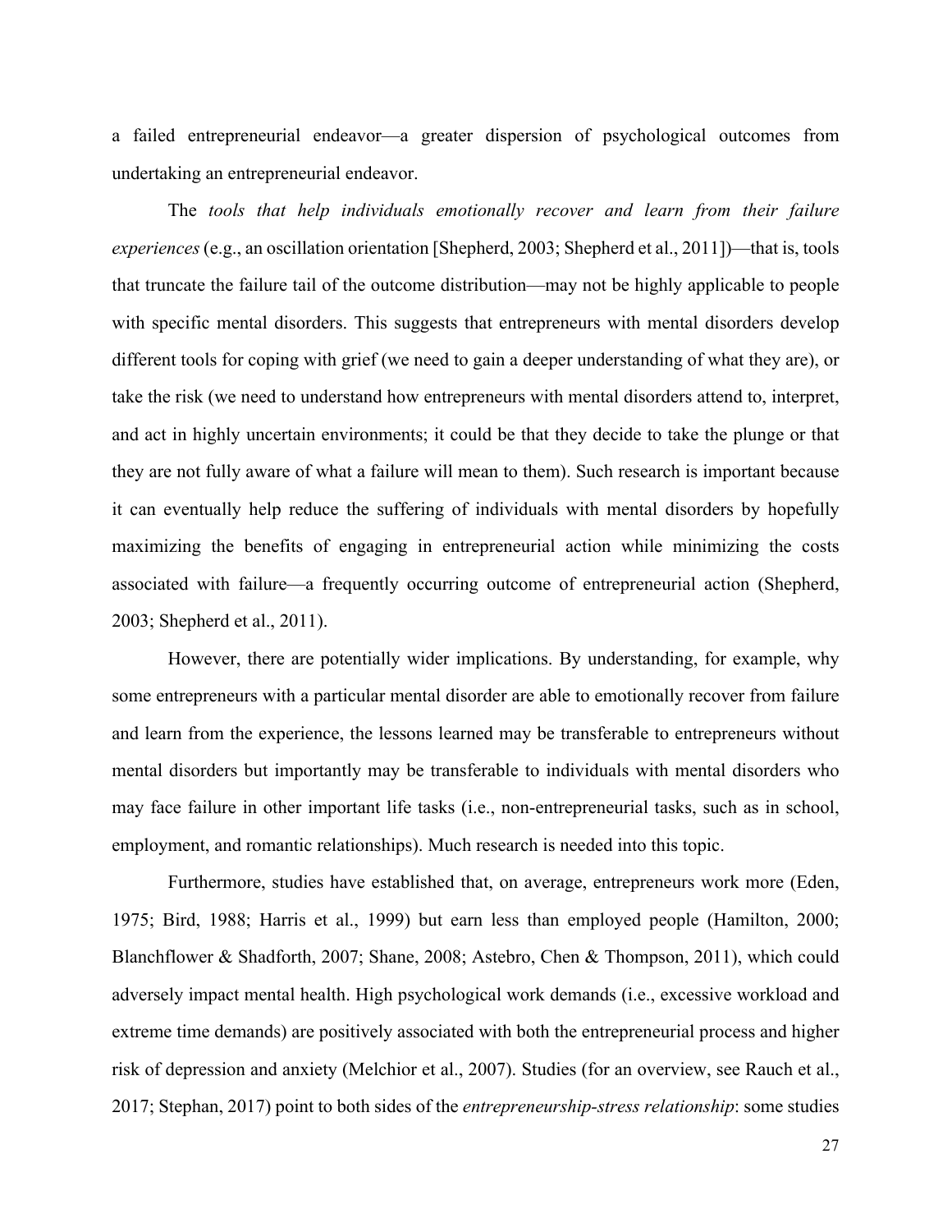a failed entrepreneurial endeavor—a greater dispersion of psychological outcomes from undertaking an entrepreneurial endeavor.

The *tools that help individuals emotionally recover and learn from their failure experiences* (e.g., an oscillation orientation [Shepherd, 2003; Shepherd et al., 2011])—that is, tools that truncate the failure tail of the outcome distribution—may not be highly applicable to people with specific mental disorders. This suggests that entrepreneurs with mental disorders develop different tools for coping with grief (we need to gain a deeper understanding of what they are), or take the risk (we need to understand how entrepreneurs with mental disorders attend to, interpret, and act in highly uncertain environments; it could be that they decide to take the plunge or that they are not fully aware of what a failure will mean to them). Such research is important because it can eventually help reduce the suffering of individuals with mental disorders by hopefully maximizing the benefits of engaging in entrepreneurial action while minimizing the costs associated with failure—a frequently occurring outcome of entrepreneurial action (Shepherd, 2003; Shepherd et al., 2011).

However, there are potentially wider implications. By understanding, for example, why some entrepreneurs with a particular mental disorder are able to emotionally recover from failure and learn from the experience, the lessons learned may be transferable to entrepreneurs without mental disorders but importantly may be transferable to individuals with mental disorders who may face failure in other important life tasks (i.e., non-entrepreneurial tasks, such as in school, employment, and romantic relationships). Much research is needed into this topic.

Furthermore, studies have established that, on average, entrepreneurs work more (Eden, 1975; Bird, 1988; Harris et al., 1999) but earn less than employed people (Hamilton, 2000; Blanchflower & Shadforth, 2007; Shane, 2008; Astebro, Chen & Thompson, 2011), which could adversely impact mental health. High psychological work demands (i.e., excessive workload and extreme time demands) are positively associated with both the entrepreneurial process and higher risk of depression and anxiety (Melchior et al., 2007). Studies (for an overview, see Rauch et al., 2017; Stephan, 2017) point to both sides of the *entrepreneurship-stress relationship*: some studies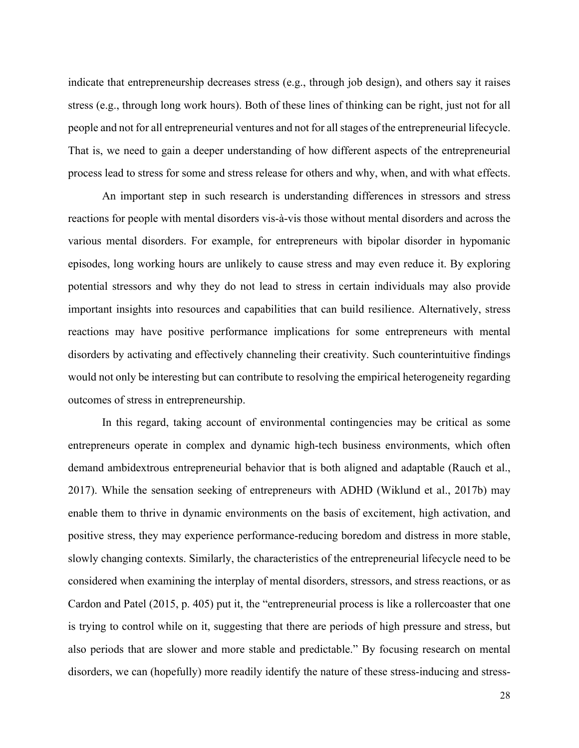indicate that entrepreneurship decreases stress (e.g., through job design), and others say it raises stress (e.g., through long work hours). Both of these lines of thinking can be right, just not for all people and not for all entrepreneurial ventures and not for all stages of the entrepreneurial lifecycle. That is, we need to gain a deeper understanding of how different aspects of the entrepreneurial process lead to stress for some and stress release for others and why, when, and with what effects.

An important step in such research is understanding differences in stressors and stress reactions for people with mental disorders vis-à-vis those without mental disorders and across the various mental disorders. For example, for entrepreneurs with bipolar disorder in hypomanic episodes, long working hours are unlikely to cause stress and may even reduce it. By exploring potential stressors and why they do not lead to stress in certain individuals may also provide important insights into resources and capabilities that can build resilience. Alternatively, stress reactions may have positive performance implications for some entrepreneurs with mental disorders by activating and effectively channeling their creativity. Such counterintuitive findings would not only be interesting but can contribute to resolving the empirical heterogeneity regarding outcomes of stress in entrepreneurship.

In this regard, taking account of environmental contingencies may be critical as some entrepreneurs operate in complex and dynamic high-tech business environments, which often demand ambidextrous entrepreneurial behavior that is both aligned and adaptable (Rauch et al., 2017). While the sensation seeking of entrepreneurs with ADHD (Wiklund et al., 2017b) may enable them to thrive in dynamic environments on the basis of excitement, high activation, and positive stress, they may experience performance-reducing boredom and distress in more stable, slowly changing contexts. Similarly, the characteristics of the entrepreneurial lifecycle need to be considered when examining the interplay of mental disorders, stressors, and stress reactions, or as Cardon and Patel (2015, p. 405) put it, the "entrepreneurial process is like a rollercoaster that one is trying to control while on it, suggesting that there are periods of high pressure and stress, but also periods that are slower and more stable and predictable." By focusing research on mental disorders, we can (hopefully) more readily identify the nature of these stress-inducing and stress-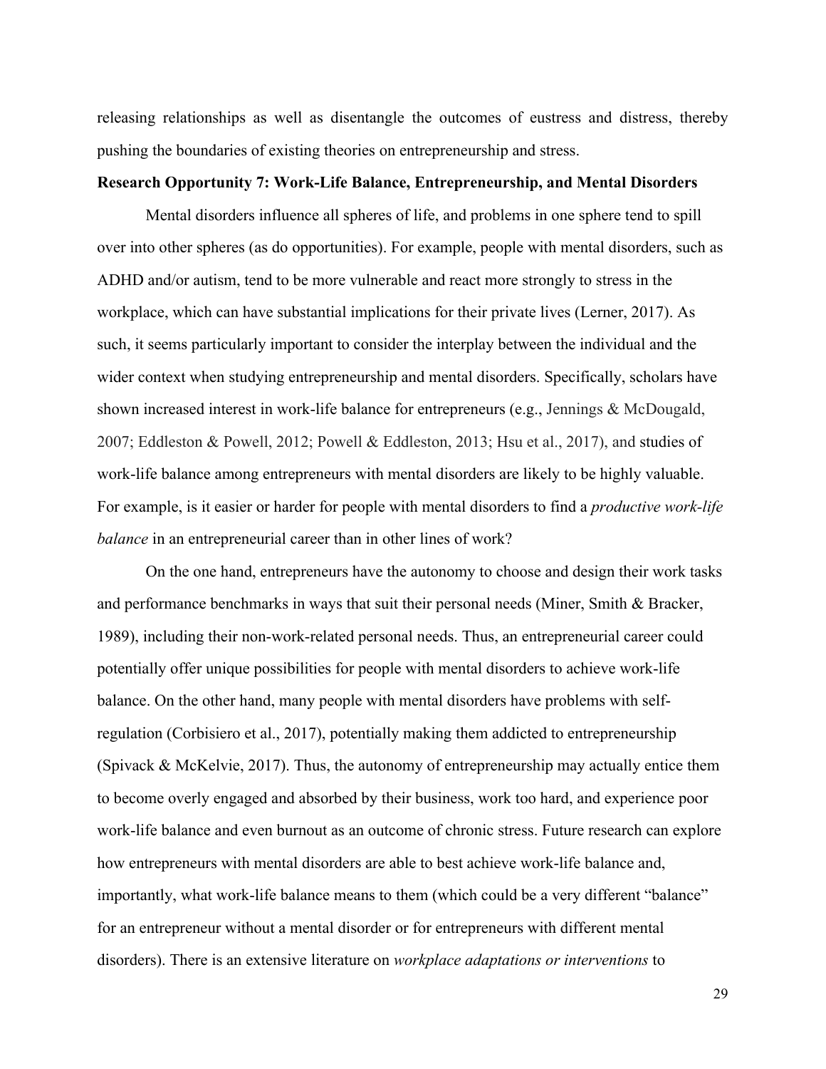releasing relationships as well as disentangle the outcomes of eustress and distress, thereby pushing the boundaries of existing theories on entrepreneurship and stress.

**Research Opportunity 7: Work-Life Balance, Entrepreneurship, and Mental Disorders**

Mental disorders influence all spheres of life, and problems in one sphere tend to spill over into other spheres (as do opportunities). For example, people with mental disorders, such as ADHD and/or autism, tend to be more vulnerable and react more strongly to stress in the workplace, which can have substantial implications for their private lives (Lerner, 2017). As such, it seems particularly important to consider the interplay between the individual and the wider context when studying entrepreneurship and mental disorders. Specifically, scholars have shown increased interest in work-life balance for entrepreneurs (e.g., Jennings & McDougald, 2007; Eddleston & Powell, 2012; Powell & Eddleston, 2013; Hsu et al., 2017), and studies of work-life balance among entrepreneurs with mental disorders are likely to be highly valuable. For example, is it easier or harder for people with mental disorders to find a *productive work-life balance* in an entrepreneurial career than in other lines of work?

On the one hand, entrepreneurs have the autonomy to choose and design their work tasks and performance benchmarks in ways that suit their personal needs (Miner, Smith & Bracker, 1989), including their non-work-related personal needs. Thus, an entrepreneurial career could potentially offer unique possibilities for people with mental disorders to achieve work-life balance. On the other hand, many people with mental disorders have problems with self-regulation (Corbisiero et al., 2017), potentially making them addicted to entrepreneurship (Spivack & McKelvie, 2017). Thus, the autonomy of entrepreneurship may actually entice them to become overly engaged and absorbed by their business, work too hard, and experience poor work-life balance and even burnout as an outcome of chronic stress. Future research can explore how entrepreneurs with mental disorders are able to best achieve work-life balance and, importantly, what work-life balance means to them (which could be a very different "balance" for an entrepreneur without a mental disorder or for entrepreneurs with different mental disorders). There is an extensive literature on *workplace adaptations or interventions* to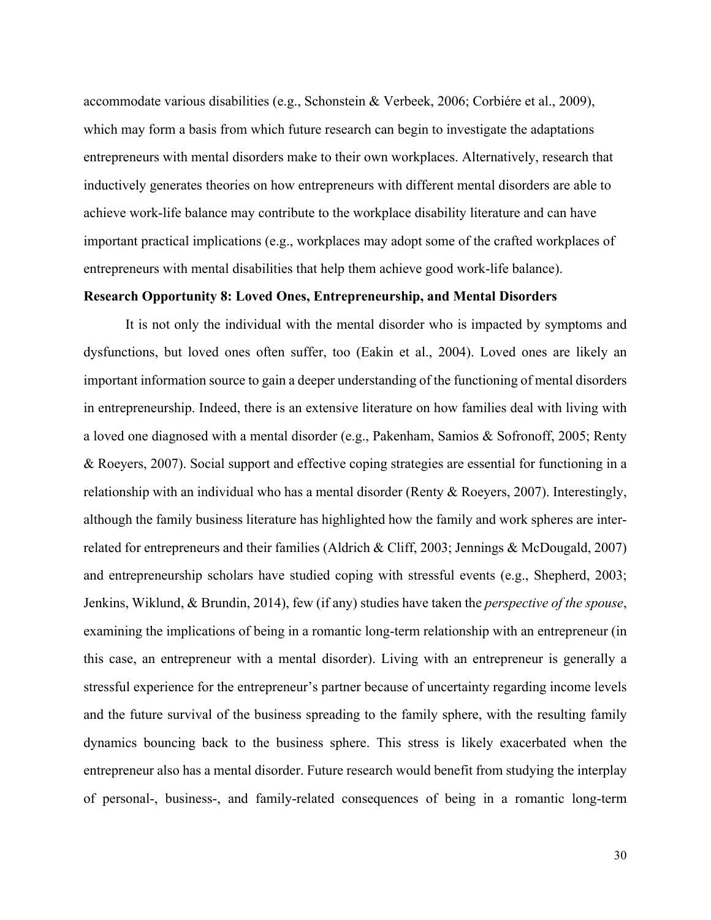accommodate various disabilities (e.g., Schonstein & Verbeek, 2006; Corbiére et al., 2009), which may form a basis from which future research can begin to investigate the adaptations entrepreneurs with mental disorders make to their own workplaces. Alternatively, research that inductively generates theories on how entrepreneurs with different mental disorders are able to achieve work-life balance may contribute to the workplace disability literature and can have important practical implications (e.g., workplaces may adopt some of the crafted workplaces of entrepreneurs with mental disabilities that help them achieve good work-life balance).

**Research Opportunity 8: Loved Ones, Entrepreneurship, and Mental Disorders**

It is not only the individual with the mental disorder who is impacted by symptoms and dysfunctions, but loved ones often suffer, too (Eakin et al., 2004). Loved ones are likely an important information source to gain a deeper understanding of the functioning of mental disorders in entrepreneurship. Indeed, there is an extensive literature on how families deal with living with a loved one diagnosed with a mental disorder (e.g., Pakenham, Samios & Sofronoff, 2005; Renty & Roeyers, 2007). Social support and effective coping strategies are essential for functioning in a relationship with an individual who has a mental disorder (Renty & Roeyers, 2007). Interestingly, although the family business literature has highlighted how the family and work spheres are inter-related for entrepreneurs and their families (Aldrich & Cliff, 2003; Jennings & McDougald, 2007) and entrepreneurship scholars have studied coping with stressful events (e.g., Shepherd, 2003; Jenkins, Wiklund, & Brundin, 2014), few (if any) studies have taken the *perspective of the spouse*, examining the implications of being in a romantic long-term relationship with an entrepreneur (in this case, an entrepreneur with a mental disorder). Living with an entrepreneur is generally a stressful experience for the entrepreneur's partner because of uncertainty regarding income levels and the future survival of the business spreading to the family sphere, with the resulting family dynamics bouncing back to the business sphere. This stress is likely exacerbated when the entrepreneur also has a mental disorder. Future research would benefit from studying the interplay of personal-, business-, and family-related consequences of being in a romantic long-term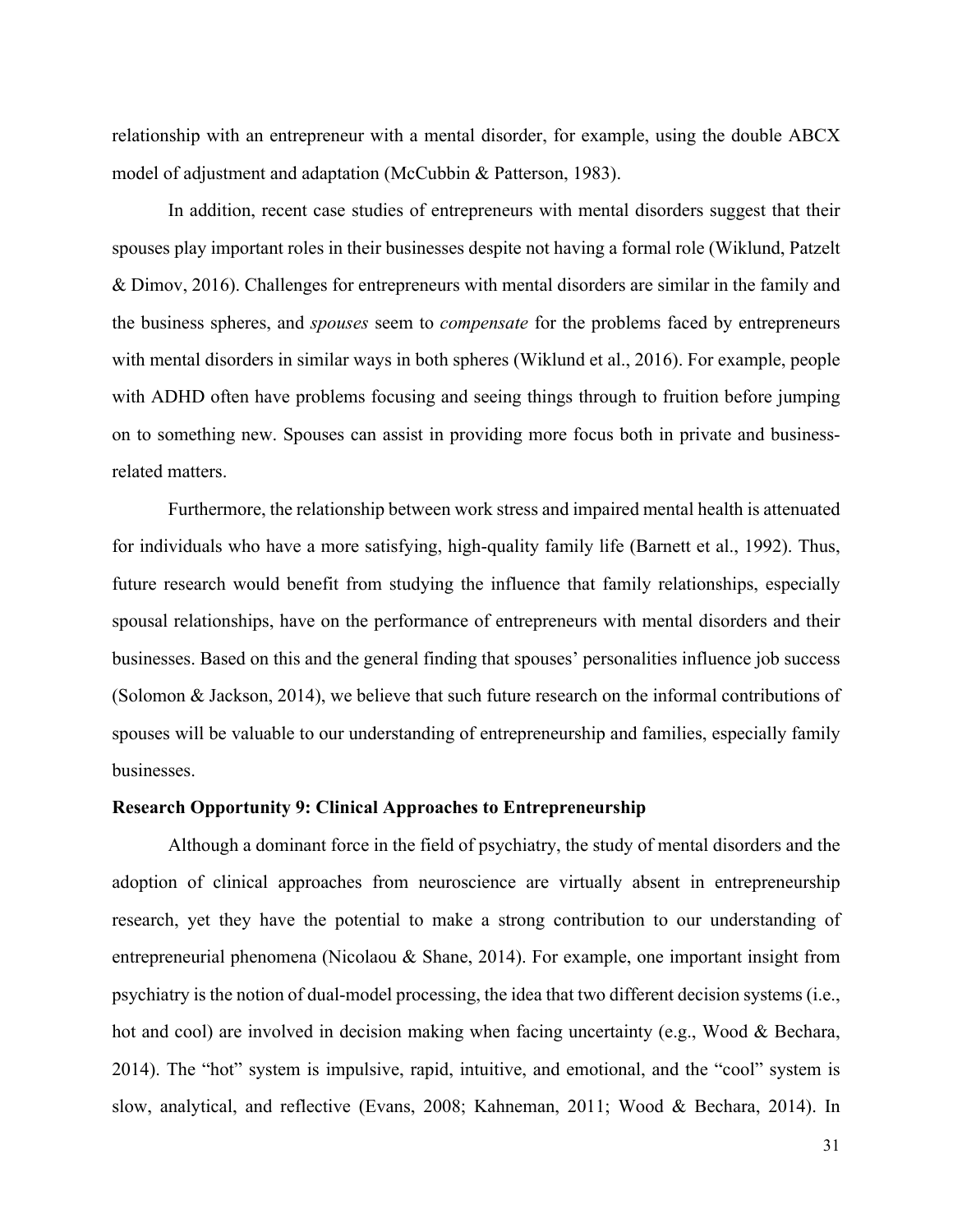relationship with an entrepreneur with a mental disorder, for example, using the double ABCX model of adjustment and adaptation (McCubbin & Patterson, 1983).

In addition, recent case studies of entrepreneurs with mental disorders suggest that their spouses play important roles in their businesses despite not having a formal role (Wiklund, Patzelt & Dimov, 2016). Challenges for entrepreneurs with mental disorders are similar in the family and the business spheres, and *spouses* seem to *compensate* for the problems faced by entrepreneurs with mental disorders in similar ways in both spheres (Wiklund et al., 2016). For example, people with ADHD often have problems focusing and seeing things through to fruition before jumping on to something new. Spouses can assist in providing more focus both in private and business-related matters.

Furthermore, the relationship between work stress and impaired mental health is attenuated for individuals who have a more satisfying, high-quality family life (Barnett et al., 1992). Thus, future research would benefit from studying the influence that family relationships, especially spousal relationships, have on the performance of entrepreneurs with mental disorders and their businesses. Based on this and the general finding that spouses' personalities influence job success (Solomon & Jackson, 2014), we believe that such future research on the informal contributions of spouses will be valuable to our understanding of entrepreneurship and families, especially family businesses.

**Research Opportunity 9: Clinical Approaches to Entrepreneurship**

Although a dominant force in the field of psychiatry, the study of mental disorders and the adoption of clinical approaches from neuroscience are virtually absent in entrepreneurship research, yet they have the potential to make a strong contribution to our understanding of entrepreneurial phenomena (Nicolaou & Shane, 2014). For example, one important insight from psychiatry is the notion of dual-model processing, the idea that two different decision systems (i.e., hot and cool) are involved in decision making when facing uncertainty (e.g., Wood & Bechara, 2014). The "hot" system is impulsive, rapid, intuitive, and emotional, and the "cool" system is slow, analytical, and reflective (Evans, 2008; Kahneman, 2011; Wood & Bechara, 2014). In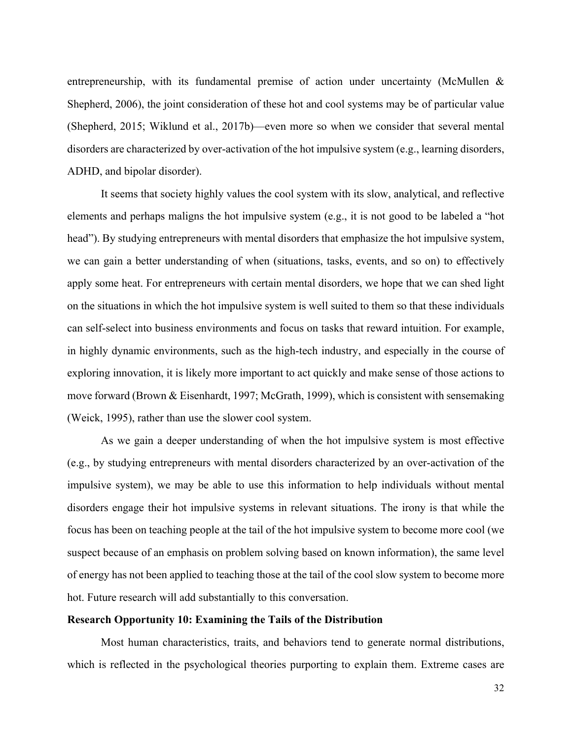entrepreneurship, with its fundamental premise of action under uncertainty (McMullen & Shepherd, 2006), the joint consideration of these hot and cool systems may be of particular value (Shepherd, 2015; Wiklund et al., 2017b)—even more so when we consider that several mental disorders are characterized by over-activation of the hot impulsive system (e.g., learning disorders, ADHD, and bipolar disorder).

It seems that society highly values the cool system with its slow, analytical, and reflective elements and perhaps maligns the hot impulsive system (e.g., it is not good to be labeled a "hot head"). By studying entrepreneurs with mental disorders that emphasize the hot impulsive system, we can gain a better understanding of when (situations, tasks, events, and so on) to effectively apply some heat. For entrepreneurs with certain mental disorders, we hope that we can shed light on the situations in which the hot impulsive system is well suited to them so that these individuals can self-select into business environments and focus on tasks that reward intuition. For example, in highly dynamic environments, such as the high-tech industry, and especially in the course of exploring innovation, it is likely more important to act quickly and make sense of those actions to move forward (Brown & Eisenhardt, 1997; McGrath, 1999), which is consistent with sensemaking (Weick, 1995), rather than use the slower cool system.

As we gain a deeper understanding of when the hot impulsive system is most effective (e.g., by studying entrepreneurs with mental disorders characterized by an over-activation of the impulsive system), we may be able to use this information to help individuals without mental disorders engage their hot impulsive systems in relevant situations. The irony is that while the focus has been on teaching people at the tail of the hot impulsive system to become more cool (we suspect because of an emphasis on problem solving based on known information), the same level of energy has not been applied to teaching those at the tail of the cool slow system to become more hot. Future research will add substantially to this conversation.

**Research Opportunity 10: Examining the Tails of the Distribution**

Most human characteristics, traits, and behaviors tend to generate normal distributions, which is reflected in the psychological theories purporting to explain them. Extreme cases are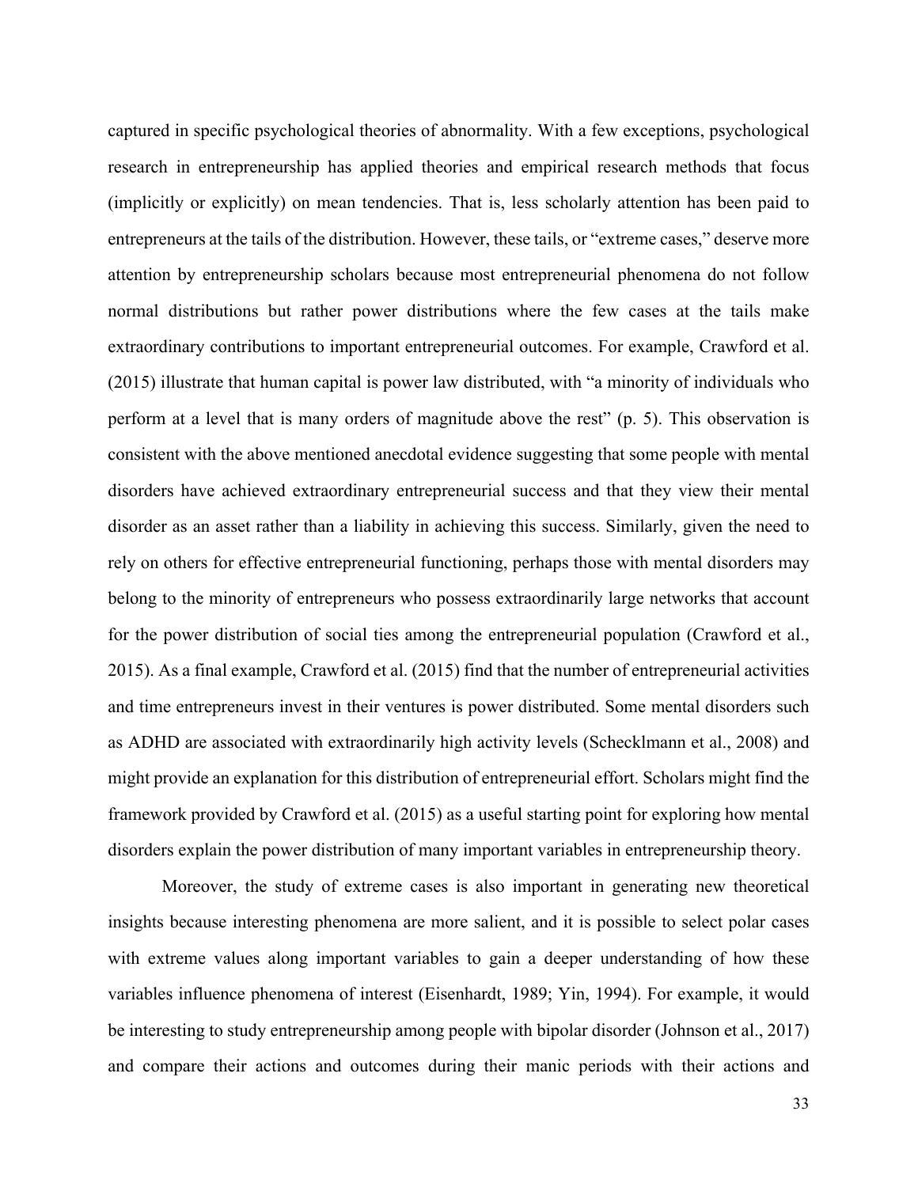captured in specific psychological theories of abnormality. With a few exceptions, psychological research in entrepreneurship has applied theories and empirical research methods that focus (implicitly or explicitly) on mean tendencies. That is, less scholarly attention has been paid to entrepreneurs at the tails of the distribution. However, these tails, or "extreme cases," deserve more attention by entrepreneurship scholars because most entrepreneurial phenomena do not follow normal distributions but rather power distributions where the few cases at the tails make extraordinary contributions to important entrepreneurial outcomes. For example, Crawford et al. (2015) illustrate that human capital is power law distributed, with "a minority of individuals who perform at a level that is many orders of magnitude above the rest" (p. 5). This observation is consistent with the above mentioned anecdotal evidence suggesting that some people with mental disorders have achieved extraordinary entrepreneurial success and that they view their mental disorder as an asset rather than a liability in achieving this success. Similarly, given the need to rely on others for effective entrepreneurial functioning, perhaps those with mental disorders may belong to the minority of entrepreneurs who possess extraordinarily large networks that account for the power distribution of social ties among the entrepreneurial population (Crawford et al., 2015). As a final example, Crawford et al. (2015) find that the number of entrepreneurial activities and time entrepreneurs invest in their ventures is power distributed. Some mental disorders such as ADHD are associated with extraordinarily high activity levels (Schecklmann et al., 2008) and might provide an explanation for this distribution of entrepreneurial effort. Scholars might find the framework provided by Crawford et al. (2015) as a useful starting point for exploring how mental disorders explain the power distribution of many important variables in entrepreneurship theory.

Moreover, the study of extreme cases is also important in generating new theoretical insights because interesting phenomena are more salient, and it is possible to select polar cases with extreme values along important variables to gain a deeper understanding of how these variables influence phenomena of interest (Eisenhardt, 1989; Yin, 1994). For example, it would be interesting to study entrepreneurship among people with bipolar disorder (Johnson et al., 2017) and compare their actions and outcomes during their manic periods with their actions and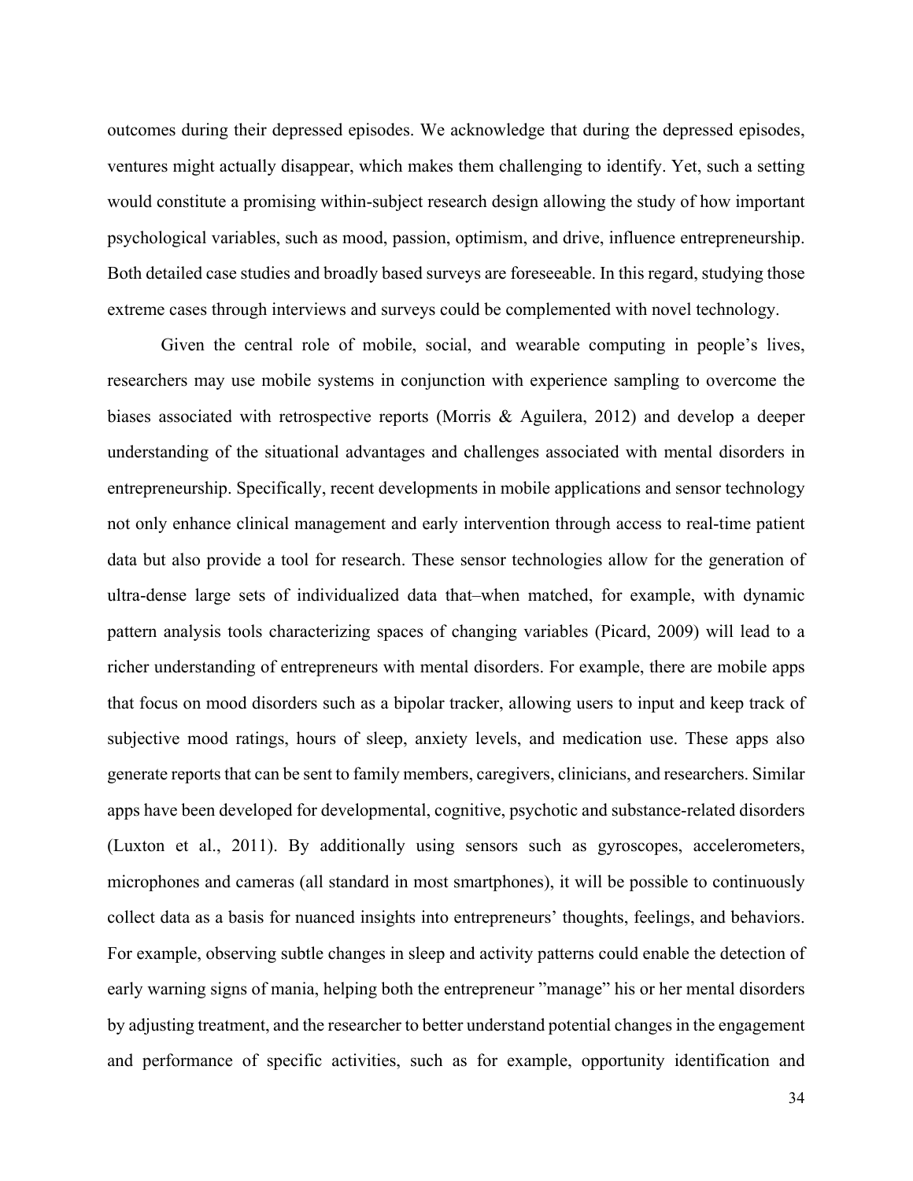outcomes during their depressed episodes. We acknowledge that during the depressed episodes, ventures might actually disappear, which makes them challenging to identify. Yet, such a setting would constitute a promising within-subject research design allowing the study of how important psychological variables, such as mood, passion, optimism, and drive, influence entrepreneurship. Both detailed case studies and broadly based surveys are foreseeable. In this regard, studying those extreme cases through interviews and surveys could be complemented with novel technology.

Given the central role of mobile, social, and wearable computing in people's lives, researchers may use mobile systems in conjunction with experience sampling to overcome the biases associated with retrospective reports (Morris & Aguilera, 2012) and develop a deeper understanding of the situational advantages and challenges associated with mental disorders in entrepreneurship. Specifically, recent developments in mobile applications and sensor technology not only enhance clinical management and early intervention through access to real-time patient data but also provide a tool for research. These sensor technologies allow for the generation of ultra-dense large sets of individualized data that–when matched, for example, with dynamic pattern analysis tools characterizing spaces of changing variables (Picard, 2009) will lead to a richer understanding of entrepreneurs with mental disorders. For example, there are mobile apps that focus on mood disorders such as a bipolar tracker, allowing users to input and keep track of subjective mood ratings, hours of sleep, anxiety levels, and medication use. These apps also generate reports that can be sent to family members, caregivers, clinicians, and researchers. Similar apps have been developed for developmental, cognitive, psychotic and substance-related disorders (Luxton et al., 2011). By additionally using sensors such as gyroscopes, accelerometers, microphones and cameras (all standard in most smartphones), it will be possible to continuously collect data as a basis for nuanced insights into entrepreneurs' thoughts, feelings, and behaviors. For example, observing subtle changes in sleep and activity patterns could enable the detection of early warning signs of mania, helping both the entrepreneur "manage" his or her mental disorders by adjusting treatment, and the researcher to better understand potential changes in the engagement and performance of specific activities, such as for example, opportunity identification and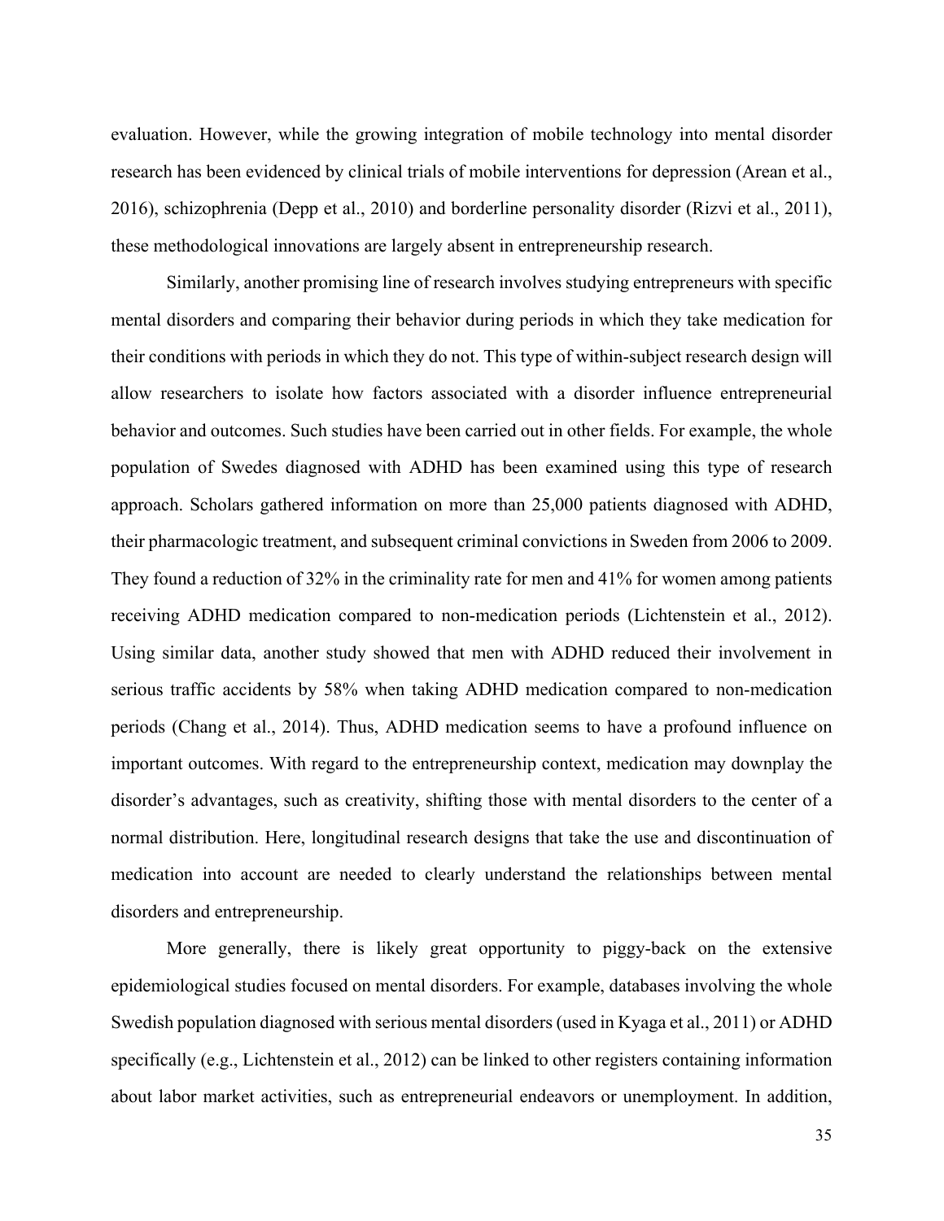evaluation. However, while the growing integration of mobile technology into mental disorder research has been evidenced by clinical trials of mobile interventions for depression (Arean et al., 2016), schizophrenia (Depp et al., 2010) and borderline personality disorder (Rizvi et al., 2011), these methodological innovations are largely absent in entrepreneurship research.

Similarly, another promising line of research involves studying entrepreneurs with specific mental disorders and comparing their behavior during periods in which they take medication for their conditions with periods in which they do not. This type of within-subject research design will allow researchers to isolate how factors associated with a disorder influence entrepreneurial behavior and outcomes. Such studies have been carried out in other fields. For example, the whole population of Swedes diagnosed with ADHD has been examined using this type of research approach. Scholars gathered information on more than 25,000 patients diagnosed with ADHD, their pharmacologic treatment, and subsequent criminal convictions in Sweden from 2006 to 2009. They found a reduction of 32% in the criminality rate for men and 41% for women among patients receiving ADHD medication compared to non-medication periods (Lichtenstein et al., 2012). Using similar data, another study showed that men with ADHD reduced their involvement in serious traffic accidents by 58% when taking ADHD medication compared to non-medication periods (Chang et al., 2014). Thus, ADHD medication seems to have a profound influence on important outcomes. With regard to the entrepreneurship context, medication may downplay the disorder's advantages, such as creativity, shifting those with mental disorders to the center of a normal distribution. Here, longitudinal research designs that take the use and discontinuation of medication into account are needed to clearly understand the relationships between mental disorders and entrepreneurship.

More generally, there is likely great opportunity to piggy-back on the extensive epidemiological studies focused on mental disorders. For example, databases involving the whole Swedish population diagnosed with serious mental disorders (used in Kyaga et al., 2011) or ADHD specifically (e.g., Lichtenstein et al., 2012) can be linked to other registers containing information about labor market activities, such as entrepreneurial endeavors or unemployment. In addition,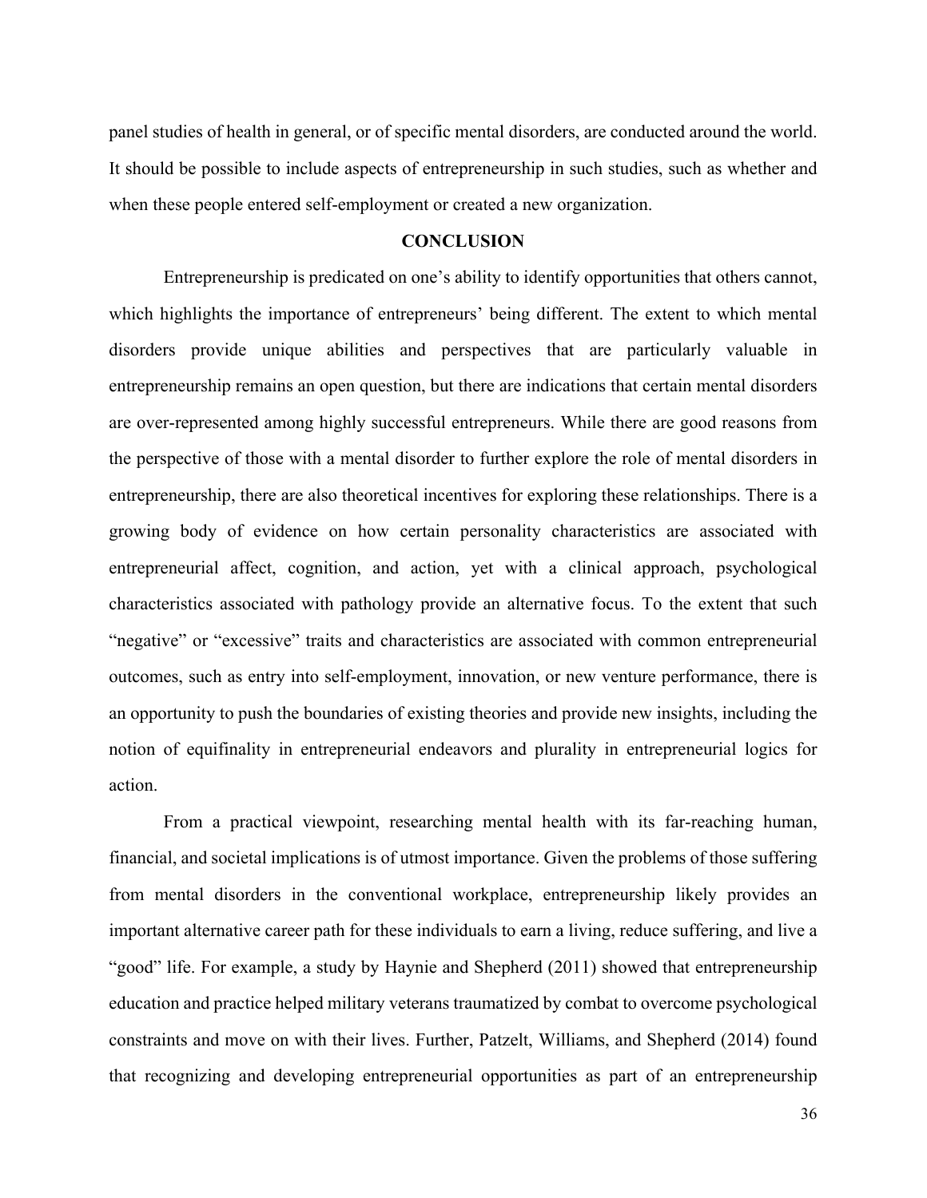panel studies of health in general, or of specific mental disorders, are conducted around the world. It should be possible to include aspects of entrepreneurship in such studies, such as whether and when these people entered self-employment or created a new organization.

## CONCLUSION

Entrepreneurship is predicated on one's ability to identify opportunities that others cannot, which highlights the importance of entrepreneurs' being different. The extent to which mental disorders provide unique abilities and perspectives that are particularly valuable in entrepreneurship remains an open question, but there are indications that certain mental disorders are over-represented among highly successful entrepreneurs. While there are good reasons from the perspective of those with a mental disorder to further explore the role of mental disorders in entrepreneurship, there are also theoretical incentives for exploring these relationships. There is a growing body of evidence on how certain personality characteristics are associated with entrepreneurial affect, cognition, and action, yet with a clinical approach, psychological characteristics associated with pathology provide an alternative focus. To the extent that such "negative" or "excessive" traits and characteristics are associated with common entrepreneurial outcomes, such as entry into self-employment, innovation, or new venture performance, there is an opportunity to push the boundaries of existing theories and provide new insights, including the notion of equifinality in entrepreneurial endeavors and plurality in entrepreneurial logics for action.

From a practical viewpoint, researching mental health with its far-reaching human, financial, and societal implications is of utmost importance. Given the problems of those suffering from mental disorders in the conventional workplace, entrepreneurship likely provides an important alternative career path for these individuals to earn a living, reduce suffering, and live a "good" life. For example, a study by Haynie and Shepherd (2011) showed that entrepreneurship education and practice helped military veterans traumatized by combat to overcome psychological constraints and move on with their lives. Further, Patzelt, Williams, and Shepherd (2014) found that recognizing and developing entrepreneurial opportunities as part of an entrepreneurship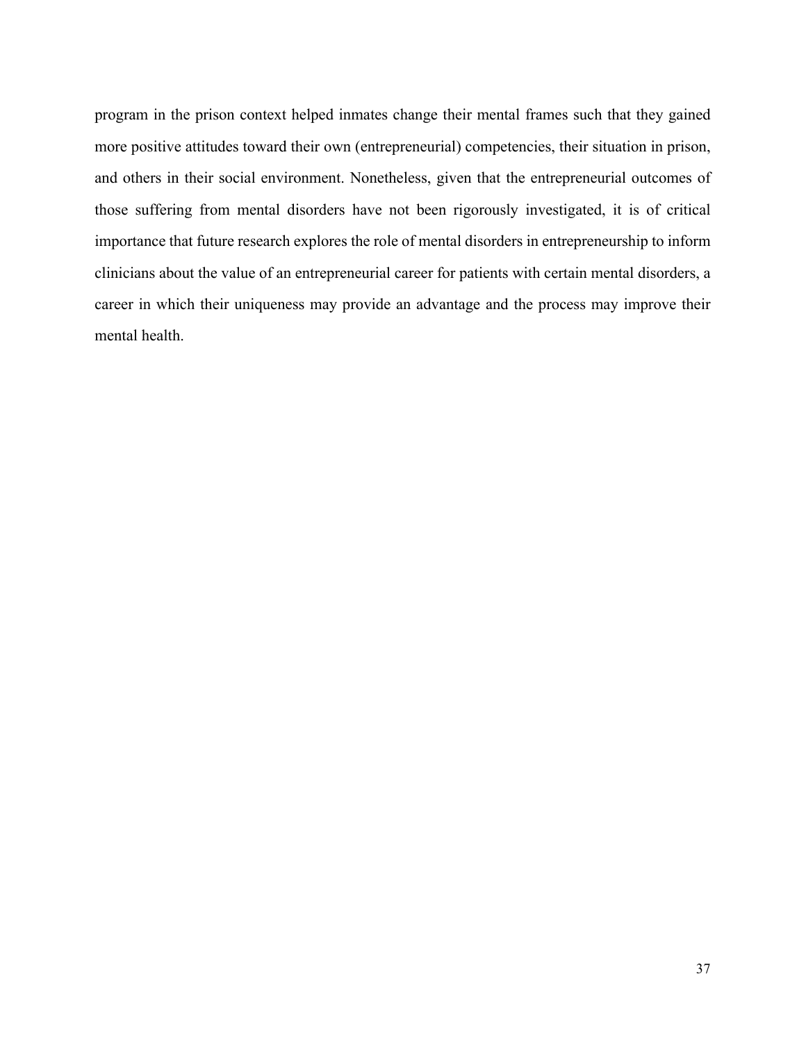program in the prison context helped inmates change their mental frames such that they gained more positive attitudes toward their own (entrepreneurial) competencies, their situation in prison, and others in their social environment. Nonetheless, given that the entrepreneurial outcomes of those suffering from mental disorders have not been rigorously investigated, it is of critical importance that future research explores the role of mental disorders in entrepreneurship to inform clinicians about the value of an entrepreneurial career for patients with certain mental disorders, a career in which their uniqueness may provide an advantage and the process may improve their mental health.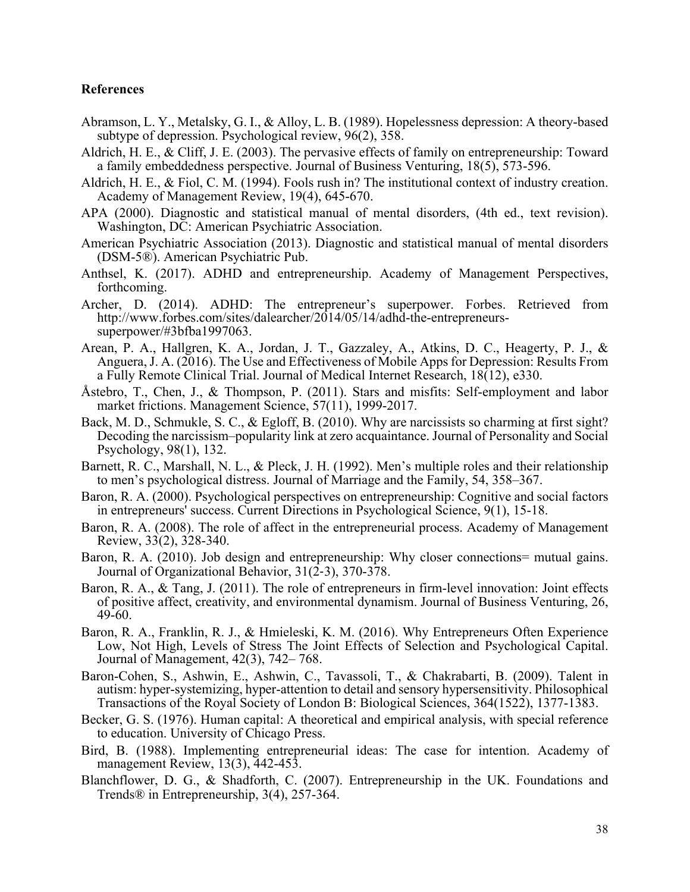**References**

Abramson, L. Y., Metalsky, G. I., & Alloy, L. B. (1989). Hopelessness depression: A theory-based subtype of depression. Psychological review, 96(2), 358.

Aldrich, H. E., & Cliff, J. E. (2003). The pervasive effects of family on entrepreneurship: Toward a family embeddedness perspective. Journal of Business Venturing, 18(5), 573-596.

Aldrich, H. E., & Fiol, C. M. (1994). Fools rush in? The institutional context of industry creation. Academy of Management Review, 19(4), 645-670.

APA (2000). Diagnostic and statistical manual of mental disorders, (4th ed., text revision). Washington, DC: American Psychiatric Association.

American Psychiatric Association (2013). Diagnostic and statistical manual of mental disorders (DSM-5®). American Psychiatric Pub.

Anthsel, K. (2017). ADHD and entrepreneurship. Academy of Management Perspectives, forthcoming.

Archer, D. (2014). ADHD: The entrepreneur's superpower. Forbes. Retrieved from http://www.forbes.com/sites/dalearcher/2014/05/14/adhd-the-entrepreneurs-superpower/#3bfba1997063.

Arean, P. A., Hallgren, K. A., Jordan, J. T., Gazzaley, A., Atkins, D. C., Heagerty, P. J., & Anguera, J. A. (2016). The Use and Effectiveness of Mobile Apps for Depression: Results From a Fully Remote Clinical Trial. Journal of Medical Internet Research, 18(12), e330.

Åstebro, T., Chen, J., & Thompson, P. (2011). Stars and misfits: Self-employment and labor market frictions. Management Science, 57(11), 1999-2017.

Back, M. D., Schmukle, S. C., & Egloff, B. (2010). Why are narcissists so charming at first sight? Decoding the narcissism–popularity link at zero acquaintance. Journal of Personality and Social Psychology, 98(1), 132.

Barnett, R. C., Marshall, N. L., & Pleck, J. H. (1992). Men's multiple roles and their relationship to men's psychological distress. Journal of Marriage and the Family, 54, 358–367.

Baron, R. A. (2000). Psychological perspectives on entrepreneurship: Cognitive and social factors in entrepreneurs' success. Current Directions in Psychological Science, 9(1), 15-18.

Baron, R. A. (2008). The role of affect in the entrepreneurial process. Academy of Management Review, 33(2), 328-340.

Baron, R. A. (2010). Job design and entrepreneurship: Why closer connections= mutual gains. Journal of Organizational Behavior, 31(2-3), 370-378.

Baron, R. A., & Tang, J. (2011). The role of entrepreneurs in firm-level innovation: Joint effects of positive affect, creativity, and environmental dynamism. Journal of Business Venturing, 26, 49-60.

Baron, R. A., Franklin, R. J., & Hmieleski, K. M. (2016). Why Entrepreneurs Often Experience Low, Not High, Levels of Stress The Joint Effects of Selection and Psychological Capital. Journal of Management, 42(3), 742– 768.

Baron-Cohen, S., Ashwin, E., Ashwin, C., Tavassoli, T., & Chakrabarti, B. (2009). Talent in autism: hyper-systemizing, hyper-attention to detail and sensory hypersensitivity. Philosophical Transactions of the Royal Society of London B: Biological Sciences, 364(1522), 1377-1383.

Becker, G. S. (1976). Human capital: A theoretical and empirical analysis, with special reference to education. University of Chicago Press.

Bird, B. (1988). Implementing entrepreneurial ideas: The case for intention. Academy of management Review, 13(3), 442-453.

Blanchflower, D. G., & Shadforth, C. (2007). Entrepreneurship in the UK. Foundations and Trends® in Entrepreneurship, 3(4), 257-364.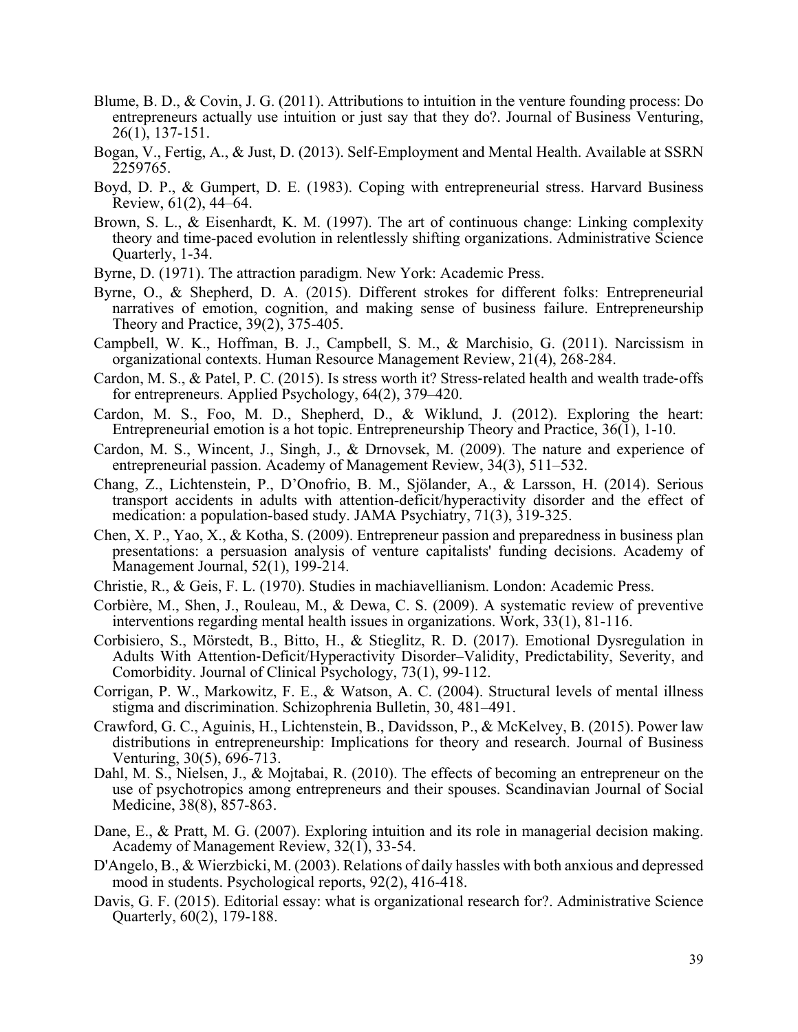Blume, B. D., & Covin, J. G. (2011). Attributions to intuition in the venture founding process: Do entrepreneurs actually use intuition or just say that they do?. Journal of Business Venturing, 26(1), 137-151.

Bogan, V., Fertig, A., & Just, D. (2013). Self-Employment and Mental Health. Available at SSRN 2259765.

Boyd, D. P., & Gumpert, D. E. (1983). Coping with entrepreneurial stress. Harvard Business Review, 61(2), 44–64.

Brown, S. L., & Eisenhardt, K. M. (1997). The art of continuous change: Linking complexity theory and time-paced evolution in relentlessly shifting organizations. Administrative Science Quarterly, 1-34.

Byrne, D. (1971). The attraction paradigm. New York: Academic Press.

Byrne, O., & Shepherd, D. A. (2015). Different strokes for different folks: Entrepreneurial narratives of emotion, cognition, and making sense of business failure. Entrepreneurship Theory and Practice, 39(2), 375-405.

Campbell, W. K., Hoffman, B. J., Campbell, S. M., & Marchisio, G. (2011). Narcissism in organizational contexts. Human Resource Management Review, 21(4), 268-284.

Cardon, M. S., & Patel, P. C. (2015). Is stress worth it? Stress-related health and wealth trade-offs for entrepreneurs. Applied Psychology, 64(2), 379–420.

Cardon, M. S., Foo, M. D., Shepherd, D., & Wiklund, J. (2012). Exploring the heart: Entrepreneurial emotion is a hot topic. Entrepreneurship Theory and Practice, 36(1), 1-10.

Cardon, M. S., Wincent, J., Singh, J., & Drnovsek, M. (2009). The nature and experience of entrepreneurial passion. Academy of Management Review, 34(3), 511–532.

Chang, Z., Lichtenstein, P., D'Onofrio, B. M., Sjölander, A., & Larsson, H. (2014). Serious transport accidents in adults with attention-deficit/hyperactivity disorder and the effect of medication: a population-based study. JAMA Psychiatry, 71(3), 319-325.

Chen, X. P., Yao, X., & Kotha, S. (2009). Entrepreneur passion and preparedness in business plan presentations: a persuasion analysis of venture capitalists' funding decisions. Academy of Management Journal, 52(1), 199-214.

Christie, R., & Geis, F. L. (1970). Studies in machiavellianism. London: Academic Press.

Corbière, M., Shen, J., Rouleau, M., & Dewa, C. S. (2009). A systematic review of preventive interventions regarding mental health issues in organizations. Work, 33(1), 81-116.

Corbisiero, S., Mörstedt, B., Bitto, H., & Stieglitz, R. D. (2017). Emotional Dysregulation in Adults With Attention-Deficit/Hyperactivity Disorder–Validity, Predictability, Severity, and Comorbidity. Journal of Clinical Psychology, 73(1), 99-112.

Corrigan, P. W., Markowitz, F. E., & Watson, A. C. (2004). Structural levels of mental illness stigma and discrimination. Schizophrenia Bulletin, 30, 481–491.

Crawford, G. C., Aguinis, H., Lichtenstein, B., Davidsson, P., & McKelvey, B. (2015). Power law distributions in entrepreneurship: Implications for theory and research. Journal of Business Venturing, 30(5), 696-713.

Dahl, M. S., Nielsen, J., & Mojtabai, R. (2010). The effects of becoming an entrepreneur on the use of psychotropics among entrepreneurs and their spouses. Scandinavian Journal of Social Medicine, 38(8), 857-863.

Dane, E., & Pratt, M. G. (2007). Exploring intuition and its role in managerial decision making. Academy of Management Review, 32(1), 33-54.

D'Angelo, B., & Wierzbicki, M. (2003). Relations of daily hassles with both anxious and depressed mood in students. Psychological reports, 92(2), 416-418.

Davis, G. F. (2015). Editorial essay: what is organizational research for?. Administrative Science Quarterly, 60(2), 179-188.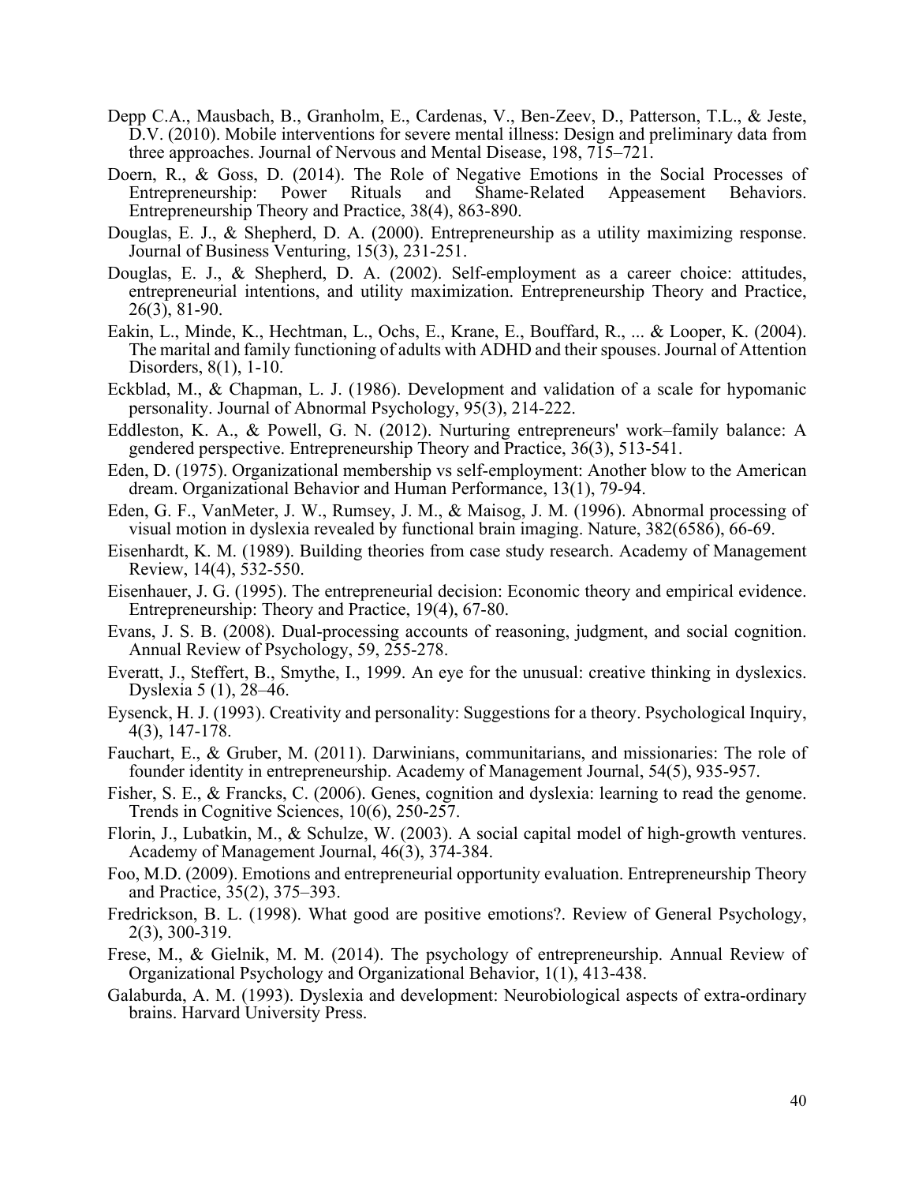Depp C.A., Mausbach, B., Granholm, E., Cardenas, V., Ben-Zeev, D., Patterson, T.L., & Jeste, D.V. (2010). Mobile interventions for severe mental illness: Design and preliminary data from three approaches. Journal of Nervous and Mental Disease, 198, 715–721.

Doern, R., & Goss, D. (2014). The Role of Negative Emotions in the Social Processes of Entrepreneurship: Power Rituals and Shame‐Related Appeasement Behaviors. Entrepreneurship Theory and Practice, 38(4), 863-890.

Douglas, E. J., & Shepherd, D. A. (2000). Entrepreneurship as a utility maximizing response. Journal of Business Venturing, 15(3), 231-251.

Douglas, E. J., & Shepherd, D. A. (2002). Self-employment as a career choice: attitudes, entrepreneurial intentions, and utility maximization. Entrepreneurship Theory and Practice, 26(3), 81-90.

Eakin, L., Minde, K., Hechtman, L., Ochs, E., Krane, E., Bouffard, R., ... & Looper, K. (2004). The marital and family functioning of adults with ADHD and their spouses. Journal of Attention Disorders, 8(1), 1-10.

Eckblad, M., & Chapman, L. J. (1986). Development and validation of a scale for hypomanic personality. Journal of Abnormal Psychology, 95(3), 214-222.

Eddleston, K. A., & Powell, G. N. (2012). Nurturing entrepreneurs' work–family balance: A gendered perspective. Entrepreneurship Theory and Practice, 36(3), 513-541.

Eden, D. (1975). Organizational membership vs self-employment: Another blow to the American dream. Organizational Behavior and Human Performance, 13(1), 79-94.

Eden, G. F., VanMeter, J. W., Rumsey, J. M., & Maisog, J. M. (1996). Abnormal processing of visual motion in dyslexia revealed by functional brain imaging. Nature, 382(6586), 66-69.

Eisenhardt, K. M. (1989). Building theories from case study research. Academy of Management Review, 14(4), 532-550.

Eisenhauer, J. G. (1995). The entrepreneurial decision: Economic theory and empirical evidence. Entrepreneurship: Theory and Practice, 19(4), 67-80.

Evans, J. S. B. (2008). Dual-processing accounts of reasoning, judgment, and social cognition. Annual Review of Psychology, 59, 255-278.

Everatt, J., Steffert, B., Smythe, I., 1999. An eye for the unusual: creative thinking in dyslexics. Dyslexia 5 (1), 28–46.

Eysenck, H. J. (1993). Creativity and personality: Suggestions for a theory. Psychological Inquiry, 4(3), 147-178.

Fauchart, E., & Gruber, M. (2011). Darwinians, communitarians, and missionaries: The role of founder identity in entrepreneurship. Academy of Management Journal, 54(5), 935-957.

Fisher, S. E., & Francks, C. (2006). Genes, cognition and dyslexia: learning to read the genome. Trends in Cognitive Sciences, 10(6), 250-257.

Florin, J., Lubatkin, M., & Schulze, W. (2003). A social capital model of high-growth ventures. Academy of Management Journal, 46(3), 374-384.

Foo, M.D. (2009). Emotions and entrepreneurial opportunity evaluation. Entrepreneurship Theory and Practice, 35(2), 375–393.

Fredrickson, B. L. (1998). What good are positive emotions?. Review of General Psychology, 2(3), 300-319.

Frese, M., & Gielnik, M. M. (2014). The psychology of entrepreneurship. Annual Review of Organizational Psychology and Organizational Behavior, 1(1), 413-438.

Galaburda, A. M. (1993). Dyslexia and development: Neurobiological aspects of extra-ordinary brains. Harvard University Press.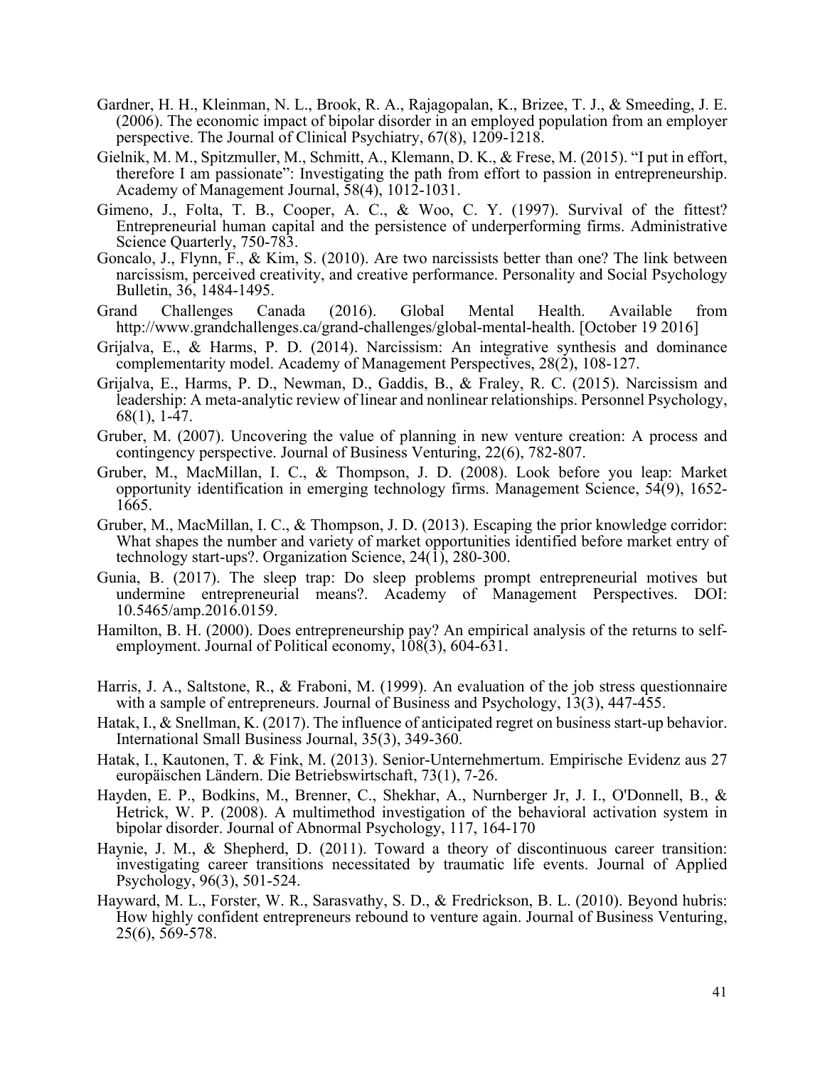Gardner, H. H., Kleinman, N. L., Brook, R. A., Rajagopalan, K., Brizee, T. J., & Smeeding, J. E. (2006). The economic impact of bipolar disorder in an employed population from an employer perspective. The Journal of Clinical Psychiatry, 67(8), 1209-1218.

Gielnik, M. M., Spitzmuller, M., Schmitt, A., Klemann, D. K., & Frese, M. (2015). "I put in effort, therefore I am passionate": Investigating the path from effort to passion in entrepreneurship. Academy of Management Journal, 58(4), 1012-1031.

Gimeno, J., Folta, T. B., Cooper, A. C., & Woo, C. Y. (1997). Survival of the fittest? Entrepreneurial human capital and the persistence of underperforming firms. Administrative Science Quarterly, 750-783.

Goncalo, J., Flynn, F., & Kim, S. (2010). Are two narcissists better than one? The link between narcissism, perceived creativity, and creative performance. Personality and Social Psychology Bulletin, 36, 1484-1495.

Grand Challenges Canada (2016). Global Mental Health. Available from http://www.grandchallenges.ca/grand-challenges/global-mental-health. [October 19 2016]

Grijalva, E., & Harms, P. D. (2014). Narcissism: An integrative synthesis and dominance complementarity model. Academy of Management Perspectives, 28(2), 108-127.

Grijalva, E., Harms, P. D., Newman, D., Gaddis, B., & Fraley, R. C. (2015). Narcissism and leadership: A meta-analytic review of linear and nonlinear relationships. Personnel Psychology, 68(1), 1-47.

Gruber, M. (2007). Uncovering the value of planning in new venture creation: A process and contingency perspective. Journal of Business Venturing, 22(6), 782-807.

Gruber, M., MacMillan, I. C., & Thompson, J. D. (2008). Look before you leap: Market opportunity identification in emerging technology firms. Management Science, 54(9), 1652-1665.

Gruber, M., MacMillan, I. C., & Thompson, J. D. (2013). Escaping the prior knowledge corridor: What shapes the number and variety of market opportunities identified before market entry of technology start-ups?. Organization Science, 24(1), 280-300.

Gunia, B. (2017). The sleep trap: Do sleep problems prompt entrepreneurial motives but undermine entrepreneurial means?. Academy of Management Perspectives. DOI: 10.5465/amp.2016.0159.

Hamilton, B. H. (2000). Does entrepreneurship pay? An empirical analysis of the returns to self-employment. Journal of Political economy, 108(3), 604-631.

Harris, J. A., Saltstone, R., & Fraboni, M. (1999). An evaluation of the job stress questionnaire with a sample of entrepreneurs. Journal of Business and Psychology, 13(3), 447-455.

Hatak, I., & Snellman, K. (2017). The influence of anticipated regret on business start-up behavior. International Small Business Journal, 35(3), 349-360.

Hatak, I., Kautonen, T. & Fink, M. (2013). Senior-Unternehmertum. Empirische Evidenz aus 27 europäischen Ländern. Die Betriebswirtschaft, 73(1), 7-26.

Hayden, E. P., Bodkins, M., Brenner, C., Shekhar, A., Nurnberger Jr, J. I., O'Donnell, B., & Hetrick, W. P. (2008). A multimethod investigation of the behavioral activation system in bipolar disorder. Journal of Abnormal Psychology, 117, 164-170

Haynie, J. M., & Shepherd, D. (2011). Toward a theory of discontinuous career transition: investigating career transitions necessitated by traumatic life events. Journal of Applied Psychology, 96(3), 501-524.

Hayward, M. L., Forster, W. R., Sarasvathy, S. D., & Fredrickson, B. L. (2010). Beyond hubris: How highly confident entrepreneurs rebound to venture again. Journal of Business Venturing, 25(6), 569-578.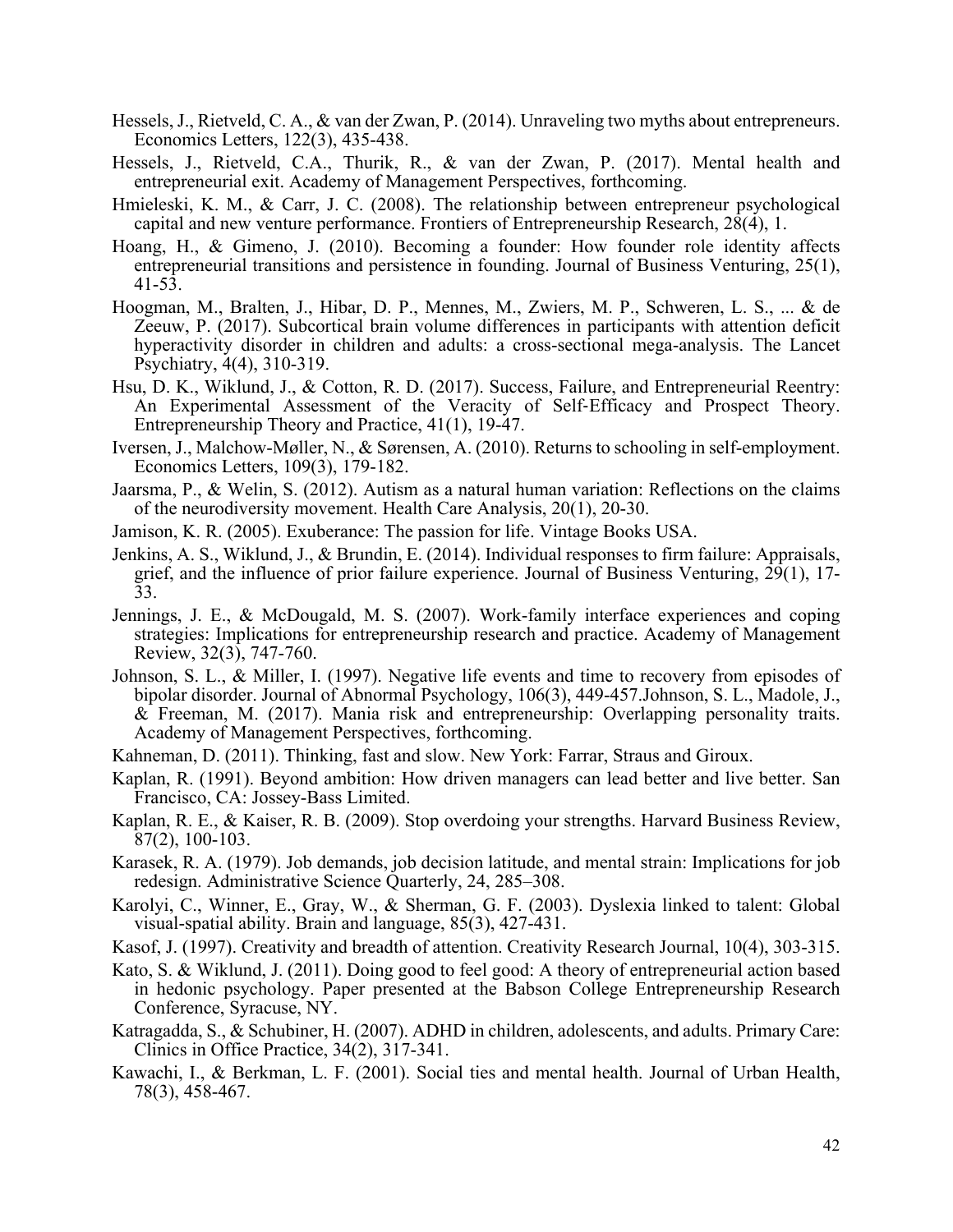Hessels, J., Rietveld, C. A., & van der Zwan, P. (2014). Unraveling two myths about entrepreneurs. Economics Letters, 122(3), 435-438.

Hessels, J., Rietveld, C.A., Thurik, R., & van der Zwan, P. (2017). Mental health and entrepreneurial exit. Academy of Management Perspectives, forthcoming.

Hmieleski, K. M., & Carr, J. C. (2008). The relationship between entrepreneur psychological capital and new venture performance. Frontiers of Entrepreneurship Research, 28(4), 1.

Hoang, H., & Gimeno, J. (2010). Becoming a founder: How founder role identity affects entrepreneurial transitions and persistence in founding. Journal of Business Venturing, 25(1), 41-53.

Hoogman, M., Bralten, J., Hibar, D. P., Mennes, M., Zwiers, M. P., Schweren, L. S., ... & de Zeeuw, P. (2017). Subcortical brain volume differences in participants with attention deficit hyperactivity disorder in children and adults: a cross-sectional mega-analysis. The Lancet Psychiatry, 4(4), 310-319.

Hsu, D. K., Wiklund, J., & Cotton, R. D. (2017). Success, Failure, and Entrepreneurial Reentry: An Experimental Assessment of the Veracity of Self-Efficacy and Prospect Theory. Entrepreneurship Theory and Practice, 41(1), 19-47.

Iversen, J., Malchow-Møller, N., & Sørensen, A. (2010). Returns to schooling in self-employment. Economics Letters, 109(3), 179-182.

Jaarsma, P., & Welin, S. (2012). Autism as a natural human variation: Reflections on the claims of the neurodiversity movement. Health Care Analysis, 20(1), 20-30.

Jamison, K. R. (2005). Exuberance: The passion for life. Vintage Books USA.

Jenkins, A. S., Wiklund, J., & Brundin, E. (2014). Individual responses to firm failure: Appraisals, grief, and the influence of prior failure experience. Journal of Business Venturing, 29(1), 17-33.

Jennings, J. E., & McDougald, M. S. (2007). Work-family interface experiences and coping strategies: Implications for entrepreneurship research and practice. Academy of Management Review, 32(3), 747-760.

Johnson, S. L., & Miller, I. (1997). Negative life events and time to recovery from episodes of bipolar disorder. Journal of Abnormal Psychology, 106(3), 449-457.Johnson, S. L., Madole, J., & Freeman, M. (2017). Mania risk and entrepreneurship: Overlapping personality traits. Academy of Management Perspectives, forthcoming.

Kahneman, D. (2011). Thinking, fast and slow. New York: Farrar, Straus and Giroux.

Kaplan, R. (1991). Beyond ambition: How driven managers can lead better and live better. San Francisco, CA: Jossey-Bass Limited.

Kaplan, R. E., & Kaiser, R. B. (2009). Stop overdoing your strengths. Harvard Business Review, 87(2), 100-103.

Karasek, R. A. (1979). Job demands, job decision latitude, and mental strain: Implications for job redesign. Administrative Science Quarterly, 24, 285–308.

Karolyi, C., Winner, E., Gray, W., & Sherman, G. F. (2003). Dyslexia linked to talent: Global visual-spatial ability. Brain and language, 85(3), 427-431.

Kasof, J. (1997). Creativity and breadth of attention. Creativity Research Journal, 10(4), 303-315.

Kato, S. & Wiklund, J. (2011). Doing good to feel good: A theory of entrepreneurial action based in hedonic psychology. Paper presented at the Babson College Entrepreneurship Research Conference, Syracuse, NY.

Katragadda, S., & Schubiner, H. (2007). ADHD in children, adolescents, and adults. Primary Care: Clinics in Office Practice, 34(2), 317-341.

Kawachi, I., & Berkman, L. F. (2001). Social ties and mental health. Journal of Urban Health, 78(3), 458-467.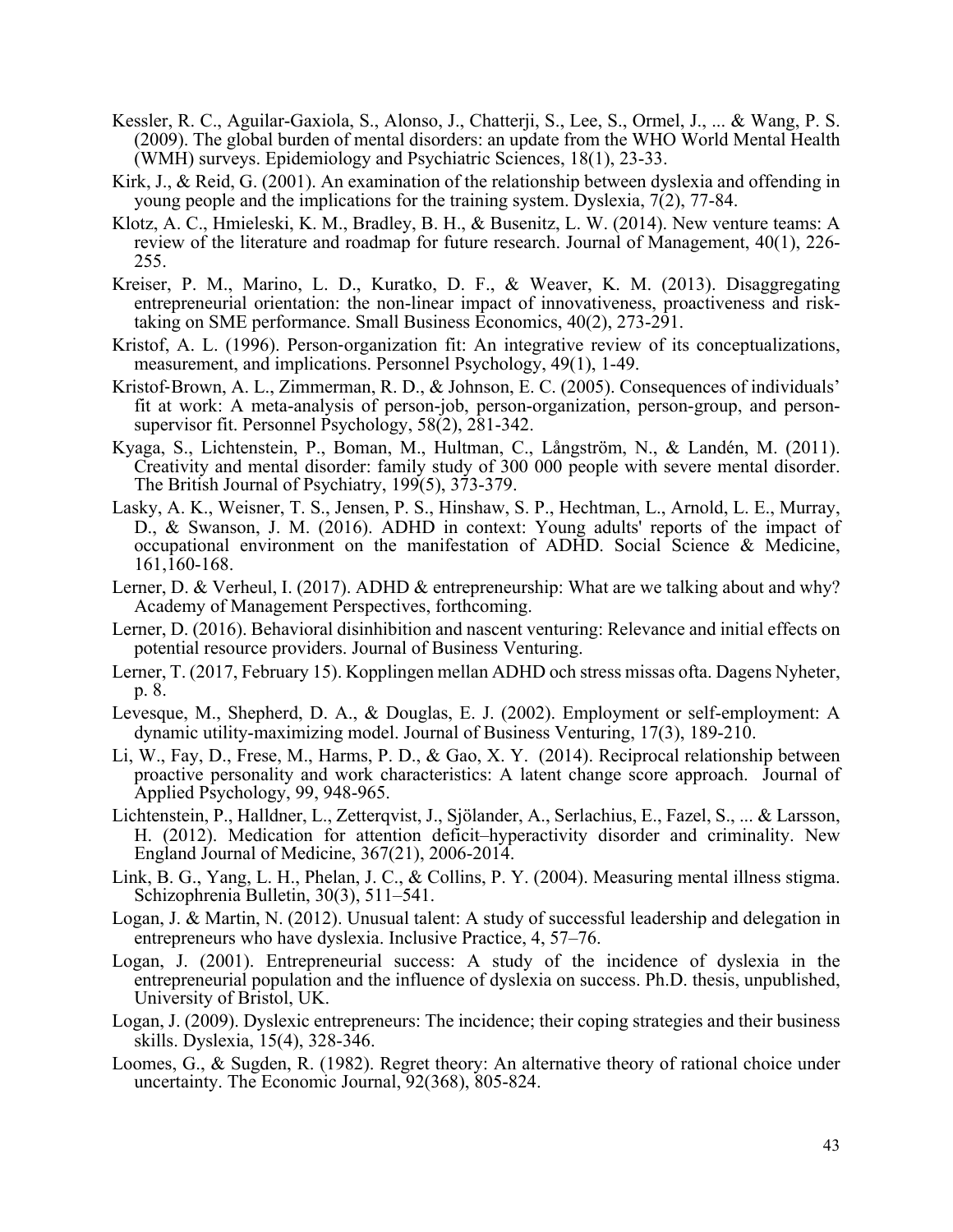Kessler, R. C., Aguilar-Gaxiola, S., Alonso, J., Chatterji, S., Lee, S., Ormel, J., ... & Wang, P. S. (2009). The global burden of mental disorders: an update from the WHO World Mental Health (WMH) surveys. Epidemiology and Psychiatric Sciences, 18(1), 23-33.

Kirk, J., & Reid, G. (2001). An examination of the relationship between dyslexia and offending in young people and the implications for the training system. Dyslexia, 7(2), 77-84.

Klotz, A. C., Hmieleski, K. M., Bradley, B. H., & Busenitz, L. W. (2014). New venture teams: A review of the literature and roadmap for future research. Journal of Management, 40(1), 226-255.

Kreiser, P. M., Marino, L. D., Kuratko, D. F., & Weaver, K. M. (2013). Disaggregating entrepreneurial orientation: the non-linear impact of innovativeness, proactiveness and risk-taking on SME performance. Small Business Economics, 40(2), 273-291.

Kristof, A. L. (1996). Person‐organization fit: An integrative review of its conceptualizations, measurement, and implications. Personnel Psychology, 49(1), 1-49.

Kristof‐Brown, A. L., Zimmerman, R. D., & Johnson, E. C. (2005). Consequences of individuals' fit at work: A meta‐analysis of person–job, person–organization, person–group, and person–supervisor fit. Personnel Psychology, 58(2), 281-342.

Kyaga, S., Lichtenstein, P., Boman, M., Hultman, C., Långström, N., & Landén, M. (2011). Creativity and mental disorder: family study of 300 000 people with severe mental disorder. The British Journal of Psychiatry, 199(5), 373-379.

Lasky, A. K., Weisner, T. S., Jensen, P. S., Hinshaw, S. P., Hechtman, L., Arnold, L. E., Murray, D., & Swanson, J. M. (2016). ADHD in context: Young adults' reports of the impact of occupational environment on the manifestation of ADHD. Social Science & Medicine, 161,160-168.

Lerner, D. & Verheul, I. (2017). ADHD & entrepreneurship: What are we talking about and why? Academy of Management Perspectives, forthcoming.

Lerner, D. (2016). Behavioral disinhibition and nascent venturing: Relevance and initial effects on potential resource providers. Journal of Business Venturing.

Lerner, T. (2017, February 15). Kopplingen mellan ADHD och stress missas ofta. Dagens Nyheter, p. 8.

Levesque, M., Shepherd, D. A., & Douglas, E. J. (2002). Employment or self-employment: A dynamic utility-maximizing model. Journal of Business Venturing, 17(3), 189-210.

Li, W., Fay, D., Frese, M., Harms, P. D., & Gao, X. Y. (2014). Reciprocal relationship between proactive personality and work characteristics: A latent change score approach. Journal of Applied Psychology, 99, 948-965.

Lichtenstein, P., Halldner, L., Zetterqvist, J., Sjölander, A., Serlachius, E., Fazel, S., ... & Larsson, H. (2012). Medication for attention deficit–hyperactivity disorder and criminality. New England Journal of Medicine, 367(21), 2006-2014.

Link, B. G., Yang, L. H., Phelan, J. C., & Collins, P. Y. (2004). Measuring mental illness stigma. Schizophrenia Bulletin, 30(3), 511–541.

Logan, J. & Martin, N. (2012). Unusual talent: A study of successful leadership and delegation in entrepreneurs who have dyslexia. Inclusive Practice, 4, 57–76.

Logan, J. (2001). Entrepreneurial success: A study of the incidence of dyslexia in the entrepreneurial population and the influence of dyslexia on success. Ph.D. thesis, unpublished, University of Bristol, UK.

Logan, J. (2009). Dyslexic entrepreneurs: The incidence; their coping strategies and their business skills. Dyslexia, 15(4), 328-346.

Loomes, G., & Sugden, R. (1982). Regret theory: An alternative theory of rational choice under uncertainty. The Economic Journal, 92(368), 805-824.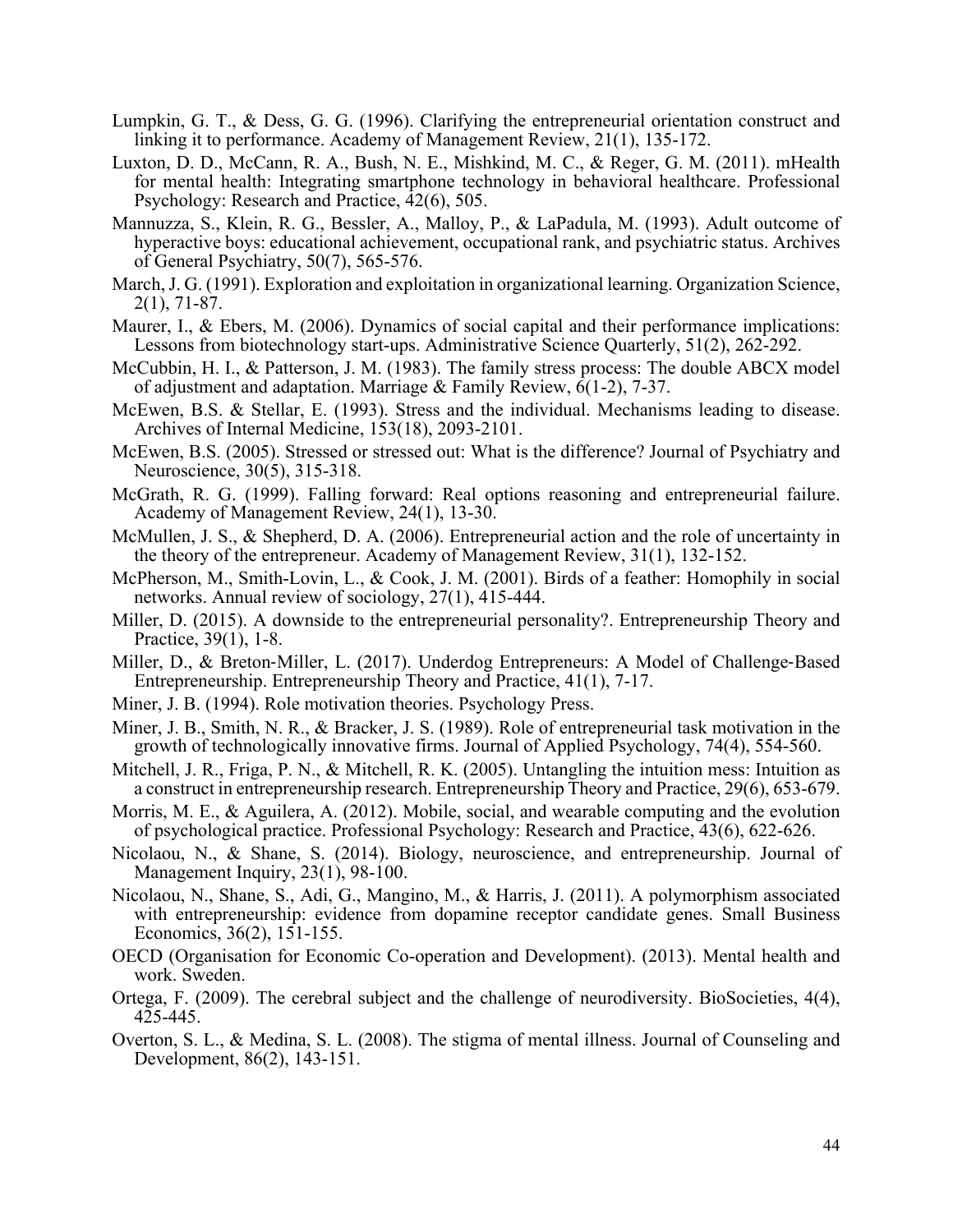Lumpkin, G. T., & Dess, G. G. (1996). Clarifying the entrepreneurial orientation construct and linking it to performance. Academy of Management Review, 21(1), 135-172.

Luxton, D. D., McCann, R. A., Bush, N. E., Mishkind, M. C., & Reger, G. M. (2011). mHealth for mental health: Integrating smartphone technology in behavioral healthcare. Professional Psychology: Research and Practice, 42(6), 505.

Mannuzza, S., Klein, R. G., Bessler, A., Malloy, P., & LaPadula, M. (1993). Adult outcome of hyperactive boys: educational achievement, occupational rank, and psychiatric status. Archives of General Psychiatry, 50(7), 565-576.

March, J. G. (1991). Exploration and exploitation in organizational learning. Organization Science, 2(1), 71-87.

Maurer, I., & Ebers, M. (2006). Dynamics of social capital and their performance implications: Lessons from biotechnology start-ups. Administrative Science Quarterly, 51(2), 262-292.

McCubbin, H. I., & Patterson, J. M. (1983). The family stress process: The double ABCX model of adjustment and adaptation. Marriage & Family Review, 6(1-2), 7-37.

McEwen, B.S. & Stellar, E. (1993). Stress and the individual. Mechanisms leading to disease. Archives of Internal Medicine, 153(18), 2093-2101.

McEwen, B.S. (2005). Stressed or stressed out: What is the difference? Journal of Psychiatry and Neuroscience, 30(5), 315-318.

McGrath, R. G. (1999). Falling forward: Real options reasoning and entrepreneurial failure. Academy of Management Review, 24(1), 13-30.

McMullen, J. S., & Shepherd, D. A. (2006). Entrepreneurial action and the role of uncertainty in the theory of the entrepreneur. Academy of Management Review, 31(1), 132-152.

McPherson, M., Smith-Lovin, L., & Cook, J. M. (2001). Birds of a feather: Homophily in social networks. Annual review of sociology, 27(1), 415-444.

Miller, D. (2015). A downside to the entrepreneurial personality?. Entrepreneurship Theory and Practice, 39(1), 1-8.

Miller, D., & Breton-Miller, L. (2017). Underdog Entrepreneurs: A Model of Challenge-Based Entrepreneurship. Entrepreneurship Theory and Practice, 41(1), 7-17.

Miner, J. B. (1994). Role motivation theories. Psychology Press.

Miner, J. B., Smith, N. R., & Bracker, J. S. (1989). Role of entrepreneurial task motivation in the growth of technologically innovative firms. Journal of Applied Psychology, 74(4), 554-560.

Mitchell, J. R., Friga, P. N., & Mitchell, R. K. (2005). Untangling the intuition mess: Intuition as a construct in entrepreneurship research. Entrepreneurship Theory and Practice, 29(6), 653-679.

Morris, M. E., & Aguilera, A. (2012). Mobile, social, and wearable computing and the evolution of psychological practice. Professional Psychology: Research and Practice, 43(6), 622-626.

Nicolaou, N., & Shane, S. (2014). Biology, neuroscience, and entrepreneurship. Journal of Management Inquiry, 23(1), 98-100.

Nicolaou, N., Shane, S., Adi, G., Mangino, M., & Harris, J. (2011). A polymorphism associated with entrepreneurship: evidence from dopamine receptor candidate genes. Small Business Economics, 36(2), 151-155.

OECD (Organisation for Economic Co-operation and Development). (2013). Mental health and work. Sweden.

Ortega, F. (2009). The cerebral subject and the challenge of neurodiversity. BioSocieties, 4(4), 425-445.

Overton, S. L., & Medina, S. L. (2008). The stigma of mental illness. Journal of Counseling and Development, 86(2), 143-151.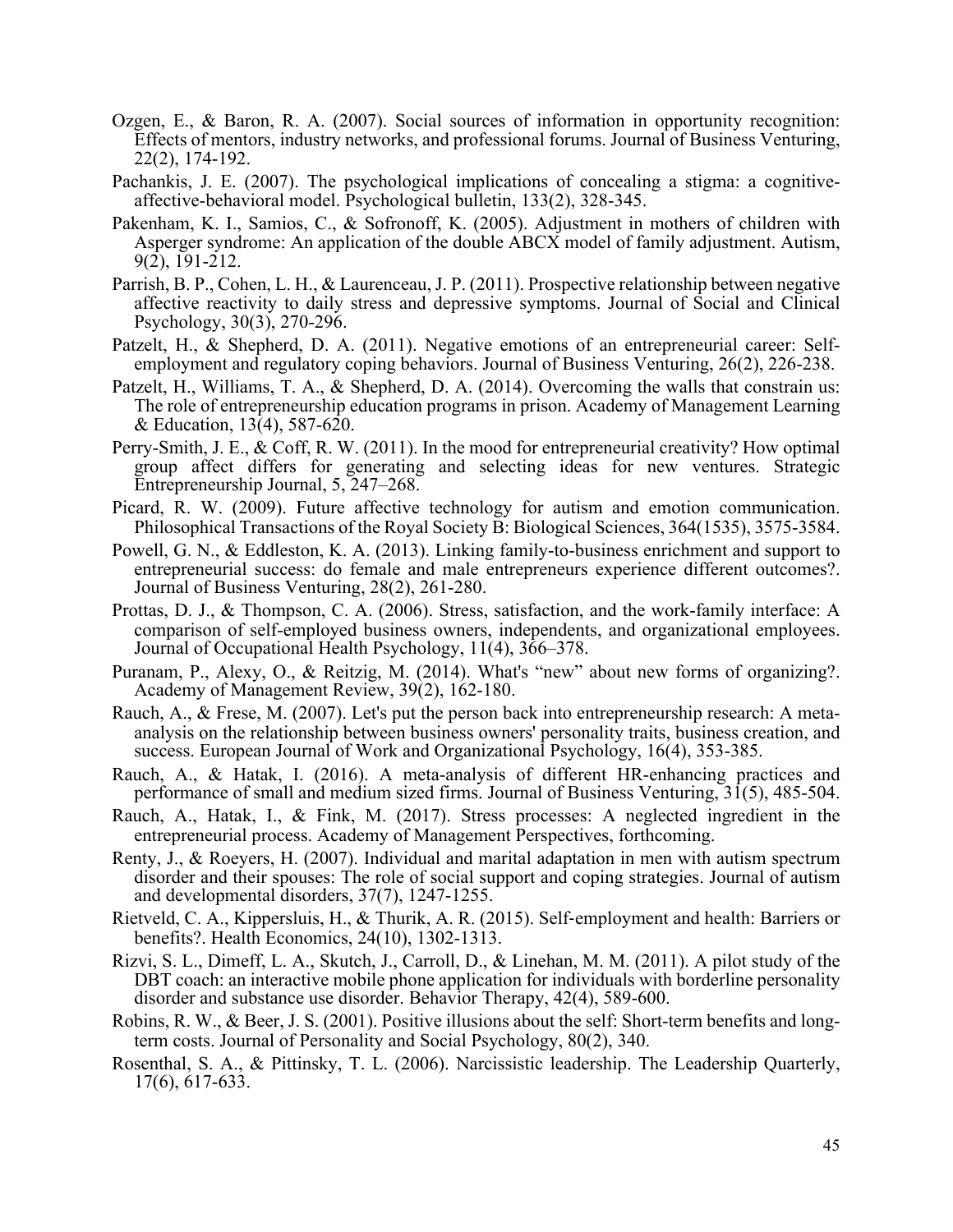Ozgen, E., & Baron, R. A. (2007). Social sources of information in opportunity recognition: Effects of mentors, industry networks, and professional forums. Journal of Business Venturing, 22(2), 174-192.

Pachankis, J. E. (2007). The psychological implications of concealing a stigma: a cognitive-affective-behavioral model. Psychological bulletin, 133(2), 328-345.

Pakenham, K. I., Samios, C., & Sofronoff, K. (2005). Adjustment in mothers of children with Asperger syndrome: An application of the double ABCX model of family adjustment. Autism, 9(2), 191-212.

Parrish, B. P., Cohen, L. H., & Laurenceau, J. P. (2011). Prospective relationship between negative affective reactivity to daily stress and depressive symptoms. Journal of Social and Clinical Psychology, 30(3), 270-296.

Patzelt, H., & Shepherd, D. A. (2011). Negative emotions of an entrepreneurial career: Self-employment and regulatory coping behaviors. Journal of Business Venturing, 26(2), 226-238.

Patzelt, H., Williams, T. A., & Shepherd, D. A. (2014). Overcoming the walls that constrain us: The role of entrepreneurship education programs in prison. Academy of Management Learning & Education, 13(4), 587-620.

Perry-Smith, J. E., & Coff, R. W. (2011). In the mood for entrepreneurial creativity? How optimal group affect differs for generating and selecting ideas for new ventures. Strategic Entrepreneurship Journal, 5, 247–268.

Picard, R. W. (2009). Future affective technology for autism and emotion communication. Philosophical Transactions of the Royal Society B: Biological Sciences, 364(1535), 3575-3584.

Powell, G. N., & Eddleston, K. A. (2013). Linking family-to-business enrichment and support to entrepreneurial success: do female and male entrepreneurs experience different outcomes?. Journal of Business Venturing, 28(2), 261-280.

Prottas, D. J., & Thompson, C. A. (2006). Stress, satisfaction, and the work-family interface: A comparison of self-employed business owners, independents, and organizational employees. Journal of Occupational Health Psychology, 11(4), 366–378.

Puranam, P., Alexy, O., & Reitzig, M. (2014). What's “new” about new forms of organizing?. Academy of Management Review, 39(2), 162-180.

Rauch, A., & Frese, M. (2007). Let's put the person back into entrepreneurship research: A meta-analysis on the relationship between business owners' personality traits, business creation, and success. European Journal of Work and Organizational Psychology, 16(4), 353-385.

Rauch, A., & Hatak, I. (2016). A meta-analysis of different HR-enhancing practices and performance of small and medium sized firms. Journal of Business Venturing, 31(5), 485-504.

Rauch, A., Hatak, I., & Fink, M. (2017). Stress processes: A neglected ingredient in the entrepreneurial process. Academy of Management Perspectives, forthcoming.

Renty, J., & Roeyers, H. (2007). Individual and marital adaptation in men with autism spectrum disorder and their spouses: The role of social support and coping strategies. Journal of autism and developmental disorders, 37(7), 1247-1255.

Rietveld, C. A., Kippersluis, H., & Thurik, A. R. (2015). Self‐employment and health: Barriers or benefits?. Health Economics, 24(10), 1302-1313.

Rizvi, S. L., Dimeff, L. A., Skutch, J., Carroll, D., & Linehan, M. M. (2011). A pilot study of the DBT coach: an interactive mobile phone application for individuals with borderline personality disorder and substance use disorder. Behavior Therapy, 42(4), 589-600.

Robins, R. W., & Beer, J. S. (2001). Positive illusions about the self: Short-term benefits and long-term costs. Journal of Personality and Social Psychology, 80(2), 340.

Rosenthal, S. A., & Pittinsky, T. L. (2006). Narcissistic leadership. The Leadership Quarterly, 17(6), 617-633.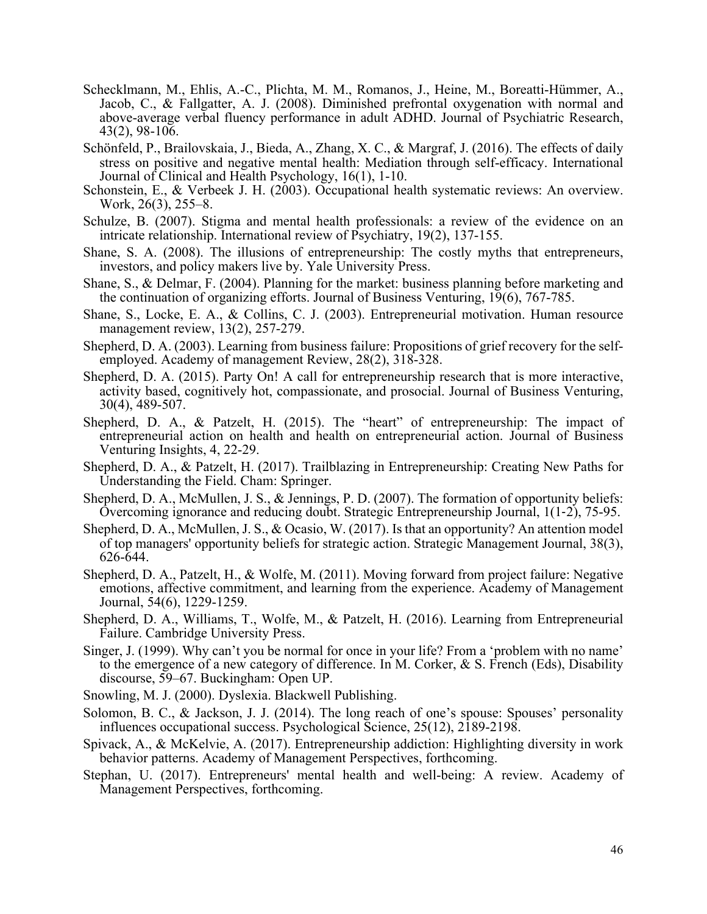Schecklmann, M., Ehlis, A.-C., Plichta, M. M., Romanos, J., Heine, M., Boreatti-Hümmer, A., Jacob, C., & Fallgatter, A. J. (2008). Diminished prefrontal oxygenation with normal and above-average verbal fluency performance in adult ADHD. Journal of Psychiatric Research, 43(2), 98-106.

Schönfeld, P., Brailovskaia, J., Bieda, A., Zhang, X. C., & Margraf, J. (2016). The effects of daily stress on positive and negative mental health: Mediation through self-efficacy. International Journal of Clinical and Health Psychology, 16(1), 1-10.

Schonstein, E., & Verbeek J. H. (2003). Occupational health systematic reviews: An overview. Work, 26(3), 255–8.

Schulze, B. (2007). Stigma and mental health professionals: a review of the evidence on an intricate relationship. International review of Psychiatry, 19(2), 137-155.

Shane, S. A. (2008). The illusions of entrepreneurship: The costly myths that entrepreneurs, investors, and policy makers live by. Yale University Press.

Shane, S., & Delmar, F. (2004). Planning for the market: business planning before marketing and the continuation of organizing efforts. Journal of Business Venturing, 19(6), 767-785.

Shane, S., Locke, E. A., & Collins, C. J. (2003). Entrepreneurial motivation. Human resource management review, 13(2), 257-279.

Shepherd, D. A. (2003). Learning from business failure: Propositions of grief recovery for the self-employed. Academy of management Review, 28(2), 318-328.

Shepherd, D. A. (2015). Party On! A call for entrepreneurship research that is more interactive, activity based, cognitively hot, compassionate, and prosocial. Journal of Business Venturing, 30(4), 489-507.

Shepherd, D. A., & Patzelt, H. (2015). The "heart" of entrepreneurship: The impact of entrepreneurial action on health and health on entrepreneurial action. Journal of Business Venturing Insights, 4, 22-29.

Shepherd, D. A., & Patzelt, H. (2017). Trailblazing in Entrepreneurship: Creating New Paths for Understanding the Field. Cham: Springer.

Shepherd, D. A., McMullen, J. S., & Jennings, P. D. (2007). The formation of opportunity beliefs: Overcoming ignorance and reducing doubt. Strategic Entrepreneurship Journal, 1(1-2), 75-95.

Shepherd, D. A., McMullen, J. S., & Ocasio, W. (2017). Is that an opportunity? An attention model of top managers' opportunity beliefs for strategic action. Strategic Management Journal, 38(3), 626-644.

Shepherd, D. A., Patzelt, H., & Wolfe, M. (2011). Moving forward from project failure: Negative emotions, affective commitment, and learning from the experience. Academy of Management Journal, 54(6), 1229-1259.

Shepherd, D. A., Williams, T., Wolfe, M., & Patzelt, H. (2016). Learning from Entrepreneurial Failure. Cambridge University Press.

Singer, J. (1999). Why can't you be normal for once in your life? From a 'problem with no name' to the emergence of a new category of difference. In M. Corker, & S. French (Eds), Disability discourse, 59–67. Buckingham: Open UP.

Snowling, M. J. (2000). Dyslexia. Blackwell Publishing.

Solomon, B. C., & Jackson, J. J. (2014). The long reach of one's spouse: Spouses' personality influences occupational success. Psychological Science, 25(12), 2189-2198.

Spivack, A., & McKelvie, A. (2017). Entrepreneurship addiction: Highlighting diversity in work behavior patterns. Academy of Management Perspectives, forthcoming.

Stephan, U. (2017). Entrepreneurs' mental health and well-being: A review. Academy of Management Perspectives, forthcoming.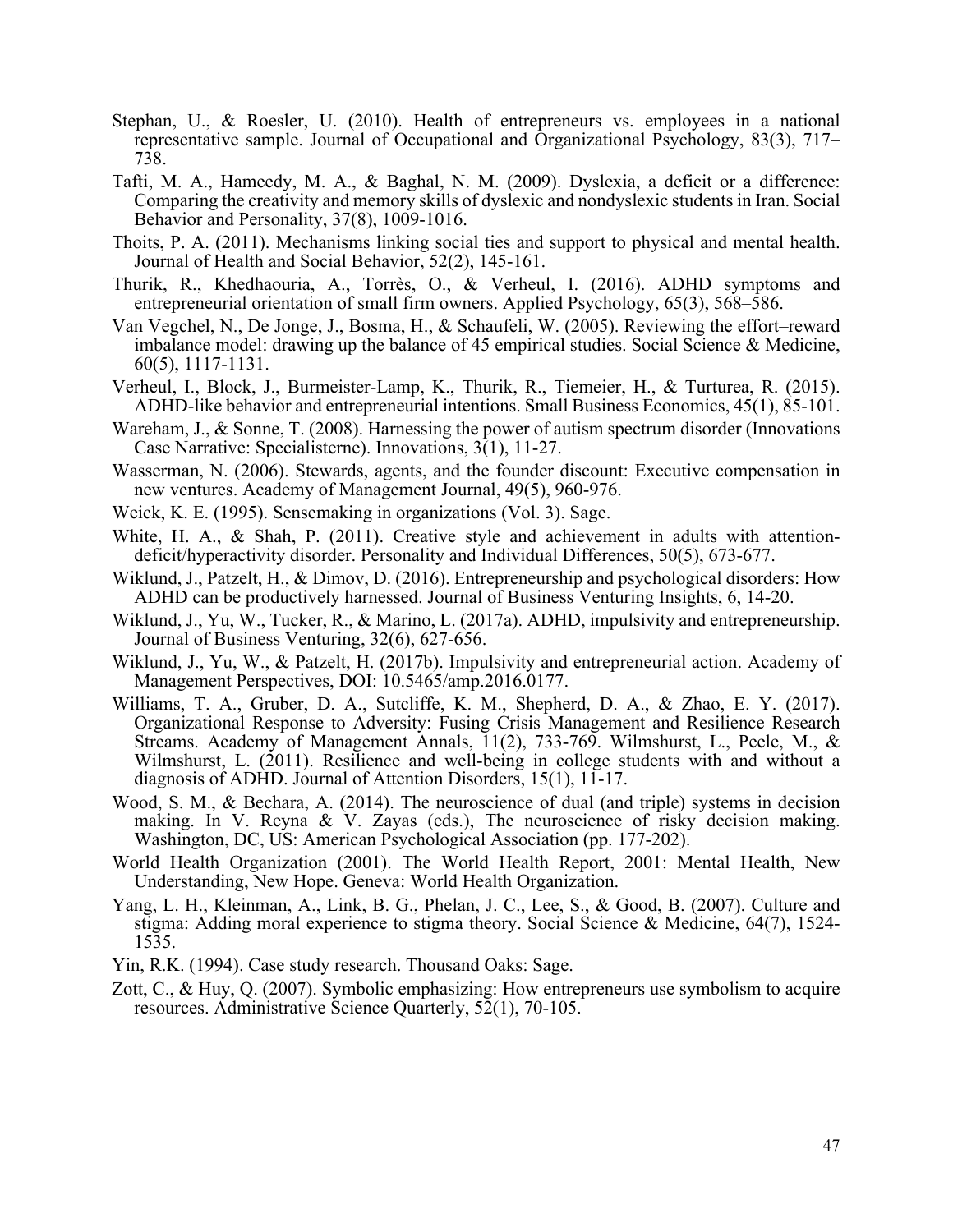Stephan, U., & Roesler, U. (2010). Health of entrepreneurs vs. employees in a national representative sample. Journal of Occupational and Organizational Psychology, 83(3), 717–738.

Tafti, M. A., Hameedy, M. A., & Baghal, N. M. (2009). Dyslexia, a deficit or a difference: Comparing the creativity and memory skills of dyslexic and nondyslexic students in Iran. Social Behavior and Personality, 37(8), 1009-1016.

Thoits, P. A. (2011). Mechanisms linking social ties and support to physical and mental health. Journal of Health and Social Behavior, 52(2), 145-161.

Thurik, R., Khedhaouria, A., Torrès, O., & Verheul, I. (2016). ADHD symptoms and entrepreneurial orientation of small firm owners. Applied Psychology, 65(3), 568–586.

Van Vegchel, N., De Jonge, J., Bosma, H., & Schaufeli, W. (2005). Reviewing the effort–reward imbalance model: drawing up the balance of 45 empirical studies. Social Science & Medicine, 60(5), 1117-1131.

Verheul, I., Block, J., Burmeister-Lamp, K., Thurik, R., Tiemeier, H., & Turturea, R. (2015). ADHD-like behavior and entrepreneurial intentions. Small Business Economics, 45(1), 85-101.

Wareham, J., & Sonne, T. (2008). Harnessing the power of autism spectrum disorder (Innovations Case Narrative: Specialisterne). Innovations, 3(1), 11-27.

Wasserman, N. (2006). Stewards, agents, and the founder discount: Executive compensation in new ventures. Academy of Management Journal, 49(5), 960-976.

Weick, K. E. (1995). Sensemaking in organizations (Vol. 3). Sage.

White, H. A., & Shah, P. (2011). Creative style and achievement in adults with attention-deficit/hyperactivity disorder. Personality and Individual Differences, 50(5), 673-677.

Wiklund, J., Patzelt, H., & Dimov, D. (2016). Entrepreneurship and psychological disorders: How ADHD can be productively harnessed. Journal of Business Venturing Insights, 6, 14-20.

Wiklund, J., Yu, W., Tucker, R., & Marino, L. (2017a). ADHD, impulsivity and entrepreneurship. Journal of Business Venturing, 32(6), 627-656.

Wiklund, J., Yu, W., & Patzelt, H. (2017b). Impulsivity and entrepreneurial action. Academy of Management Perspectives, DOI: 10.5465/amp.2016.0177.

Williams, T. A., Gruber, D. A., Sutcliffe, K. M., Shepherd, D. A., & Zhao, E. Y. (2017). Organizational Response to Adversity: Fusing Crisis Management and Resilience Research Streams. Academy of Management Annals, 11(2), 733-769. Wilmshurst, L., Peele, M., & Wilmshurst, L. (2011). Resilience and well-being in college students with and without a diagnosis of ADHD. Journal of Attention Disorders, 15(1), 11-17.

Wood, S. M., & Bechara, A. (2014). The neuroscience of dual (and triple) systems in decision making. In V. Reyna & V. Zayas (eds.), The neuroscience of risky decision making. Washington, DC, US: American Psychological Association (pp. 177-202).

World Health Organization (2001). The World Health Report, 2001: Mental Health, New Understanding, New Hope. Geneva: World Health Organization.

Yang, L. H., Kleinman, A., Link, B. G., Phelan, J. C., Lee, S., & Good, B. (2007). Culture and stigma: Adding moral experience to stigma theory. Social Science & Medicine, 64(7), 1524-1535.

Yin, R.K. (1994). Case study research. Thousand Oaks: Sage.

Zott, C., & Huy, Q. (2007). Symbolic emphasizing: How entrepreneurs use symbolism to acquire resources. Administrative Science Quarterly, 52(1), 70-105.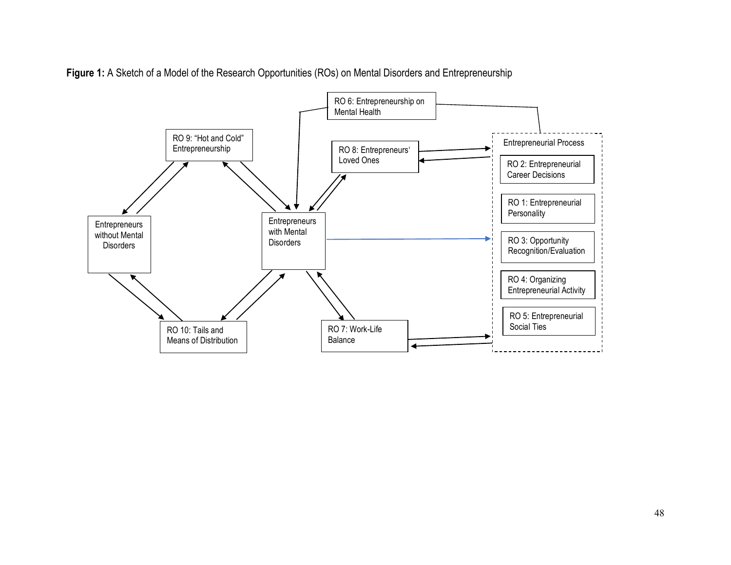**Figure 1:** A Sketch of a Model of the Research Opportunities (ROs) on Mental Disorders and Entrepreneurship

RO 6: Entrepreneurship on Mental Health

RO 9: "Hot and Cold" Entrepreneurship

RO 8: Entrepreneurs' Loved Ones

Entrepreneurial Process

RO 2: Entrepreneurial Career Decisions

RO 1: Entrepreneurial Personality

RO 3: Opportunity Recognition/Evaluation

RO 4: Organizing Entrepreneurial Activity

RO 5: Entrepreneurial Social Ties

Entrepreneurs without Mental Disorders

Entrepreneurs with Mental Disorders

RO 10: Tails and Means of Distribution

RO 7: Work-Life Balance